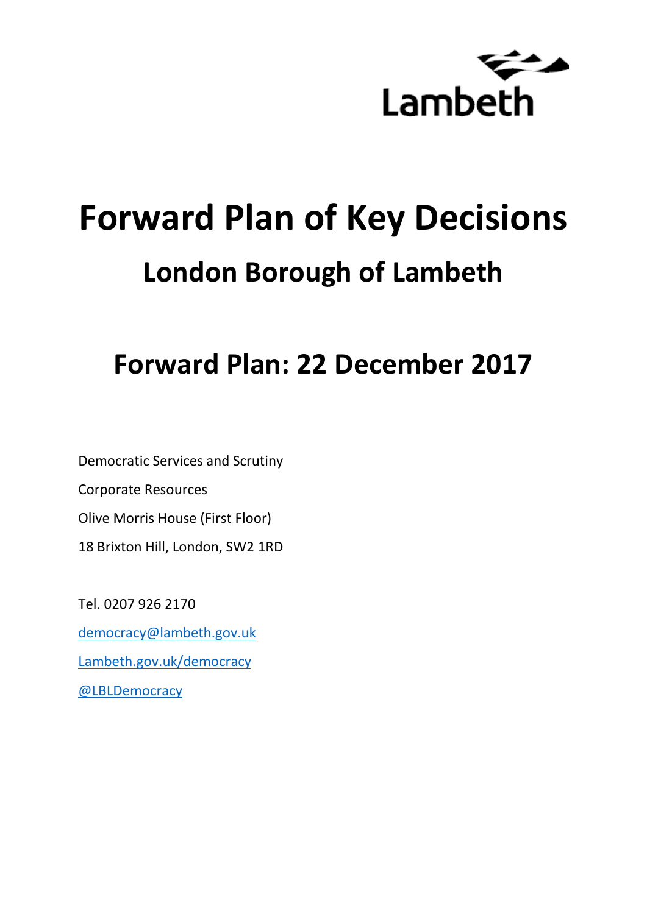Lambeth

# Forward Plan of Key Decisions

## London Borough of Lambeth

## Forward Plan: 22 December 2017

Democratic Services and Scrutiny

Corporate Resources

Olive Morris House (First Floor)

18 Brixton Hill, London, SW2 1RD

Tel. 0207 926 2170

democracy@lambeth.gov.uk

Lambeth.gov.uk/democracy

@LBLDemocracy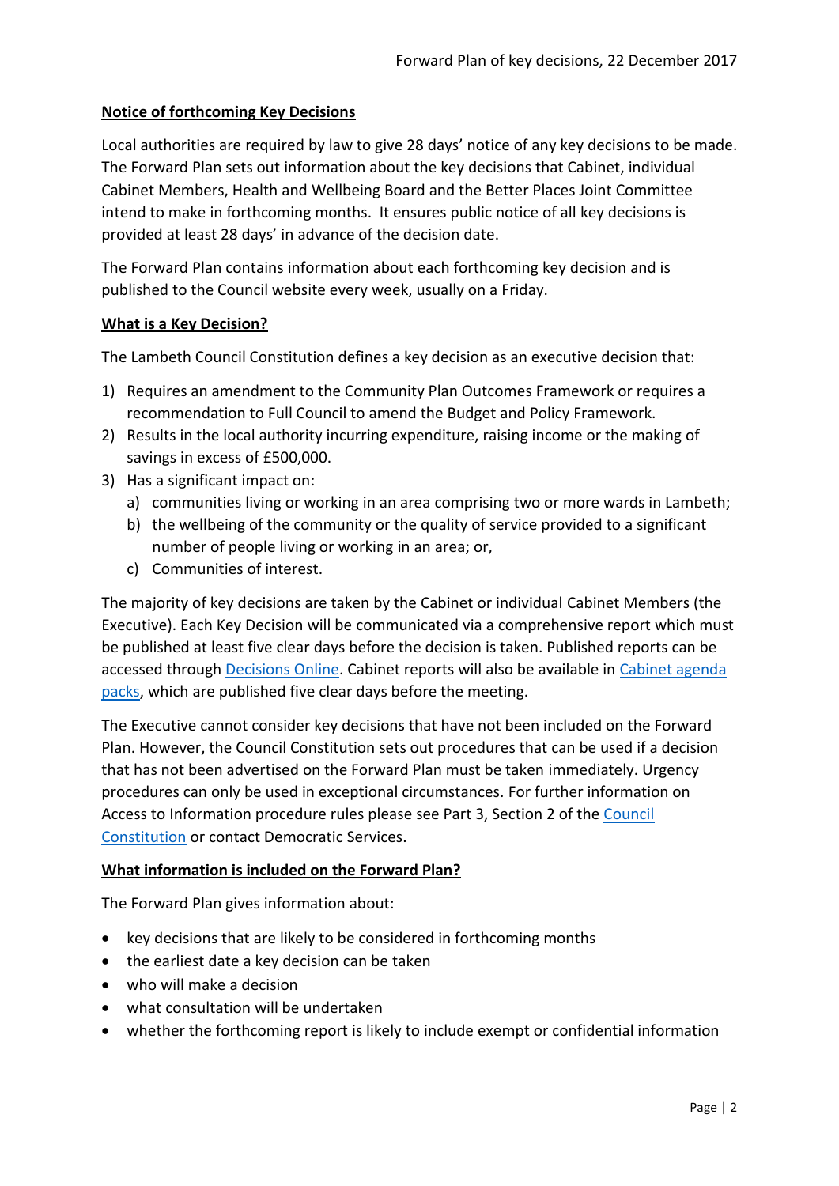**Notice of forthcoming Key Decisions**

Local authorities are required by law to give 28 days' notice of any key decisions to be made. The Forward Plan sets out information about the key decisions that Cabinet, individual Cabinet Members, Health and Wellbeing Board and the Better Places Joint Committee intend to make in forthcoming months. It ensures public notice of all key decisions is provided at least 28 days' in advance of the decision date.

The Forward Plan contains information about each forthcoming key decision and is published to the Council website every week, usually on a Friday.

**What is a Key Decision?**

The Lambeth Council Constitution defines a key decision as an executive decision that:

1) Requires an amendment to the Community Plan Outcomes Framework or requires a recommendation to Full Council to amend the Budget and Policy Framework.
2) Results in the local authority incurring expenditure, raising income or the making of savings in excess of £500,000.
3) Has a significant impact on:
   a) communities living or working in an area comprising two or more wards in Lambeth;
   b) the wellbeing of the community or the quality of service provided to a significant number of people living or working in an area; or,
   c) Communities of interest.

The majority of key decisions are taken by the Cabinet or individual Cabinet Members (the Executive). Each Key Decision will be communicated via a comprehensive report which must be published at least five clear days before the decision is taken. Published reports can be accessed through Decisions Online. Cabinet reports will also be available in Cabinet agenda packs, which are published five clear days before the meeting.

The Executive cannot consider key decisions that have not been included on the Forward Plan. However, the Council Constitution sets out procedures that can be used if a decision that has not been advertised on the Forward Plan must be taken immediately. Urgency procedures can only be used in exceptional circumstances. For further information on Access to Information procedure rules please see Part 3, Section 2 of the Council Constitution or contact Democratic Services.

**What information is included on the Forward Plan?**

The Forward Plan gives information about:

- key decisions that are likely to be considered in forthcoming months
- the earliest date a key decision can be taken
- who will make a decision
- what consultation will be undertaken
- whether the forthcoming report is likely to include exempt or confidential information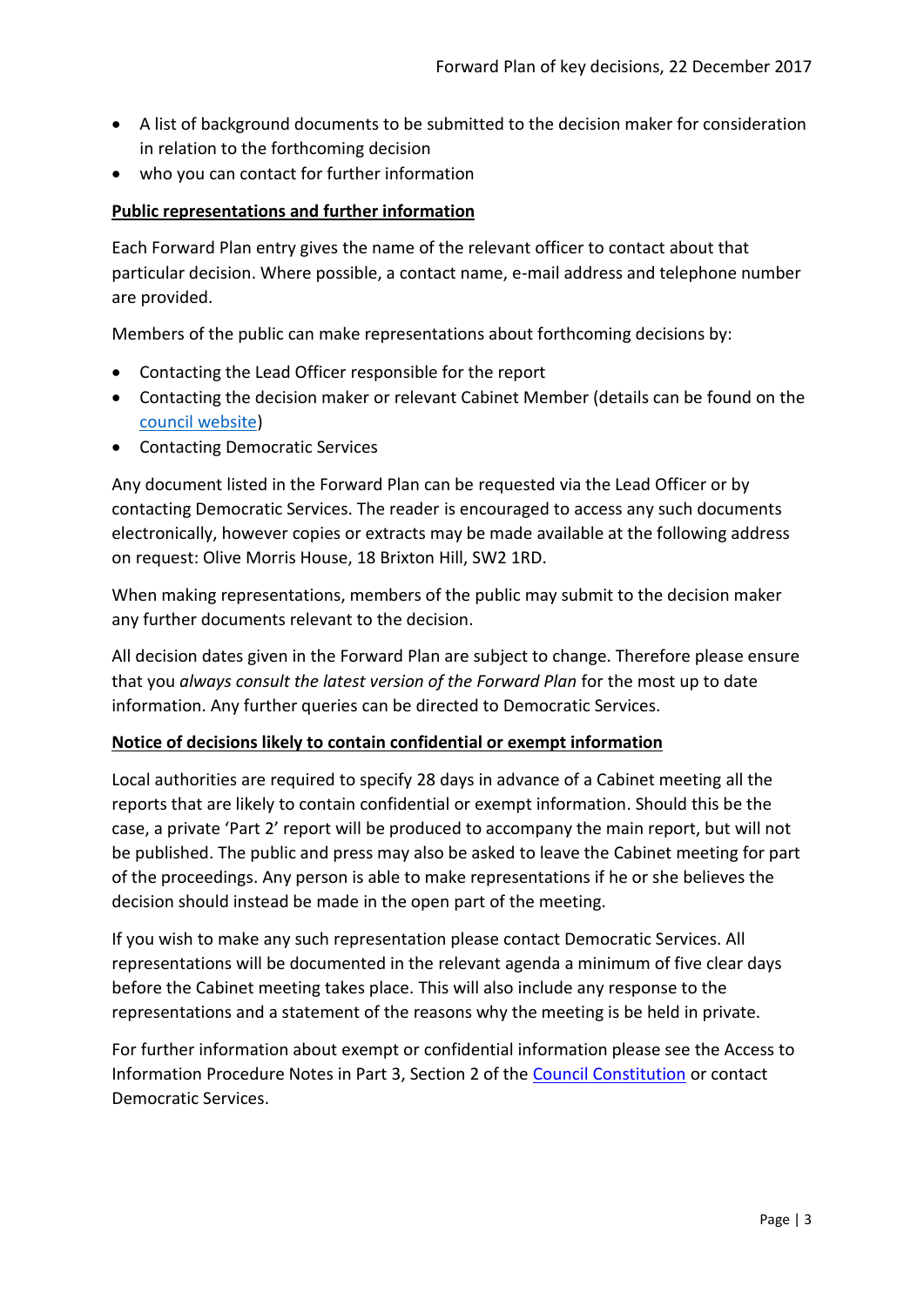- A list of background documents to be submitted to the decision maker for consideration in relation to the forthcoming decision
- who you can contact for further information

**Public representations and further information**

Each Forward Plan entry gives the name of the relevant officer to contact about that particular decision. Where possible, a contact name, e-mail address and telephone number are provided.

Members of the public can make representations about forthcoming decisions by:

- Contacting the Lead Officer responsible for the report
- Contacting the decision maker or relevant Cabinet Member (details can be found on the council website)
- Contacting Democratic Services

Any document listed in the Forward Plan can be requested via the Lead Officer or by contacting Democratic Services. The reader is encouraged to access any such documents electronically, however copies or extracts may be made available at the following address on request: Olive Morris House, 18 Brixton Hill, SW2 1RD.

When making representations, members of the public may submit to the decision maker any further documents relevant to the decision.

All decision dates given in the Forward Plan are subject to change. Therefore please ensure that you *always consult the latest version of the Forward Plan* for the most up to date information. Any further queries can be directed to Democratic Services.

**Notice of decisions likely to contain confidential or exempt information**

Local authorities are required to specify 28 days in advance of a Cabinet meeting all the reports that are likely to contain confidential or exempt information. Should this be the case, a private 'Part 2' report will be produced to accompany the main report, but will not be published. The public and press may also be asked to leave the Cabinet meeting for part of the proceedings. Any person is able to make representations if he or she believes the decision should instead be made in the open part of the meeting.

If you wish to make any such representation please contact Democratic Services. All representations will be documented in the relevant agenda a minimum of five clear days before the Cabinet meeting takes place. This will also include any response to the representations and a statement of the reasons why the meeting is be held in private.

For further information about exempt or confidential information please see the Access to Information Procedure Notes in Part 3, Section 2 of the Council Constitution or contact Democratic Services.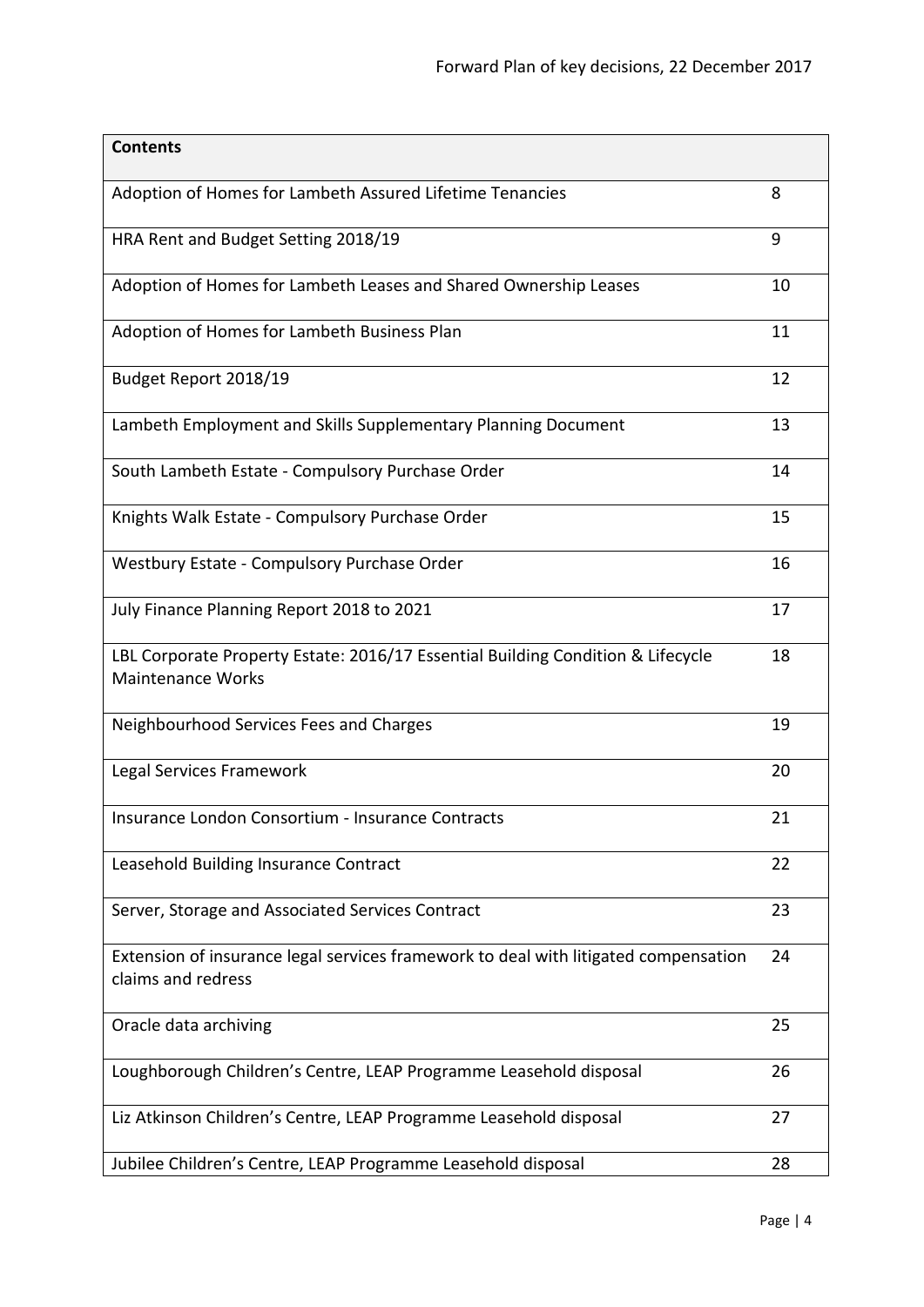| Contents | |
|---|---|
| Adoption of Homes for Lambeth Assured Lifetime Tenancies | 8 |
| HRA Rent and Budget Setting 2018/19 | 9 |
| Adoption of Homes for Lambeth Leases and Shared Ownership Leases | 10 |
| Adoption of Homes for Lambeth Business Plan | 11 |
| Budget Report 2018/19 | 12 |
| Lambeth Employment and Skills Supplementary Planning Document | 13 |
| South Lambeth Estate - Compulsory Purchase Order | 14 |
| Knights Walk Estate - Compulsory Purchase Order | 15 |
| Westbury Estate - Compulsory Purchase Order | 16 |
| July Finance Planning Report 2018 to 2021 | 17 |
| LBL Corporate Property Estate: 2016/17 Essential Building Condition & Lifecycle Maintenance Works | 18 |
| Neighbourhood Services Fees and Charges | 19 |
| Legal Services Framework | 20 |
| Insurance London Consortium - Insurance Contracts | 21 |
| Leasehold Building Insurance Contract | 22 |
| Server, Storage and Associated Services Contract | 23 |
| Extension of insurance legal services framework to deal with litigated compensation claims and redress | 24 |
| Oracle data archiving | 25 |
| Loughborough Children's Centre, LEAP Programme Leasehold disposal | 26 |
| Liz Atkinson Children's Centre, LEAP Programme Leasehold disposal | 27 |
| Jubilee Children's Centre, LEAP Programme Leasehold disposal | 28 |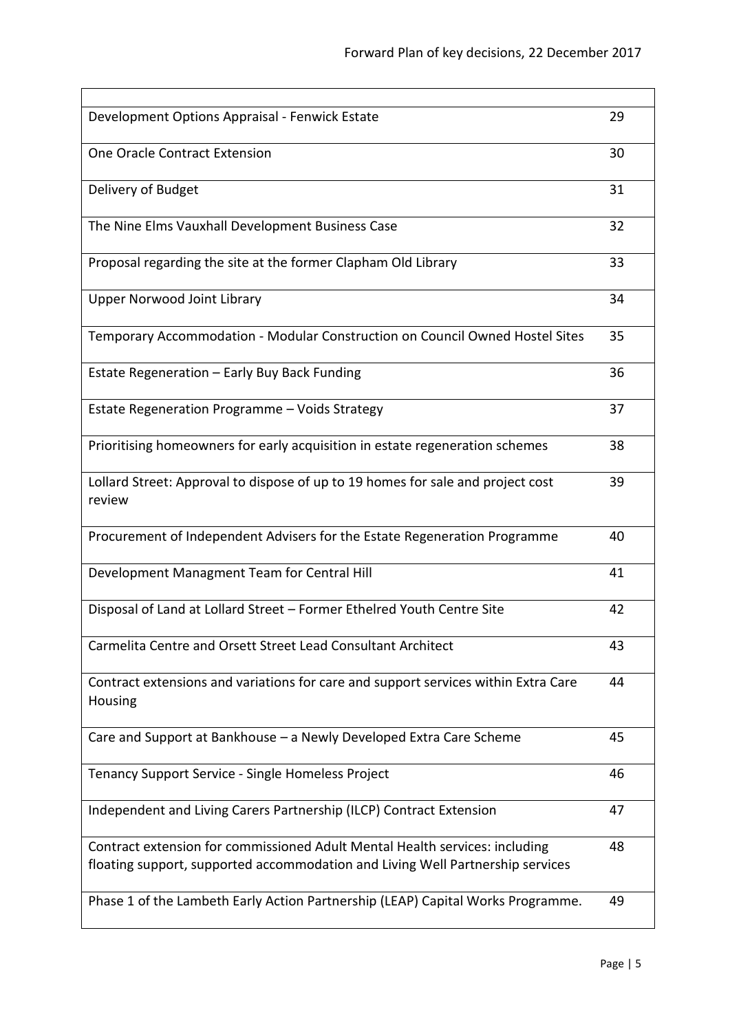| | |
|---|---|
| Development Options Appraisal - Fenwick Estate | 29 |
| One Oracle Contract Extension | 30 |
| Delivery of Budget | 31 |
| The Nine Elms Vauxhall Development Business Case | 32 |
| Proposal regarding the site at the former Clapham Old Library | 33 |
| Upper Norwood Joint Library | 34 |
| Temporary Accommodation - Modular Construction on Council Owned Hostel Sites | 35 |
| Estate Regeneration – Early Buy Back Funding | 36 |
| Estate Regeneration Programme – Voids Strategy | 37 |
| Prioritising homeowners for early acquisition in estate regeneration schemes | 38 |
| Lollard Street: Approval to dispose of up to 19 homes for sale and project cost review | 39 |
| Procurement of Independent Advisers for the Estate Regeneration Programme | 40 |
| Development Managment Team for Central Hill | 41 |
| Disposal of Land at Lollard Street – Former Ethelred Youth Centre Site | 42 |
| Carmelita Centre and Orsett Street Lead Consultant Architect | 43 |
| Contract extensions and variations for care and support services within Extra Care Housing | 44 |
| Care and Support at Bankhouse – a Newly Developed Extra Care Scheme | 45 |
| Tenancy Support Service - Single Homeless Project | 46 |
| Independent and Living Carers Partnership (ILCP) Contract Extension | 47 |
| Contract extension for commissioned Adult Mental Health services: including floating support, supported accommodation and Living Well Partnership services | 48 |
| Phase 1 of the Lambeth Early Action Partnership (LEAP) Capital Works Programme. | 49 |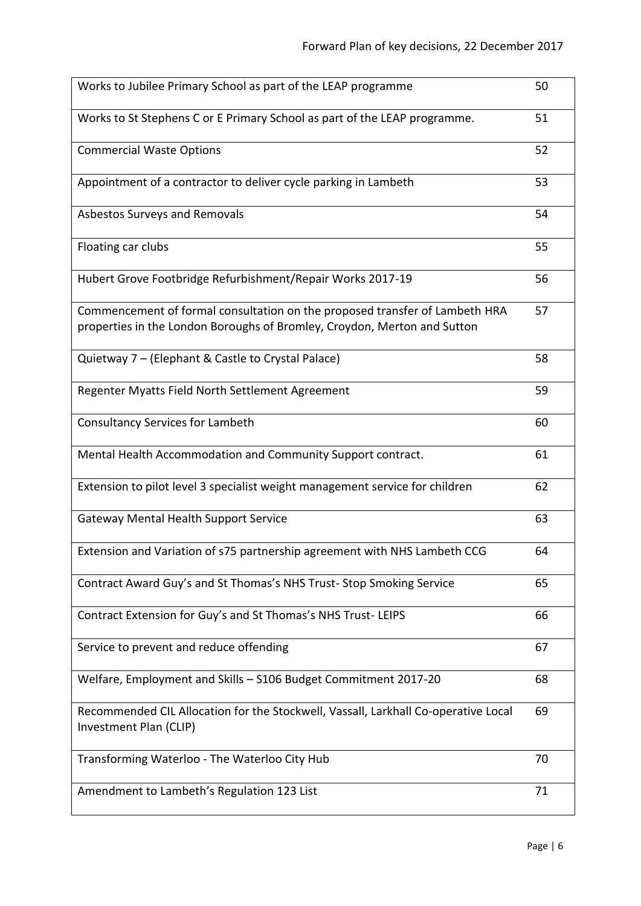| | |
|---|---|
| Works to Jubilee Primary School as part of the LEAP programme | 50 |
| Works to St Stephens C or E Primary School as part of the LEAP programme. | 51 |
| Commercial Waste Options | 52 |
| Appointment of a contractor to deliver cycle parking in Lambeth | 53 |
| Asbestos Surveys and Removals | 54 |
| Floating car clubs | 55 |
| Hubert Grove Footbridge Refurbishment/Repair Works 2017-19 | 56 |
| Commencement of formal consultation on the proposed transfer of Lambeth HRA properties in the London Boroughs of Bromley, Croydon, Merton and Sutton | 57 |
| Quietway 7 – (Elephant & Castle to Crystal Palace) | 58 |
| Regenter Myatts Field North Settlement Agreement | 59 |
| Consultancy Services for Lambeth | 60 |
| Mental Health Accommodation and Community Support contract. | 61 |
| Extension to pilot level 3 specialist weight management service for children | 62 |
| Gateway Mental Health Support Service | 63 |
| Extension and Variation of s75 partnership agreement with NHS Lambeth CCG | 64 |
| Contract Award Guy's and St Thomas's NHS Trust- Stop Smoking Service | 65 |
| Contract Extension for Guy's and St Thomas's NHS Trust- LEIPS | 66 |
| Service to prevent and reduce offending | 67 |
| Welfare, Employment and Skills – S106 Budget Commitment 2017-20 | 68 |
| Recommended CIL Allocation for the Stockwell, Vassall, Larkhall Co-operative Local Investment Plan (CLIP) | 69 |
| Transforming Waterloo - The Waterloo City Hub | 70 |
| Amendment to Lambeth's Regulation 123 List | 71 |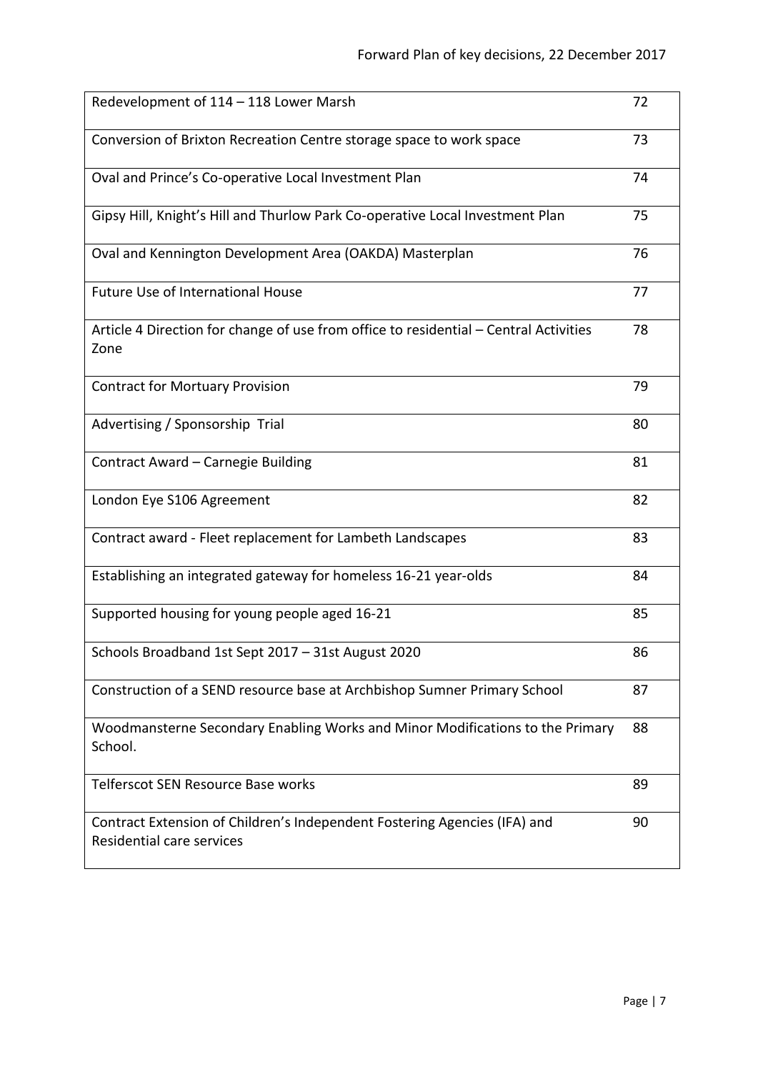| | |
|---|---|
| Redevelopment of 114 – 118 Lower Marsh | 72 |
| Conversion of Brixton Recreation Centre storage space to work space | 73 |
| Oval and Prince's Co-operative Local Investment Plan | 74 |
| Gipsy Hill, Knight's Hill and Thurlow Park Co-operative Local Investment Plan | 75 |
| Oval and Kennington Development Area (OAKDA) Masterplan | 76 |
| Future Use of International House | 77 |
| Article 4 Direction for change of use from office to residential – Central Activities Zone | 78 |
| Contract for Mortuary Provision | 79 |
| Advertising / Sponsorship Trial | 80 |
| Contract Award – Carnegie Building | 81 |
| London Eye S106 Agreement | 82 |
| Contract award - Fleet replacement for Lambeth Landscapes | 83 |
| Establishing an integrated gateway for homeless 16-21 year-olds | 84 |
| Supported housing for young people aged 16-21 | 85 |
| Schools Broadband 1st Sept 2017 – 31st August 2020 | 86 |
| Construction of a SEND resource base at Archbishop Sumner Primary School | 87 |
| Woodmansterne Secondary Enabling Works and Minor Modifications to the Primary School. | 88 |
| Telferscot SEN Resource Base works | 89 |
| Contract Extension of Children's Independent Fostering Agencies (IFA) and Residential care services | 90 |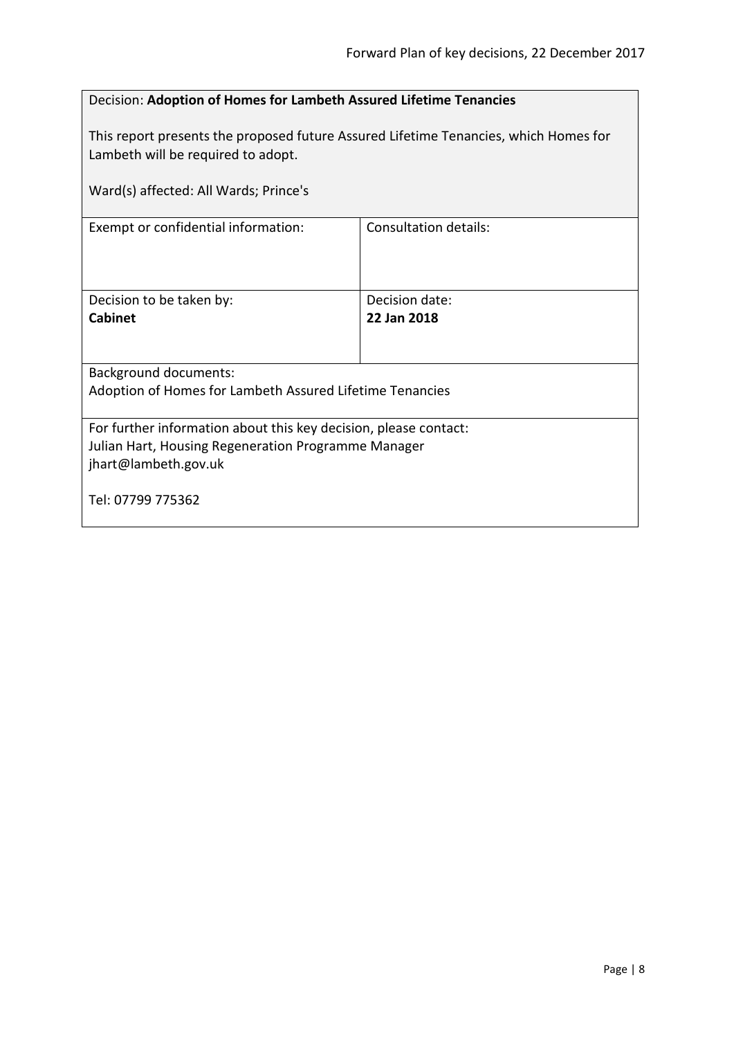| Decision: **Adoption of Homes for Lambeth Assured Lifetime Tenancies**<br><br>This report presents the proposed future Assured Lifetime Tenancies, which Homes for Lambeth will be required to adopt.<br><br>Ward(s) affected: All Wards; Prince's | |
|---|---|
| Exempt or confidential information: | Consultation details: |
| Decision to be taken by:<br>**Cabinet** | Decision date:<br>**22 Jan 2018** |
| Background documents:<br>Adoption of Homes for Lambeth Assured Lifetime Tenancies | |
| For further information about this key decision, please contact:<br>Julian Hart, Housing Regeneration Programme Manager<br>jhart@lambeth.gov.uk<br><br>Tel: 07799 775362 | |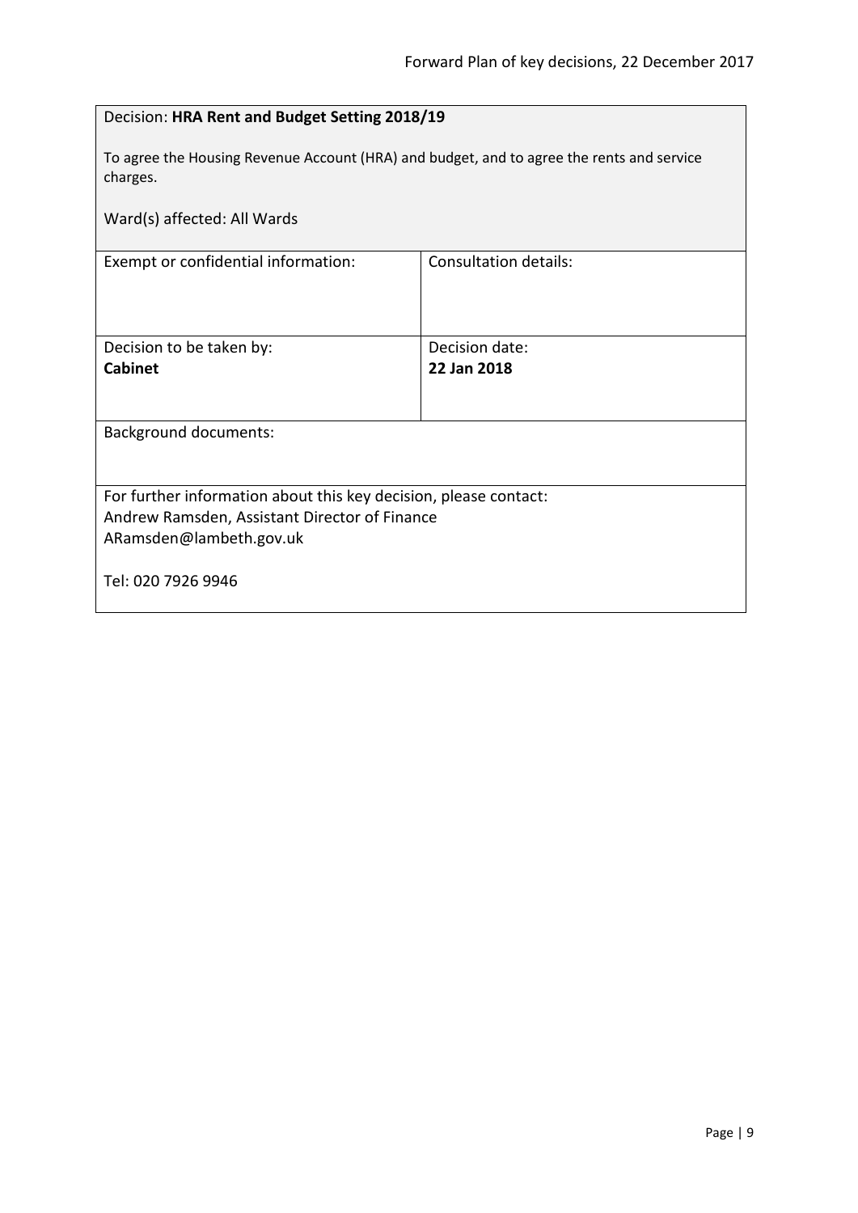Decision: **HRA Rent and Budget Setting 2018/19**

To agree the Housing Revenue Account (HRA) and budget, and to agree the rents and service charges.

Ward(s) affected: All Wards

| Exempt or confidential information: | Consultation details: |
| --- | --- |
| Decision to be taken by:<br>**Cabinet** | Decision date:<br>**22 Jan 2018** |

Background documents:

For further information about this key decision, please contact:
Andrew Ramsden, Assistant Director of Finance
ARamsden@lambeth.gov.uk

Tel: 020 7926 9946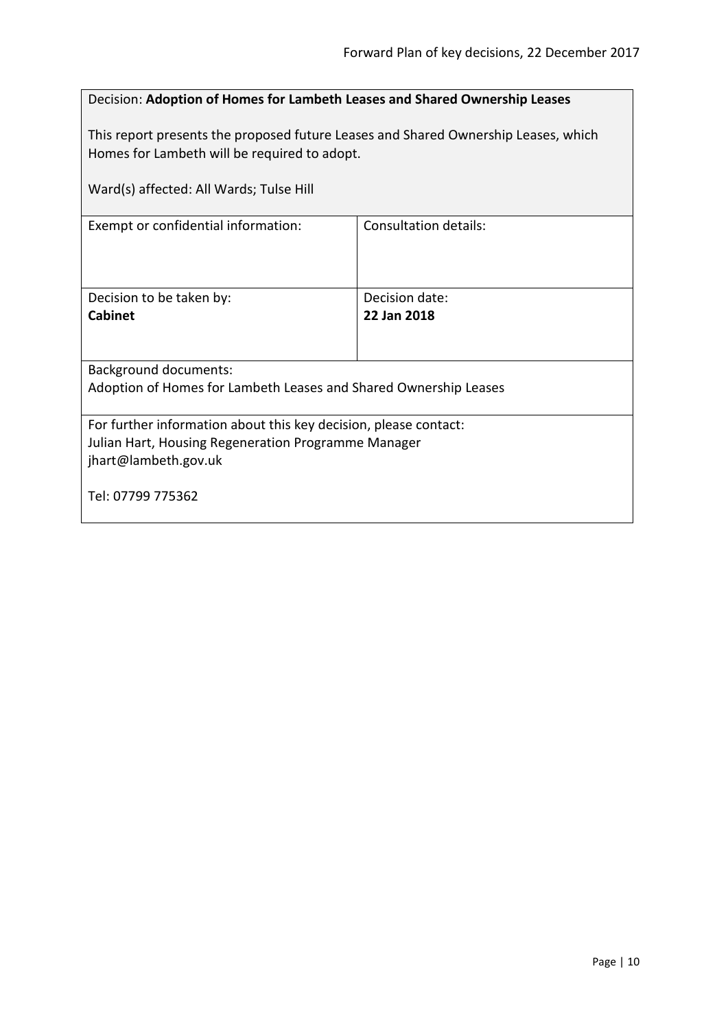Decision: **Adoption of Homes for Lambeth Leases and Shared Ownership Leases**

This report presents the proposed future Leases and Shared Ownership Leases, which Homes for Lambeth will be required to adopt.

Ward(s) affected: All Wards; Tulse Hill

| Exempt or confidential information: | Consultation details: |
|---|---|
| Decision to be taken by:<br>**Cabinet** | Decision date:<br>**22 Jan 2018** |

Background documents:
Adoption of Homes for Lambeth Leases and Shared Ownership Leases

For further information about this key decision, please contact:
Julian Hart, Housing Regeneration Programme Manager
jhart@lambeth.gov.uk

Tel: 07799 775362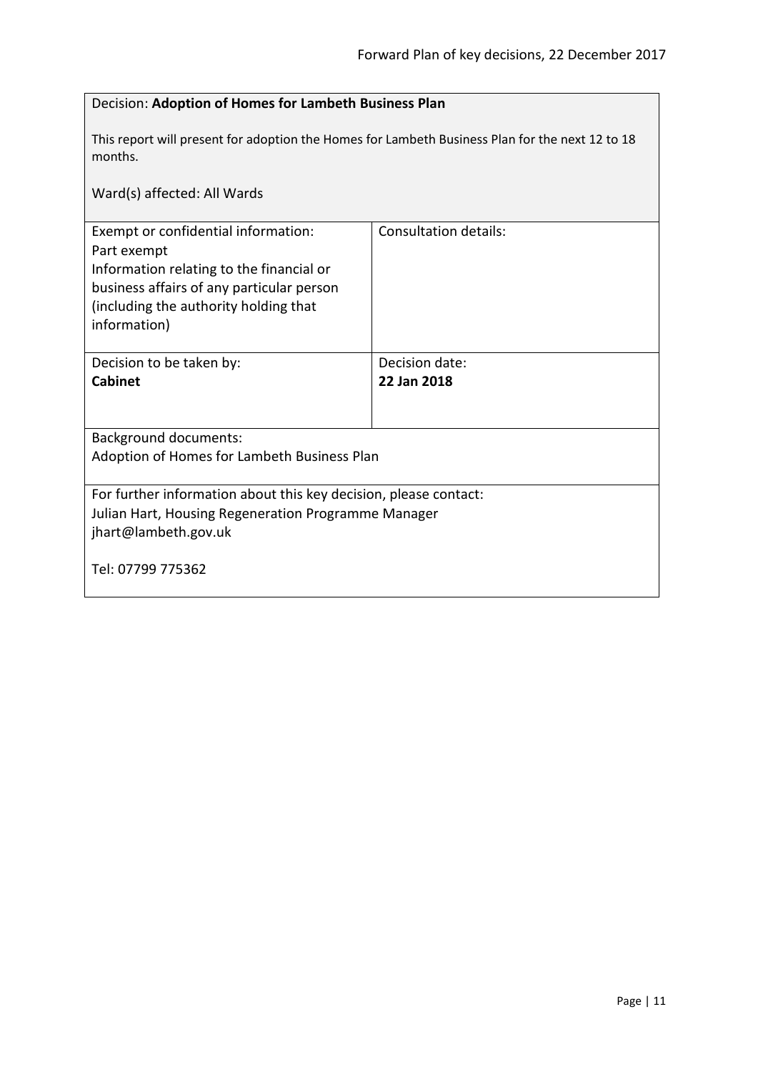Decision: **Adoption of Homes for Lambeth Business Plan**

This report will present for adoption the Homes for Lambeth Business Plan for the next 12 to 18 months.

Ward(s) affected: All Wards

| Exempt or confidential information: Part exempt Information relating to the financial or business affairs of any particular person (including the authority holding that information) | Consultation details: |
| --- | --- |
| Decision to be taken by: **Cabinet** | Decision date: **22 Jan 2018** |

Background documents:
Adoption of Homes for Lambeth Business Plan

For further information about this key decision, please contact:
Julian Hart, Housing Regeneration Programme Manager
jhart@lambeth.gov.uk

Tel: 07799 775362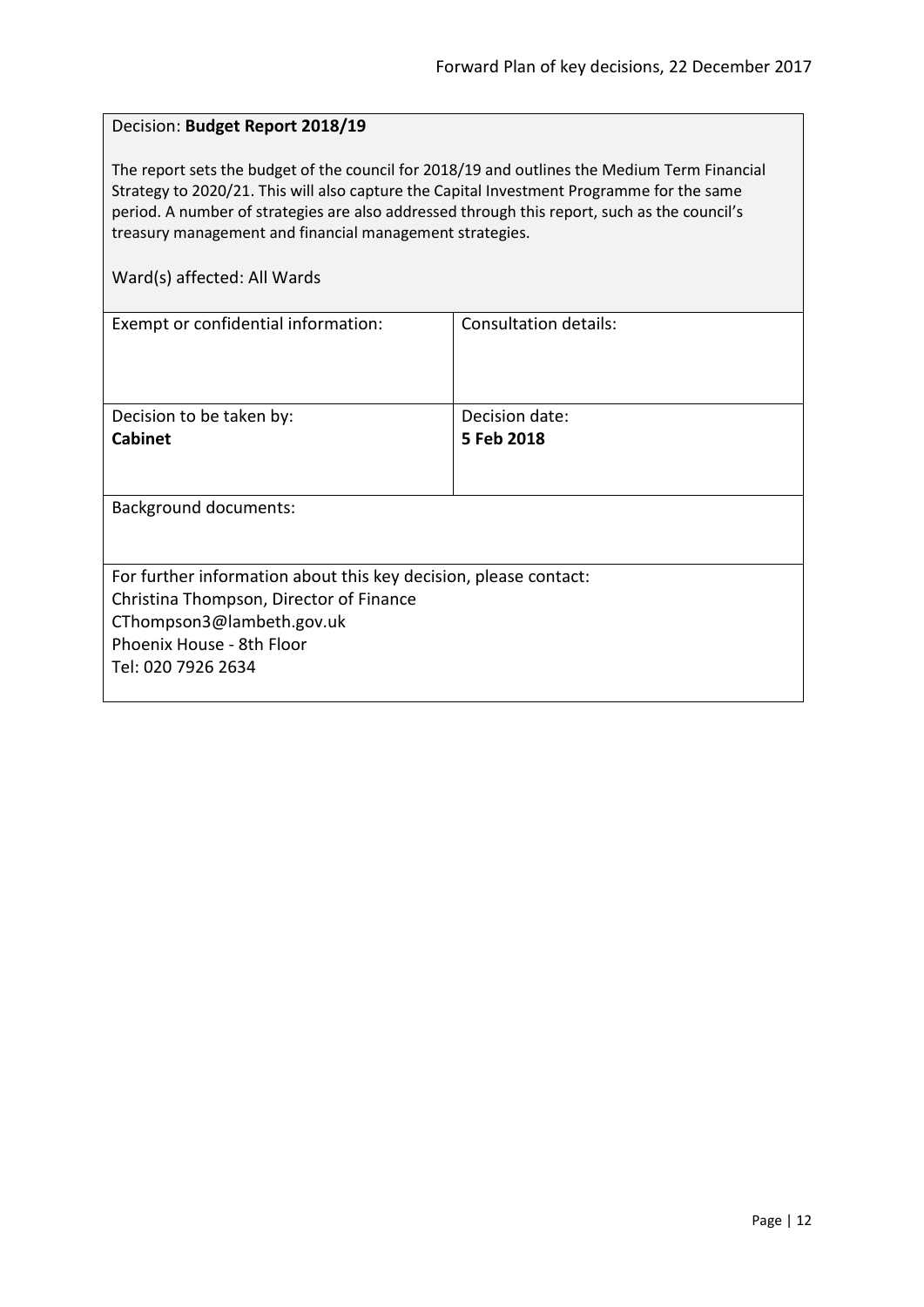Decision: **Budget Report 2018/19**

The report sets the budget of the council for 2018/19 and outlines the Medium Term Financial Strategy to 2020/21. This will also capture the Capital Investment Programme for the same period. A number of strategies are also addressed through this report, such as the council's treasury management and financial management strategies.

Ward(s) affected: All Wards

| Exempt or confidential information: | Consultation details: |
| --- | --- |
| Decision to be taken by: **Cabinet** | Decision date: **5 Feb 2018** |

Background documents:

For further information about this key decision, please contact:
Christina Thompson, Director of Finance
CThompson3@lambeth.gov.uk
Phoenix House - 8th Floor
Tel: 020 7926 2634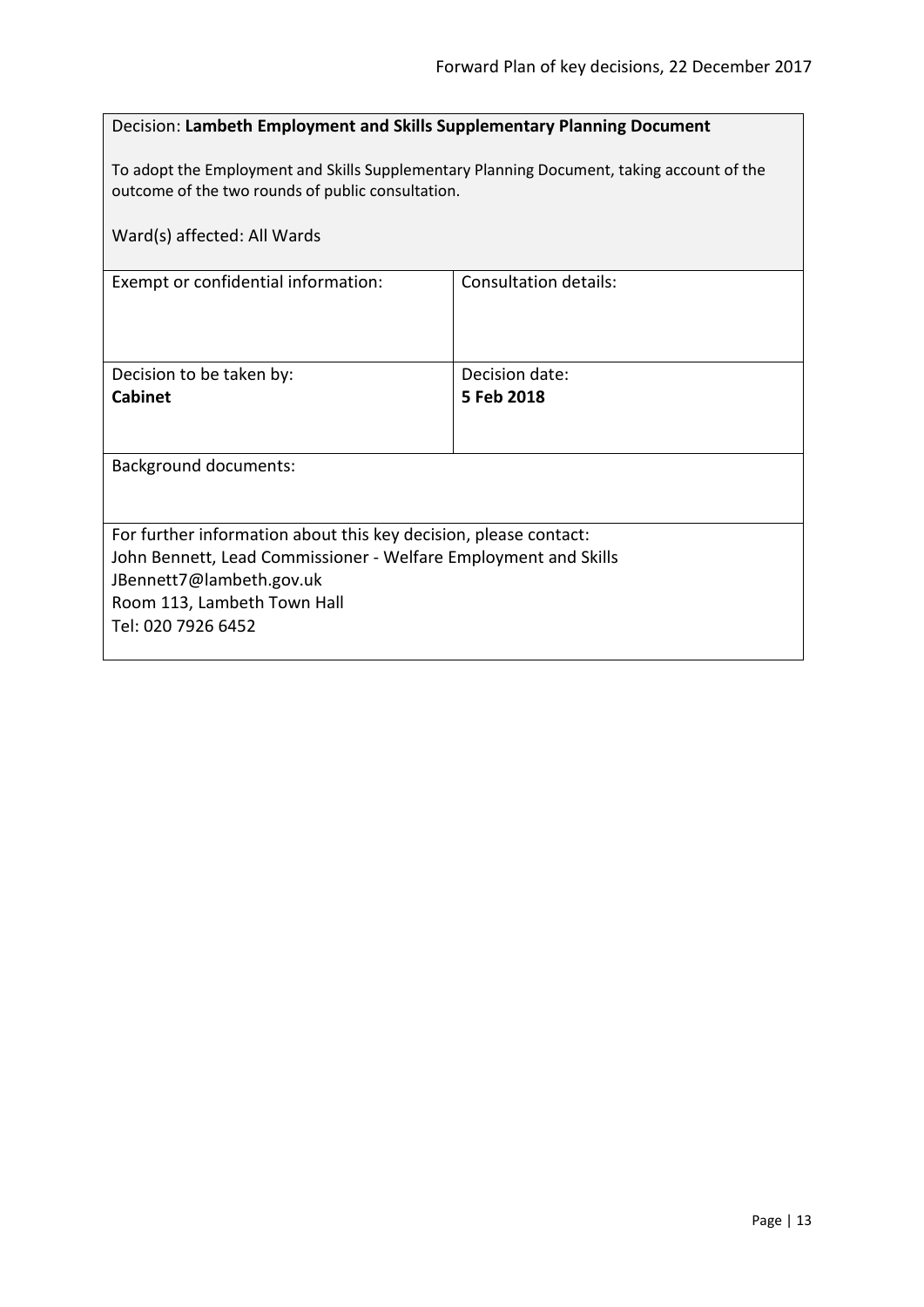Decision: **Lambeth Employment and Skills Supplementary Planning Document**

To adopt the Employment and Skills Supplementary Planning Document, taking account of the outcome of the two rounds of public consultation.

Ward(s) affected: All Wards

| Exempt or confidential information: | Consultation details: |
| --- | --- |
| Decision to be taken by:<br>**Cabinet** | Decision date:<br>**5 Feb 2018** |

Background documents:

For further information about this key decision, please contact:
John Bennett, Lead Commissioner - Welfare Employment and Skills
JBennett7@lambeth.gov.uk
Room 113, Lambeth Town Hall
Tel: 020 7926 6452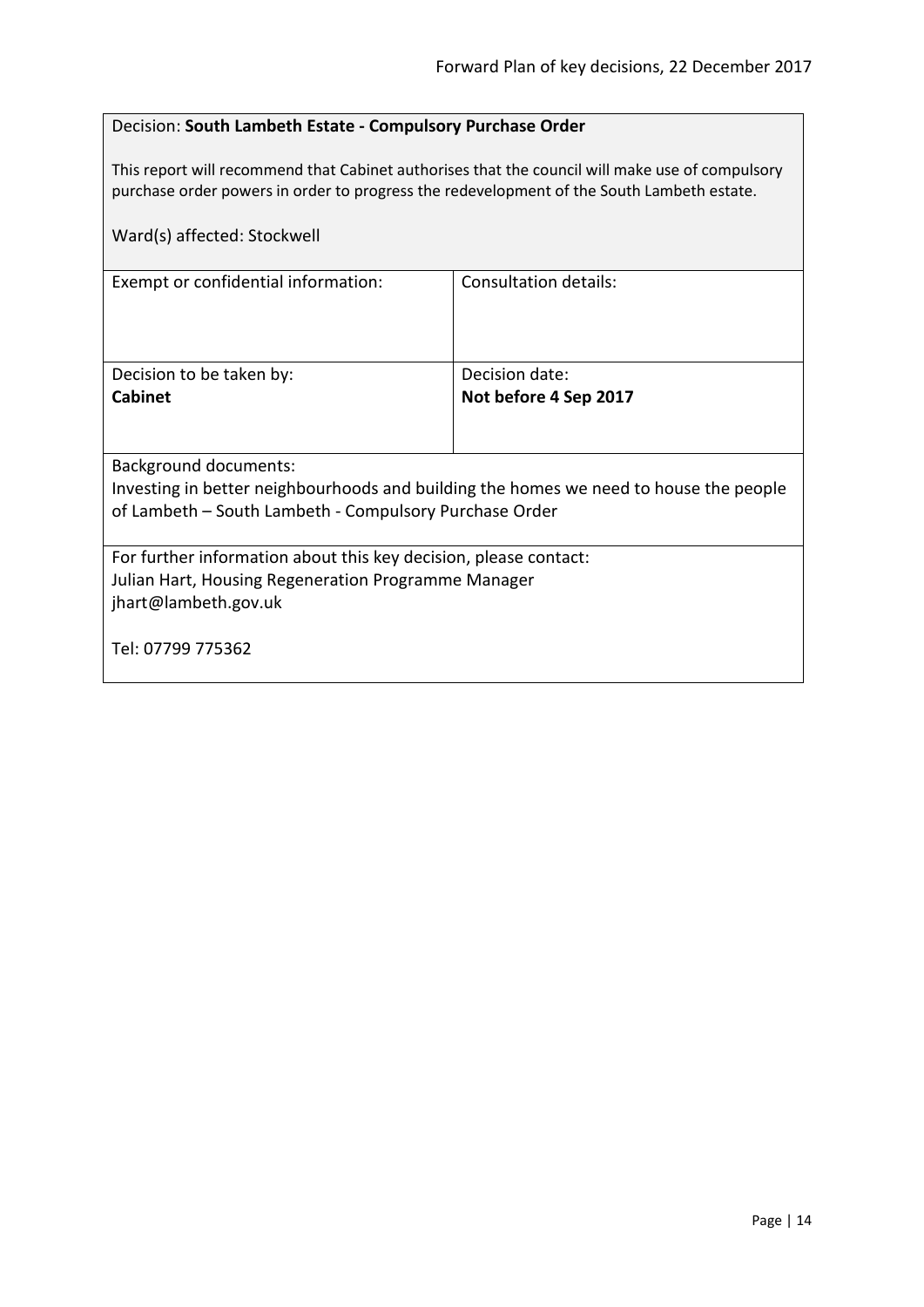Decision: **South Lambeth Estate - Compulsory Purchase Order**

This report will recommend that Cabinet authorises that the council will make use of compulsory purchase order powers in order to progress the redevelopment of the South Lambeth estate.

Ward(s) affected: Stockwell

| Exempt or confidential information: | Consultation details: |
|---|---|
| Decision to be taken by:<br>**Cabinet** | Decision date:<br>**Not before 4 Sep 2017** |

Background documents:
Investing in better neighbourhoods and building the homes we need to house the people of Lambeth – South Lambeth - Compulsory Purchase Order

For further information about this key decision, please contact:
Julian Hart, Housing Regeneration Programme Manager
jhart@lambeth.gov.uk

Tel: 07799 775362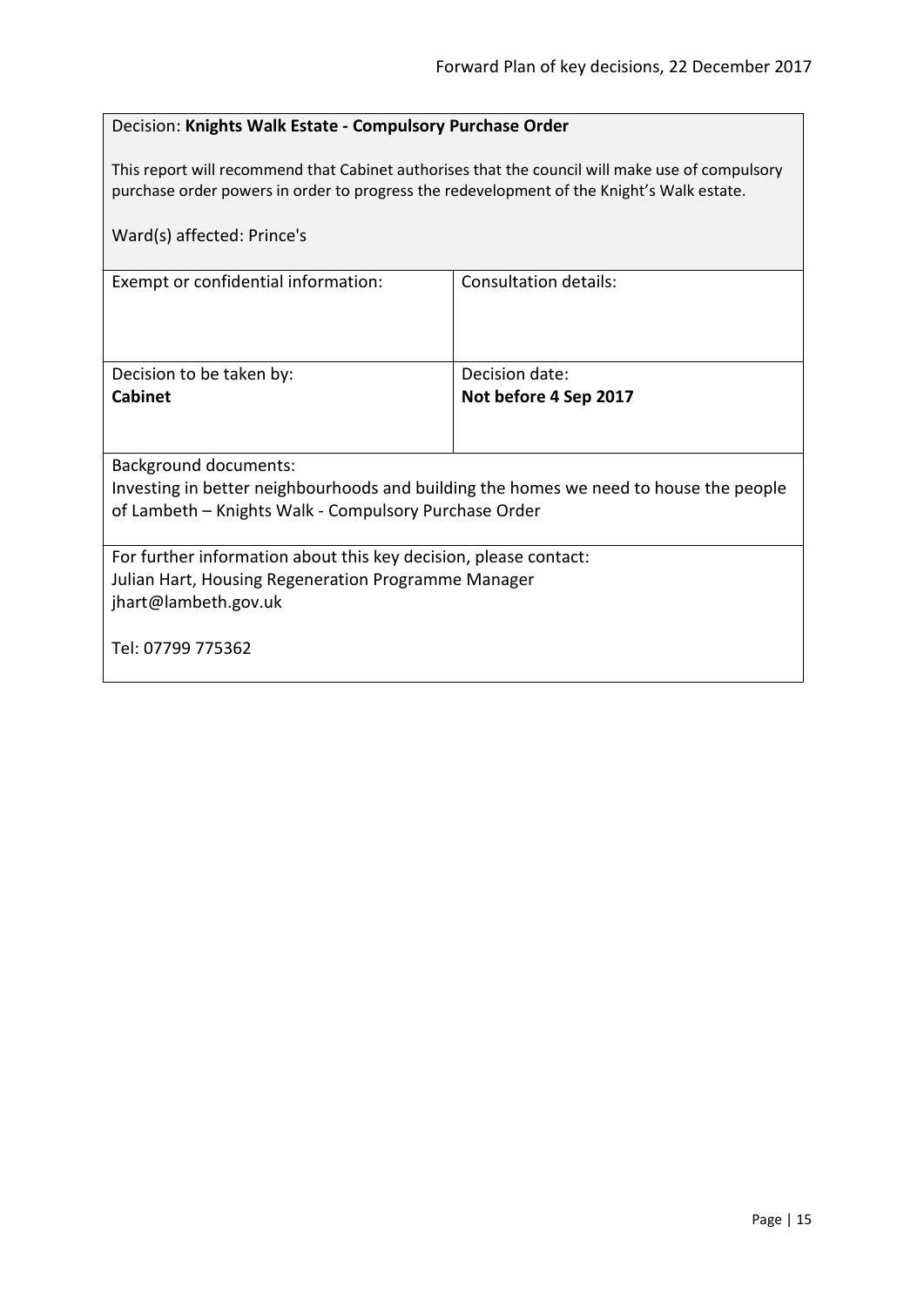Decision: **Knights Walk Estate - Compulsory Purchase Order**

This report will recommend that Cabinet authorises that the council will make use of compulsory purchase order powers in order to progress the redevelopment of the Knight's Walk estate.

Ward(s) affected: Prince's

| Exempt or confidential information: | Consultation details: |
|---|---|
| Decision to be taken by:<br>**Cabinet** | Decision date:<br>**Not before 4 Sep 2017** |

Background documents:
Investing in better neighbourhoods and building the homes we need to house the people of Lambeth – Knights Walk - Compulsory Purchase Order

For further information about this key decision, please contact:
Julian Hart, Housing Regeneration Programme Manager
jhart@lambeth.gov.uk

Tel: 07799 775362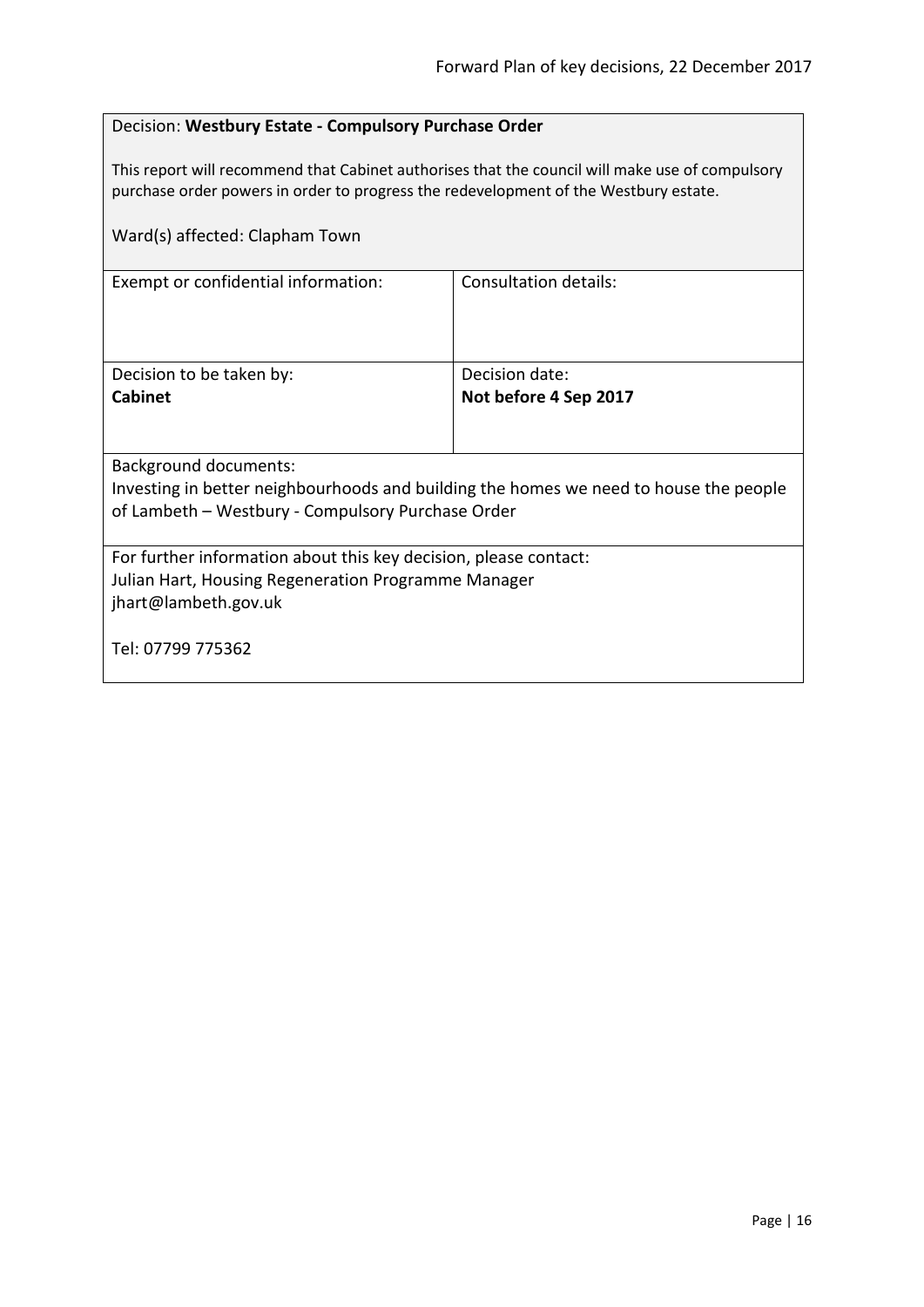Decision: **Westbury Estate - Compulsory Purchase Order**

This report will recommend that Cabinet authorises that the council will make use of compulsory purchase order powers in order to progress the redevelopment of the Westbury estate.

Ward(s) affected: Clapham Town

| Exempt or confidential information: | Consultation details: |
|---|---|
| Decision to be taken by:<br>**Cabinet** | Decision date:<br>**Not before 4 Sep 2017** |

Background documents:
Investing in better neighbourhoods and building the homes we need to house the people of Lambeth – Westbury - Compulsory Purchase Order

For further information about this key decision, please contact:
Julian Hart, Housing Regeneration Programme Manager
jhart@lambeth.gov.uk

Tel: 07799 775362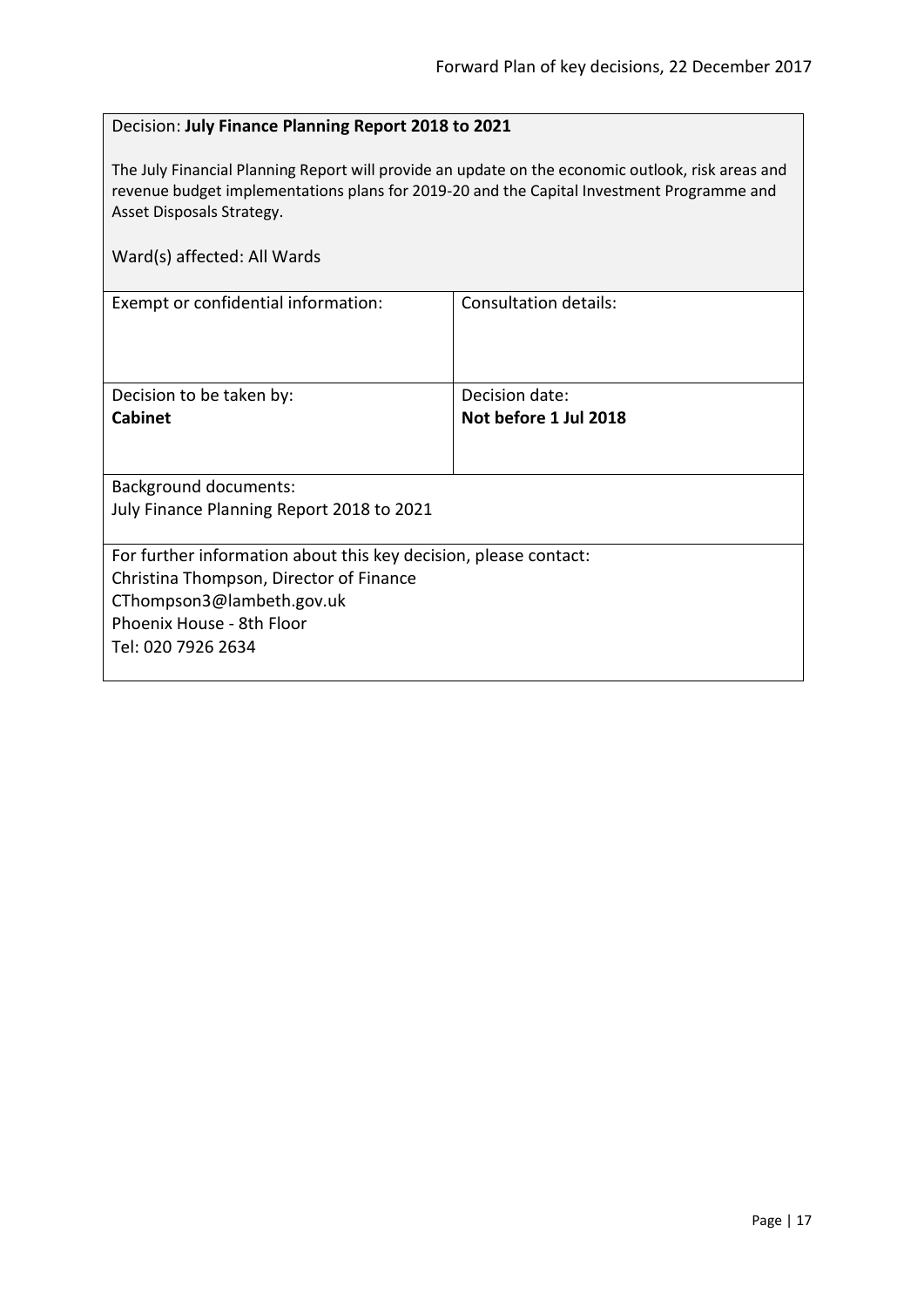Decision: **July Finance Planning Report 2018 to 2021**

The July Financial Planning Report will provide an update on the economic outlook, risk areas and revenue budget implementations plans for 2019-20 and the Capital Investment Programme and Asset Disposals Strategy.

Ward(s) affected: All Wards

| Exempt or confidential information: | Consultation details: |
|---|---|
| Decision to be taken by:<br>**Cabinet** | Decision date:<br>**Not before 1 Jul 2018** |

Background documents:
July Finance Planning Report 2018 to 2021

For further information about this key decision, please contact:
Christina Thompson, Director of Finance
CThompson3@lambeth.gov.uk
Phoenix House - 8th Floor
Tel: 020 7926 2634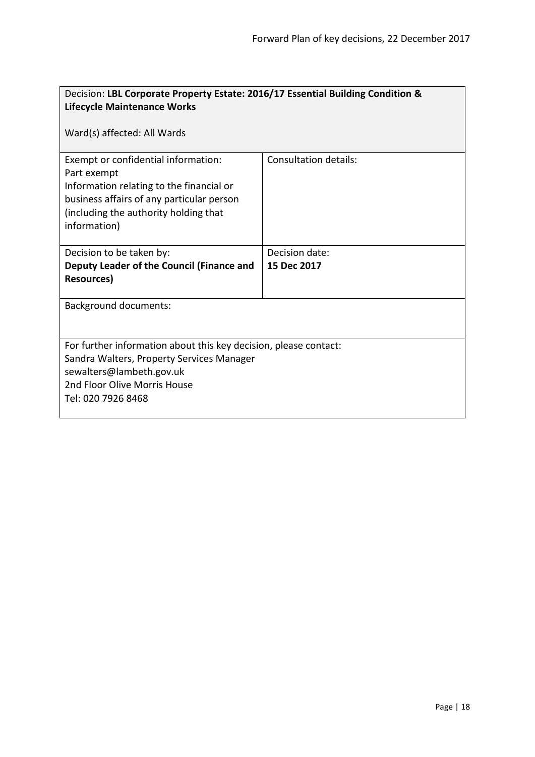Decision: **LBL Corporate Property Estate: 2016/17 Essential Building Condition & Lifecycle Maintenance Works**

Ward(s) affected: All Wards

| Exempt or confidential information: | Consultation details: |
| --- | --- |
| Part exempt<br>Information relating to the financial or business affairs of any particular person (including the authority holding that information) | |
| Decision to be taken by:<br>**Deputy Leader of the Council (Finance and Resources)** | Decision date:<br>**15 Dec 2017** |

Background documents:

For further information about this key decision, please contact:
Sandra Walters, Property Services Manager
sewalters@lambeth.gov.uk
2nd Floor Olive Morris House
Tel: 020 7926 8468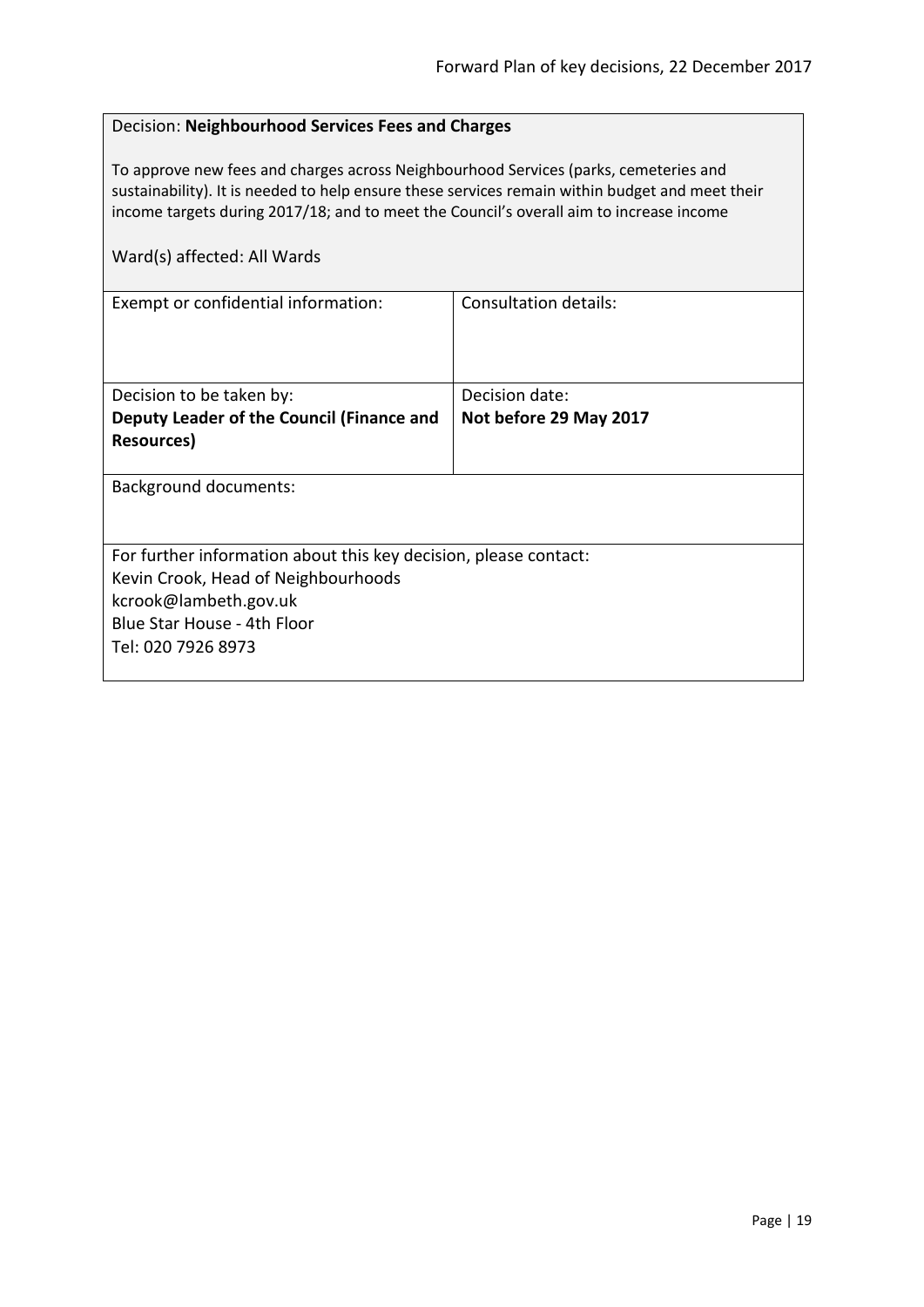Decision: **Neighbourhood Services Fees and Charges**

To approve new fees and charges across Neighbourhood Services (parks, cemeteries and sustainability). It is needed to help ensure these services remain within budget and meet their income targets during 2017/18; and to meet the Council's overall aim to increase income

Ward(s) affected: All Wards

| Exempt or confidential information: | Consultation details: |
| --- | --- |
| Decision to be taken by:<br>**Deputy Leader of the Council (Finance and Resources)** | Decision date:<br>**Not before 29 May 2017** |

Background documents:

For further information about this key decision, please contact:
Kevin Crook, Head of Neighbourhoods
kcrook@lambeth.gov.uk
Blue Star House - 4th Floor
Tel: 020 7926 8973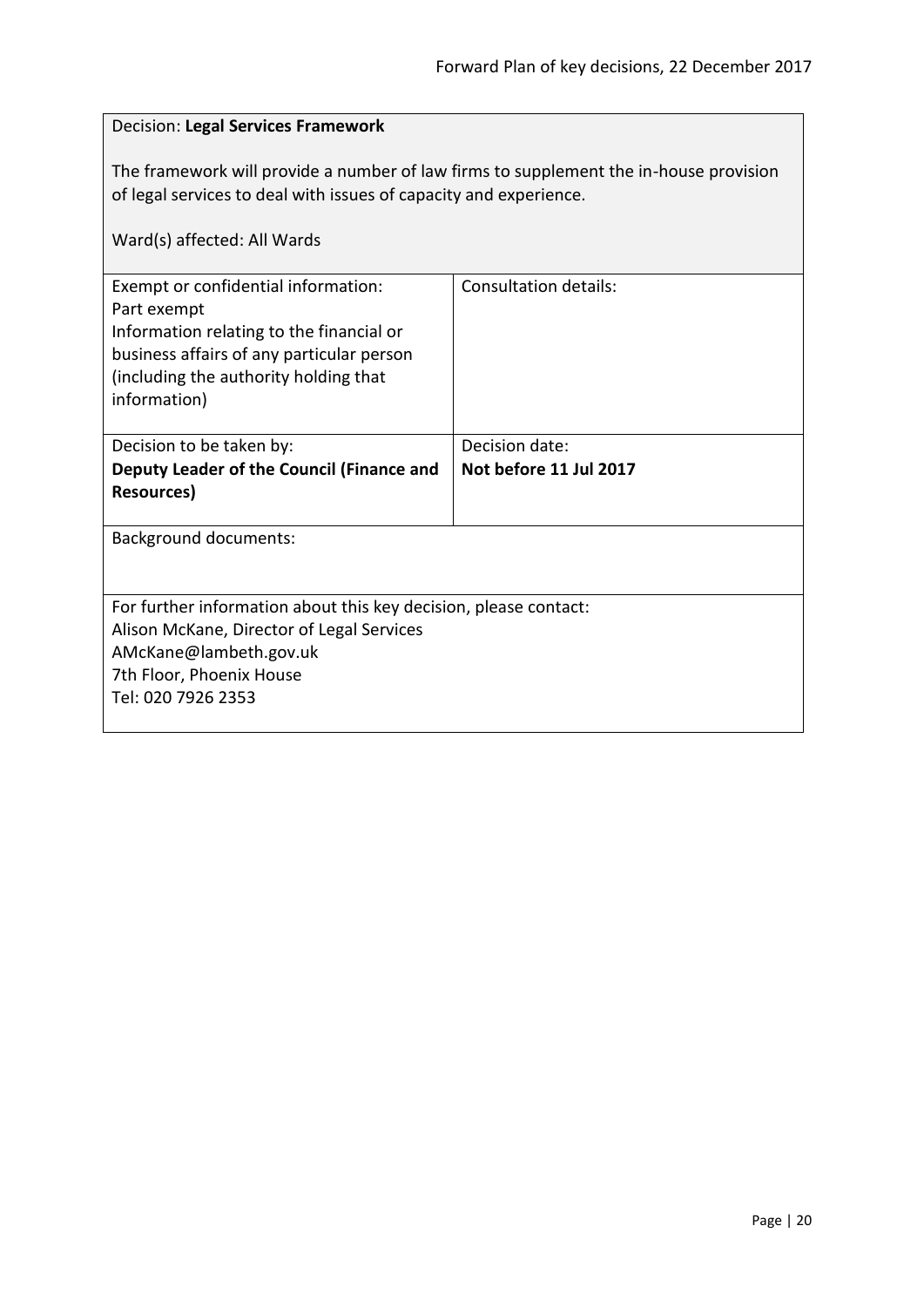Decision: **Legal Services Framework**

The framework will provide a number of law firms to supplement the in-house provision of legal services to deal with issues of capacity and experience.

Ward(s) affected: All Wards

| Exempt or confidential information: Part exempt Information relating to the financial or business affairs of any particular person (including the authority holding that information) | Consultation details: |
| --- | --- |
| Decision to be taken by: **Deputy Leader of the Council (Finance and Resources)** | Decision date: **Not before 11 Jul 2017** |

Background documents:

For further information about this key decision, please contact:
Alison McKane, Director of Legal Services
AMcKane@lambeth.gov.uk
7th Floor, Phoenix House
Tel: 020 7926 2353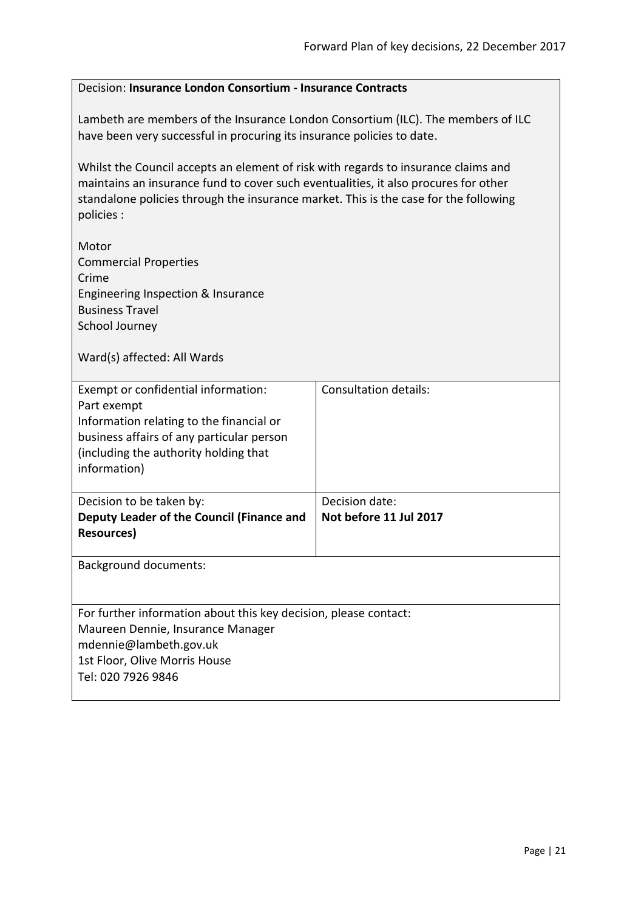Decision: **Insurance London Consortium - Insurance Contracts**

Lambeth are members of the Insurance London Consortium (ILC). The members of ILC have been very successful in procuring its insurance policies to date.

Whilst the Council accepts an element of risk with regards to insurance claims and maintains an insurance fund to cover such eventualities, it also procures for other standalone policies through the insurance market. This is the case for the following policies :

Motor
Commercial Properties
Crime
Engineering Inspection & Insurance
Business Travel
School Journey

Ward(s) affected: All Wards

| Exempt or confidential information: Part exempt Information relating to the financial or business affairs of any particular person (including the authority holding that information) | Consultation details: |
|---|---|
| Decision to be taken by: **Deputy Leader of the Council (Finance and Resources)** | Decision date: **Not before 11 Jul 2017** |

Background documents:

For further information about this key decision, please contact:
Maureen Dennie, Insurance Manager
mdennie@lambeth.gov.uk
1st Floor, Olive Morris House
Tel: 020 7926 9846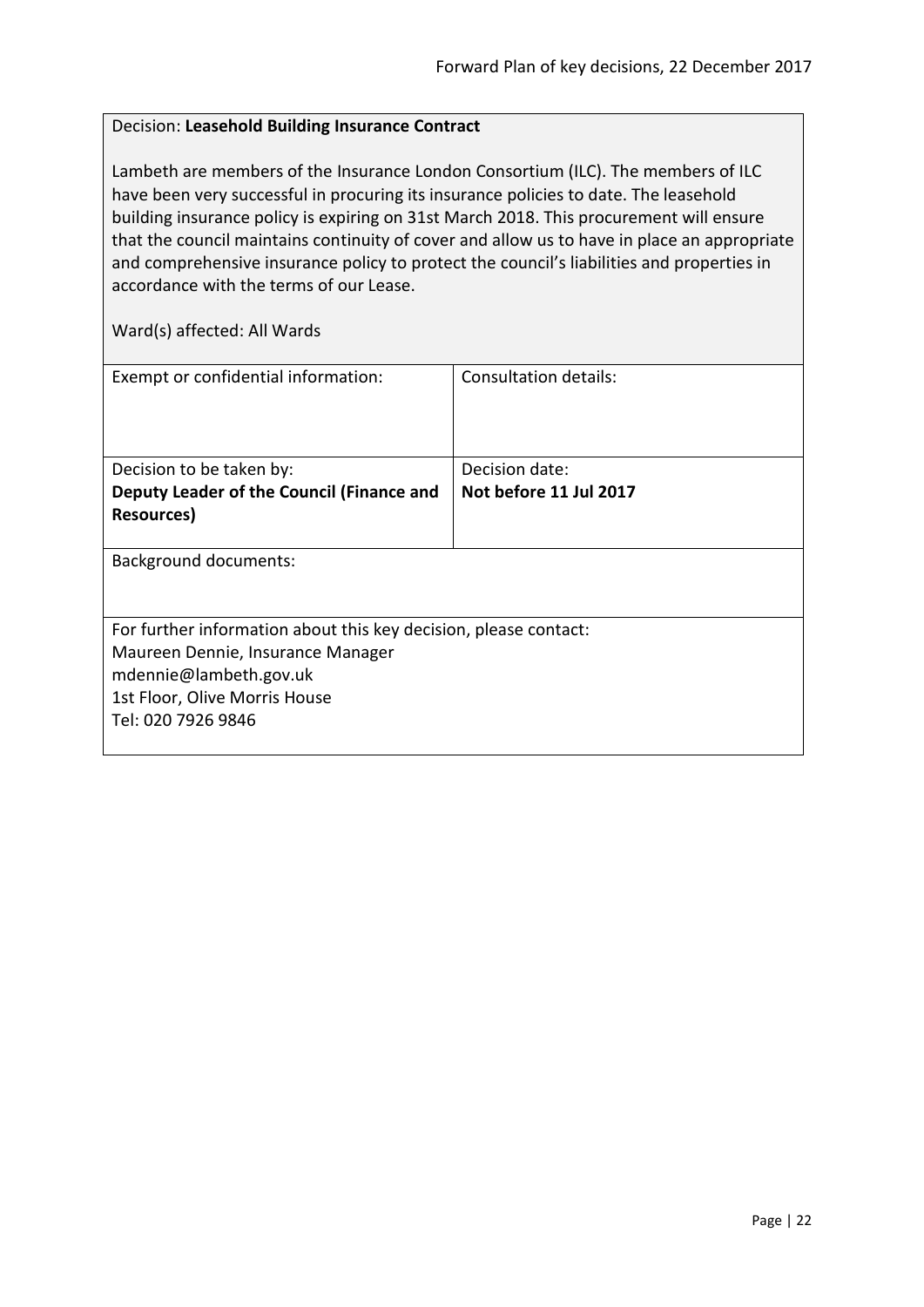Decision: **Leasehold Building Insurance Contract**

Lambeth are members of the Insurance London Consortium (ILC). The members of ILC have been very successful in procuring its insurance policies to date. The leasehold building insurance policy is expiring on 31st March 2018. This procurement will ensure that the council maintains continuity of cover and allow us to have in place an appropriate and comprehensive insurance policy to protect the council's liabilities and properties in accordance with the terms of our Lease.

Ward(s) affected: All Wards

| Exempt or confidential information: | Consultation details: |
|---|---|
| Decision to be taken by:<br>**Deputy Leader of the Council (Finance and Resources)** | Decision date:<br>**Not before 11 Jul 2017** |

Background documents:

For further information about this key decision, please contact:
Maureen Dennie, Insurance Manager
mdennie@lambeth.gov.uk
1st Floor, Olive Morris House
Tel: 020 7926 9846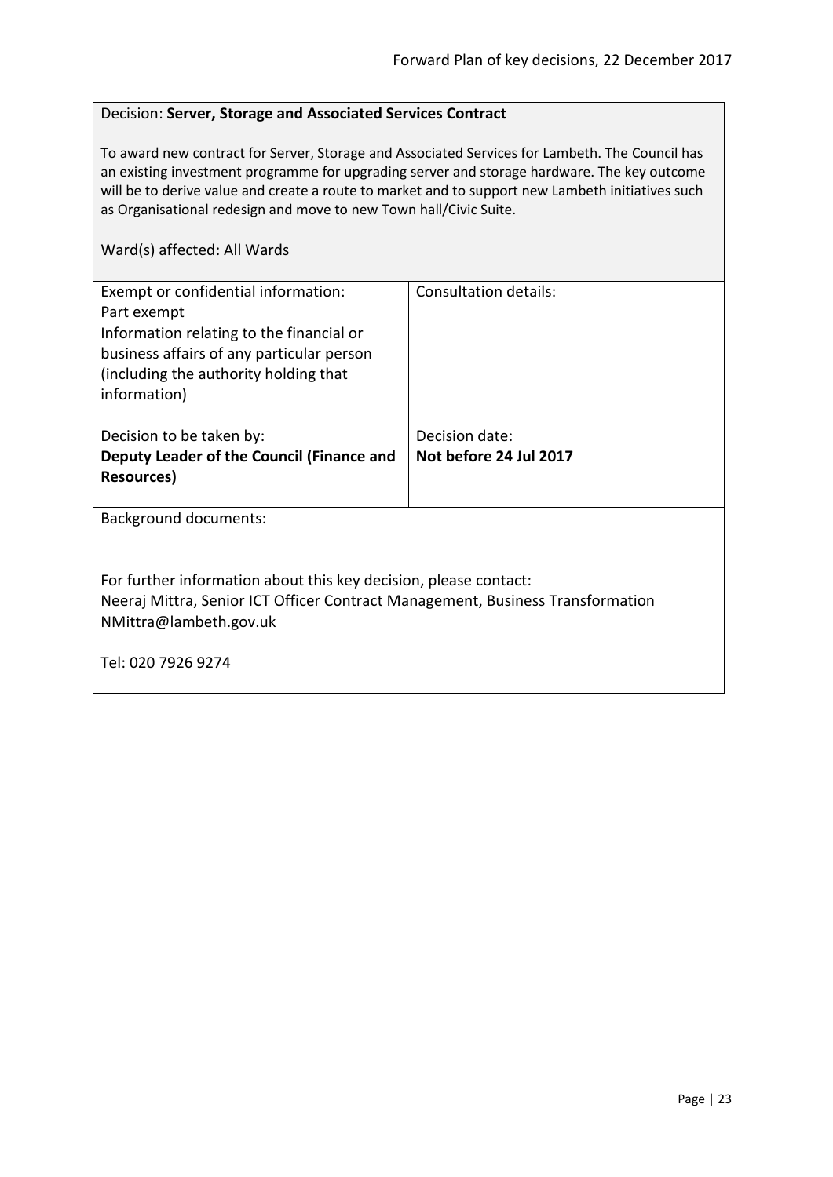Decision: **Server, Storage and Associated Services Contract**

To award new contract for Server, Storage and Associated Services for Lambeth. The Council has an existing investment programme for upgrading server and storage hardware. The key outcome will be to derive value and create a route to market and to support new Lambeth initiatives such as Organisational redesign and move to new Town hall/Civic Suite.

Ward(s) affected: All Wards

| Exempt or confidential information: Part exempt Information relating to the financial or business affairs of any particular person (including the authority holding that information) | Consultation details: |
|---|---|
| Decision to be taken by: **Deputy Leader of the Council (Finance and Resources)** | Decision date: **Not before 24 Jul 2017** |

Background documents:

For further information about this key decision, please contact:
Neeraj Mittra, Senior ICT Officer Contract Management, Business Transformation
NMittra@lambeth.gov.uk

Tel: 020 7926 9274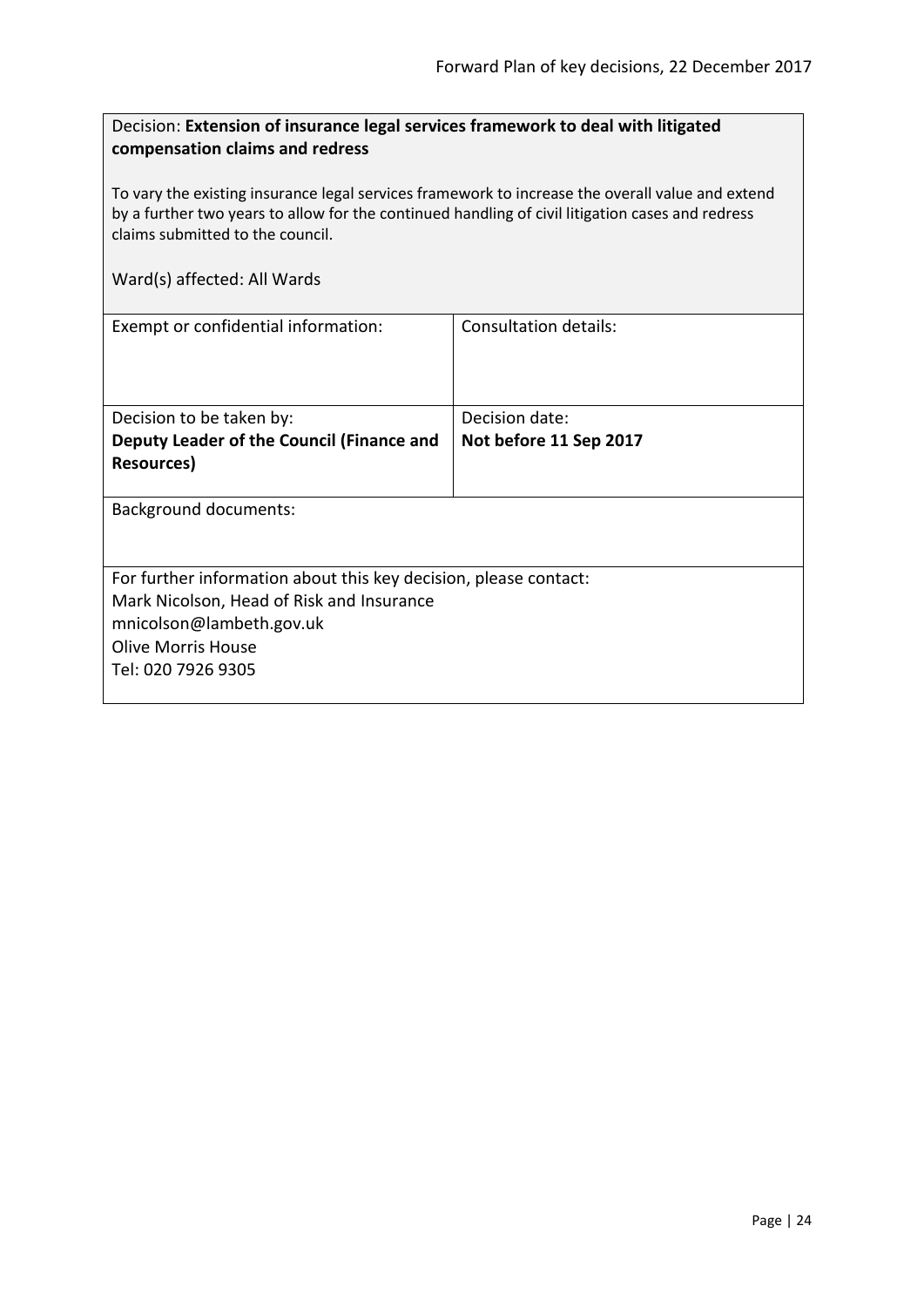Decision: **Extension of insurance legal services framework to deal with litigated compensation claims and redress**

To vary the existing insurance legal services framework to increase the overall value and extend by a further two years to allow for the continued handling of civil litigation cases and redress claims submitted to the council.

Ward(s) affected: All Wards

| Exempt or confidential information: | Consultation details: |
|---|---|
| Decision to be taken by:<br>**Deputy Leader of the Council (Finance and Resources)** | Decision date:<br>**Not before 11 Sep 2017** |

Background documents:

For further information about this key decision, please contact:
Mark Nicolson, Head of Risk and Insurance
mnicolson@lambeth.gov.uk
Olive Morris House
Tel: 020 7926 9305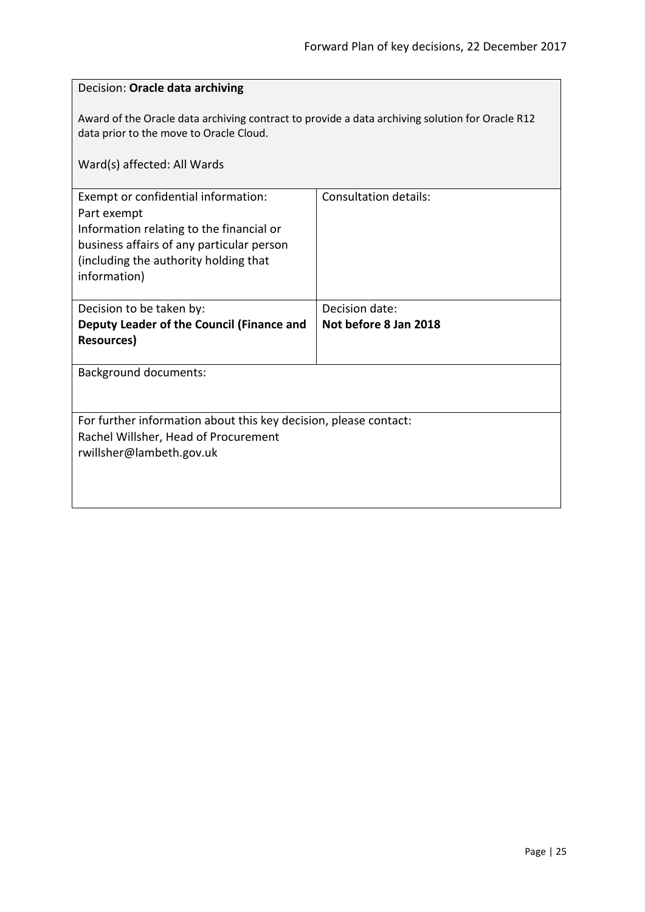Decision: **Oracle data archiving**

Award of the Oracle data archiving contract to provide a data archiving solution for Oracle R12 data prior to the move to Oracle Cloud.

Ward(s) affected: All Wards

| Exempt or confidential information: Part exempt Information relating to the financial or business affairs of any particular person (including the authority holding that information) | Consultation details: |
|---|---|
| Decision to be taken by: **Deputy Leader of the Council (Finance and Resources)** | Decision date: **Not before 8 Jan 2018** |

Background documents:

For further information about this key decision, please contact:
Rachel Willsher, Head of Procurement
rwillsher@lambeth.gov.uk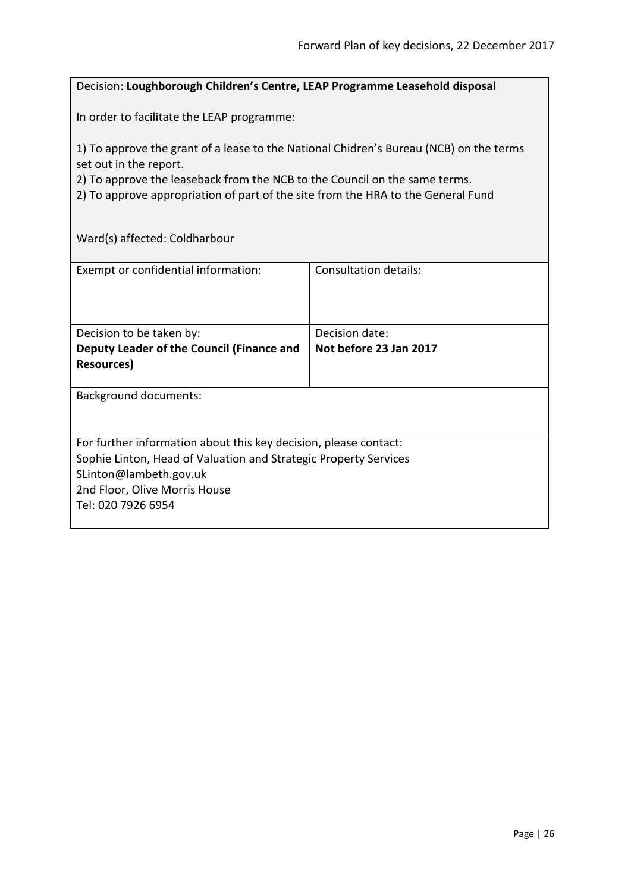Decision: **Loughborough Children's Centre, LEAP Programme Leasehold disposal**

In order to facilitate the LEAP programme:

1) To approve the grant of a lease to the National Chidren's Bureau (NCB) on the terms set out in the report.
2) To approve the leaseback from the NCB to the Council on the same terms.
2) To approve appropriation of part of the site from the HRA to the General Fund

Ward(s) affected: Coldharbour

| Exempt or confidential information: | Consultation details: |
| --- | --- |
| Decision to be taken by: **Deputy Leader of the Council (Finance and Resources)** | Decision date: **Not before 23 Jan 2017** |

Background documents:

For further information about this key decision, please contact:
Sophie Linton, Head of Valuation and Strategic Property Services
SLinton@lambeth.gov.uk
2nd Floor, Olive Morris House
Tel: 020 7926 6954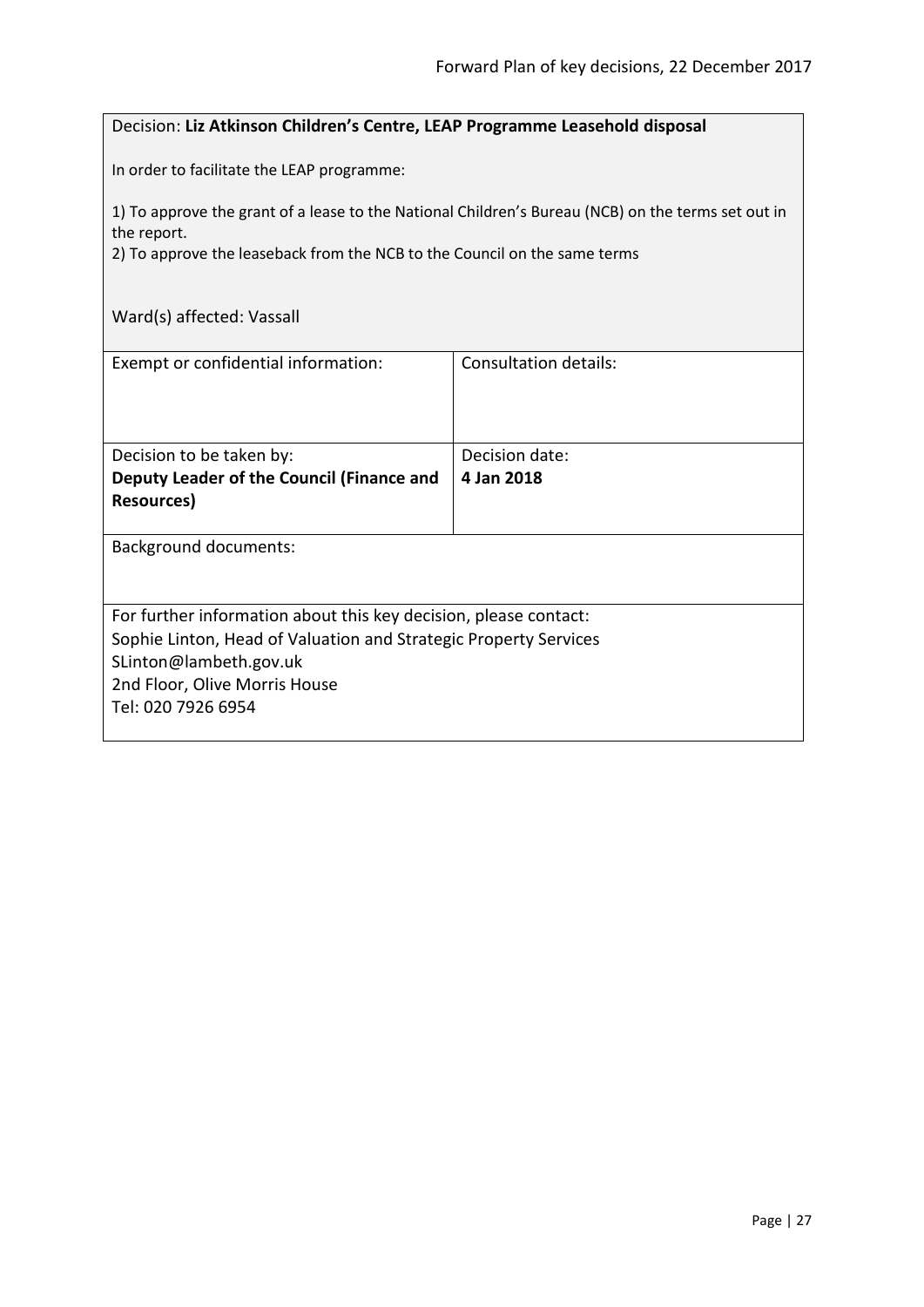Decision: **Liz Atkinson Children's Centre, LEAP Programme Leasehold disposal**

In order to facilitate the LEAP programme:

1) To approve the grant of a lease to the National Children's Bureau (NCB) on the terms set out in the report.
2) To approve the leaseback from the NCB to the Council on the same terms

Ward(s) affected: Vassall

| Exempt or confidential information: | Consultation details: |
| --- | --- |
| Decision to be taken by:<br>**Deputy Leader of the Council (Finance and Resources)** | Decision date:<br>**4 Jan 2018** |

Background documents:

For further information about this key decision, please contact:
Sophie Linton, Head of Valuation and Strategic Property Services
SLinton@lambeth.gov.uk
2nd Floor, Olive Morris House
Tel: 020 7926 6954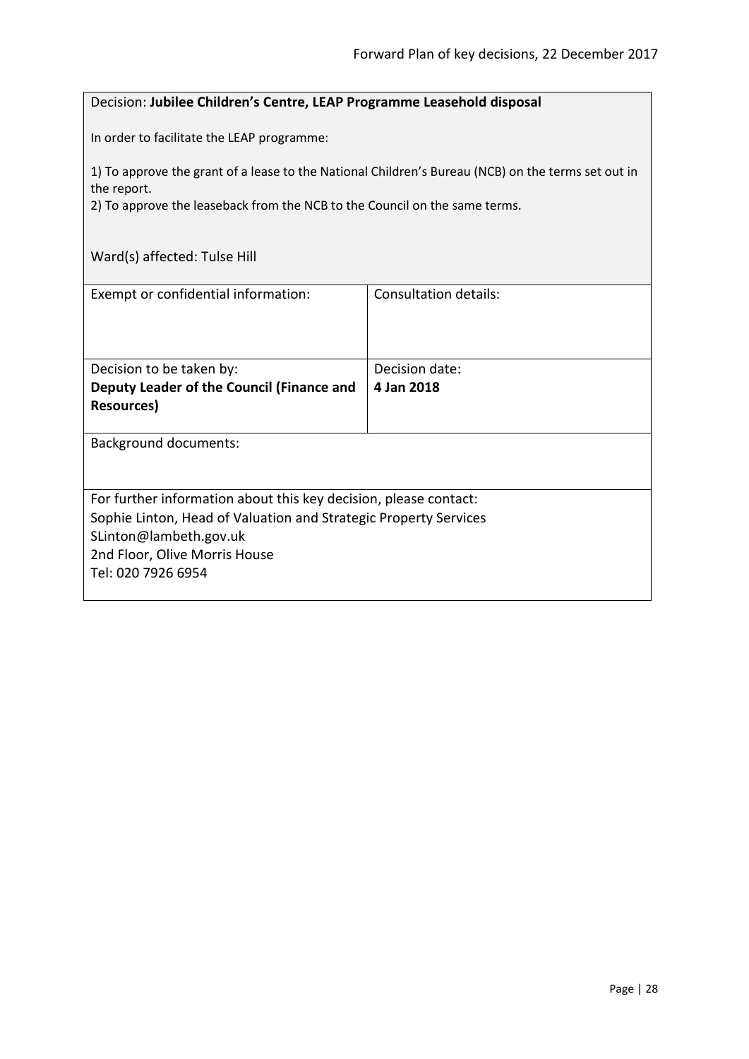Decision: **Jubilee Children's Centre, LEAP Programme Leasehold disposal**

In order to facilitate the LEAP programme:

1) To approve the grant of a lease to the National Children's Bureau (NCB) on the terms set out in the report.
2) To approve the leaseback from the NCB to the Council on the same terms.

Ward(s) affected: Tulse Hill

| Exempt or confidential information: | Consultation details: |
|---|---|
| Decision to be taken by: **Deputy Leader of the Council (Finance and Resources)** | Decision date: **4 Jan 2018** |

Background documents:

For further information about this key decision, please contact:
Sophie Linton, Head of Valuation and Strategic Property Services
SLinton@lambeth.gov.uk
2nd Floor, Olive Morris House
Tel: 020 7926 6954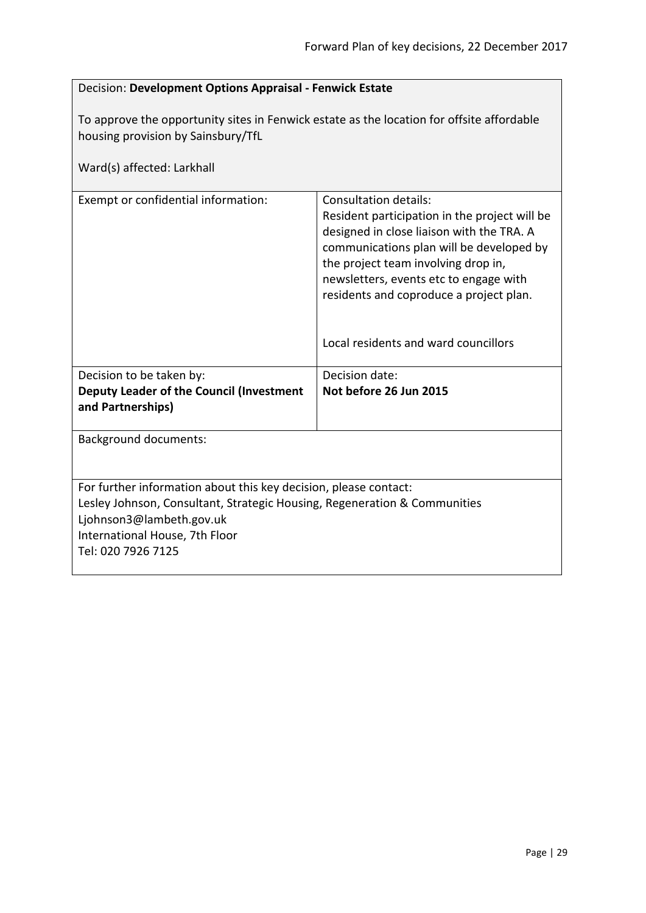Decision: **Development Options Appraisal - Fenwick Estate**

To approve the opportunity sites in Fenwick estate as the location for offsite affordable housing provision by Sainsbury/TfL

Ward(s) affected: Larkhall

| Exempt or confidential information: | Consultation details:<br>Resident participation in the project will be designed in close liaison with the TRA. A communications plan will be developed by the project team involving drop in, newsletters, events etc to engage with residents and coproduce a project plan.<br><br>Local residents and ward councillors |
|---|---|
| Decision to be taken by:<br>**Deputy Leader of the Council (Investment and Partnerships)** | Decision date:<br>**Not before 26 Jun 2015** |

Background documents:

For further information about this key decision, please contact:
Lesley Johnson, Consultant, Strategic Housing, Regeneration & Communities
Ljohnson3@lambeth.gov.uk
International House, 7th Floor
Tel: 020 7926 7125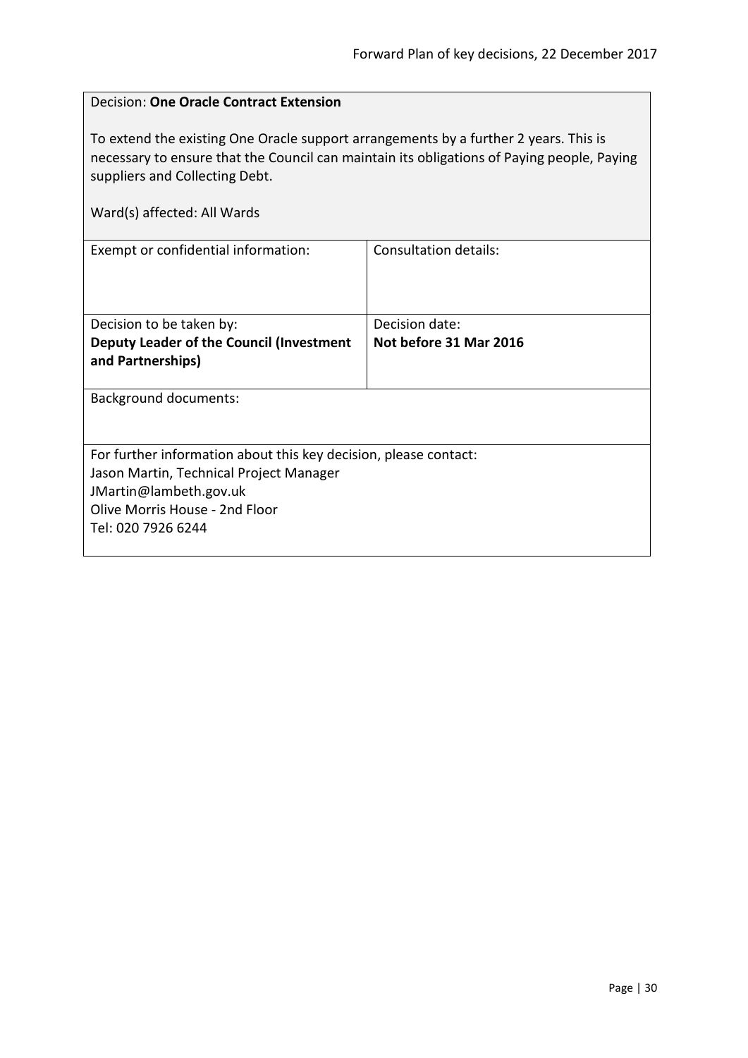Decision: **One Oracle Contract Extension**

To extend the existing One Oracle support arrangements by a further 2 years. This is necessary to ensure that the Council can maintain its obligations of Paying people, Paying suppliers and Collecting Debt.

Ward(s) affected: All Wards

| Exempt or confidential information: | Consultation details: |
| --- | --- |
| Decision to be taken by:<br>**Deputy Leader of the Council (Investment and Partnerships)** | Decision date:<br>**Not before 31 Mar 2016** |

Background documents:

For further information about this key decision, please contact:
Jason Martin, Technical Project Manager
JMartin@lambeth.gov.uk
Olive Morris House - 2nd Floor
Tel: 020 7926 6244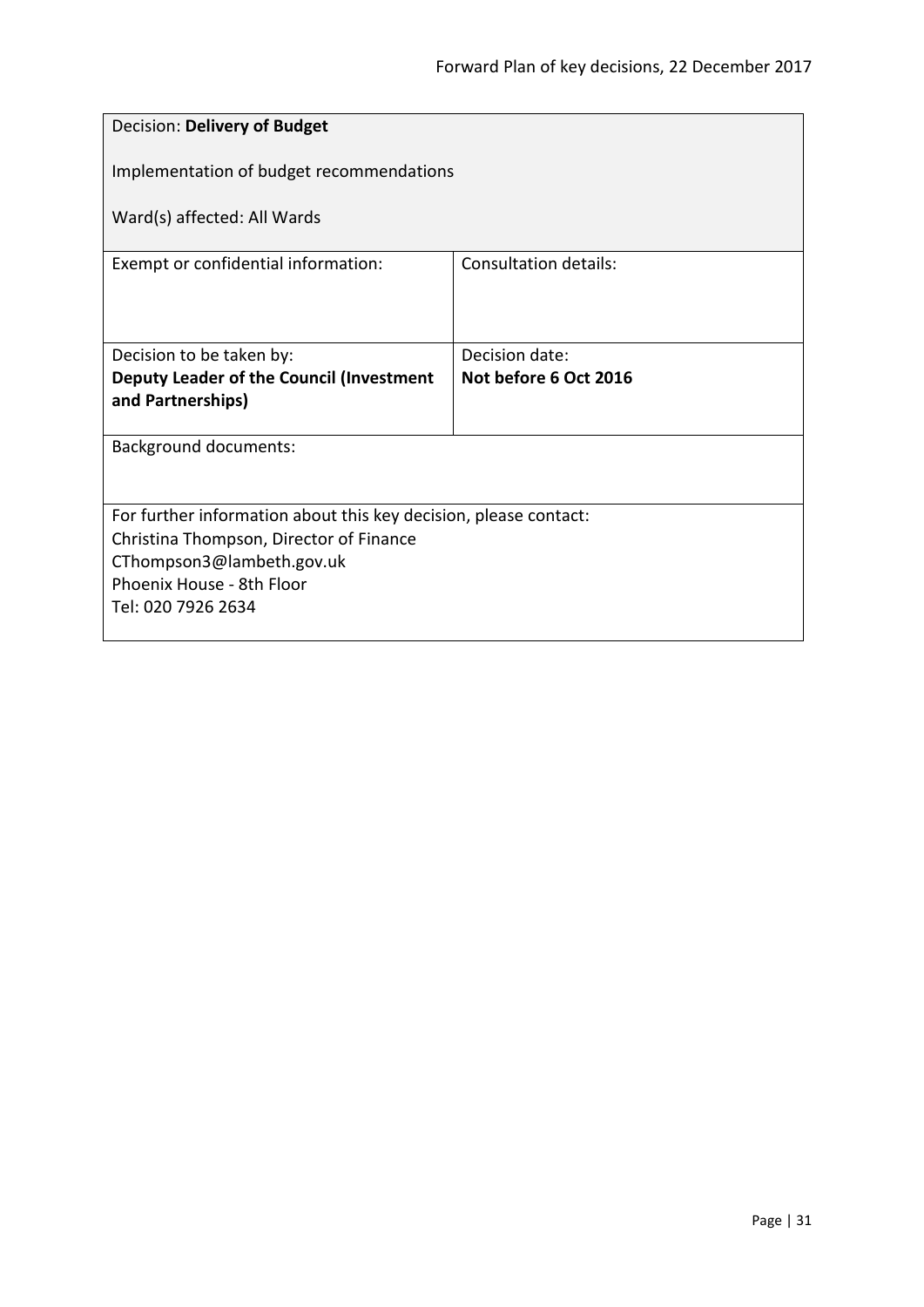Decision: **Delivery of Budget**

Implementation of budget recommendations

Ward(s) affected: All Wards

| Exempt or confidential information: | Consultation details: |
| --- | --- |
| Decision to be taken by: **Deputy Leader of the Council (Investment and Partnerships)** | Decision date: **Not before 6 Oct 2016** |

Background documents:

For further information about this key decision, please contact:
Christina Thompson, Director of Finance
CThompson3@lambeth.gov.uk
Phoenix House - 8th Floor
Tel: 020 7926 2634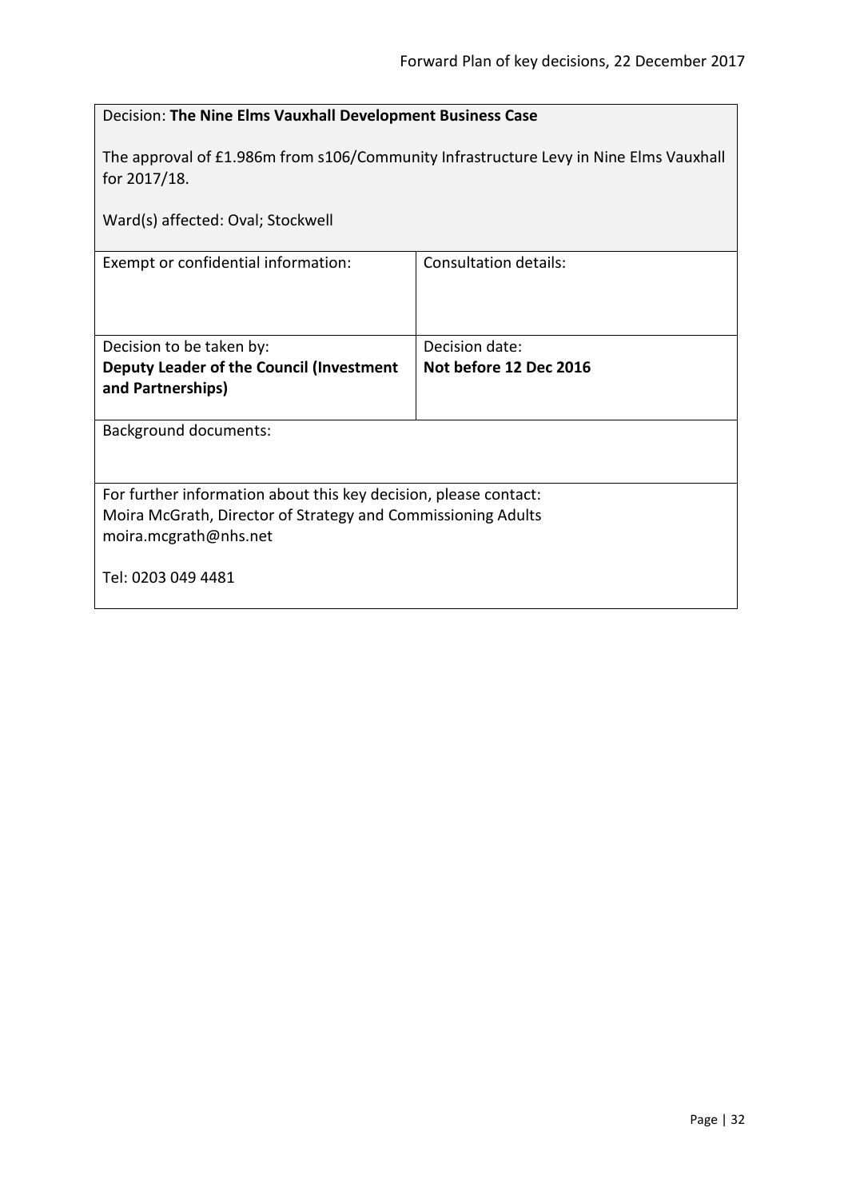Decision: **The Nine Elms Vauxhall Development Business Case**

The approval of £1.986m from s106/Community Infrastructure Levy in Nine Elms Vauxhall for 2017/18.

Ward(s) affected: Oval; Stockwell

| Exempt or confidential information: | Consultation details: |
|---|---|
| Decision to be taken by:<br>**Deputy Leader of the Council (Investment and Partnerships)** | Decision date:<br>**Not before 12 Dec 2016** |

Background documents:

For further information about this key decision, please contact:
Moira McGrath, Director of Strategy and Commissioning Adults
moira.mcgrath@nhs.net

Tel: 0203 049 4481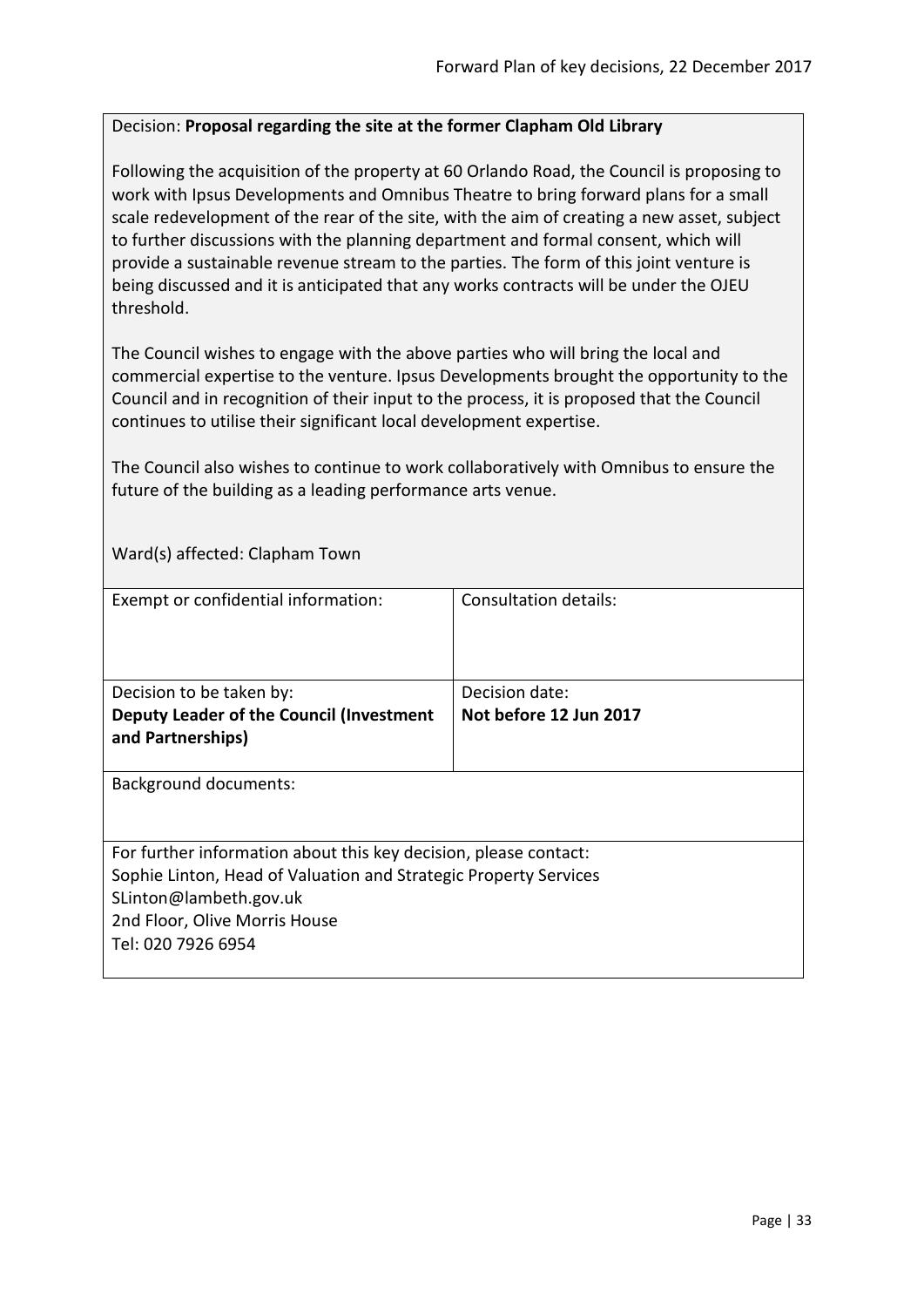Decision: **Proposal regarding the site at the former Clapham Old Library**

Following the acquisition of the property at 60 Orlando Road, the Council is proposing to work with Ipsus Developments and Omnibus Theatre to bring forward plans for a small scale redevelopment of the rear of the site, with the aim of creating a new asset, subject to further discussions with the planning department and formal consent, which will provide a sustainable revenue stream to the parties. The form of this joint venture is being discussed and it is anticipated that any works contracts will be under the OJEU threshold.

The Council wishes to engage with the above parties who will bring the local and commercial expertise to the venture. Ipsus Developments brought the opportunity to the Council and in recognition of their input to the process, it is proposed that the Council continues to utilise their significant local development expertise.

The Council also wishes to continue to work collaboratively with Omnibus to ensure the future of the building as a leading performance arts venue.

Ward(s) affected: Clapham Town

| Exempt or confidential information: | Consultation details: |
|---|---|
| Decision to be taken by:<br>**Deputy Leader of the Council (Investment and Partnerships)** | Decision date:<br>**Not before 12 Jun 2017** |

Background documents:

For further information about this key decision, please contact:
Sophie Linton, Head of Valuation and Strategic Property Services
SLinton@lambeth.gov.uk
2nd Floor, Olive Morris House
Tel: 020 7926 6954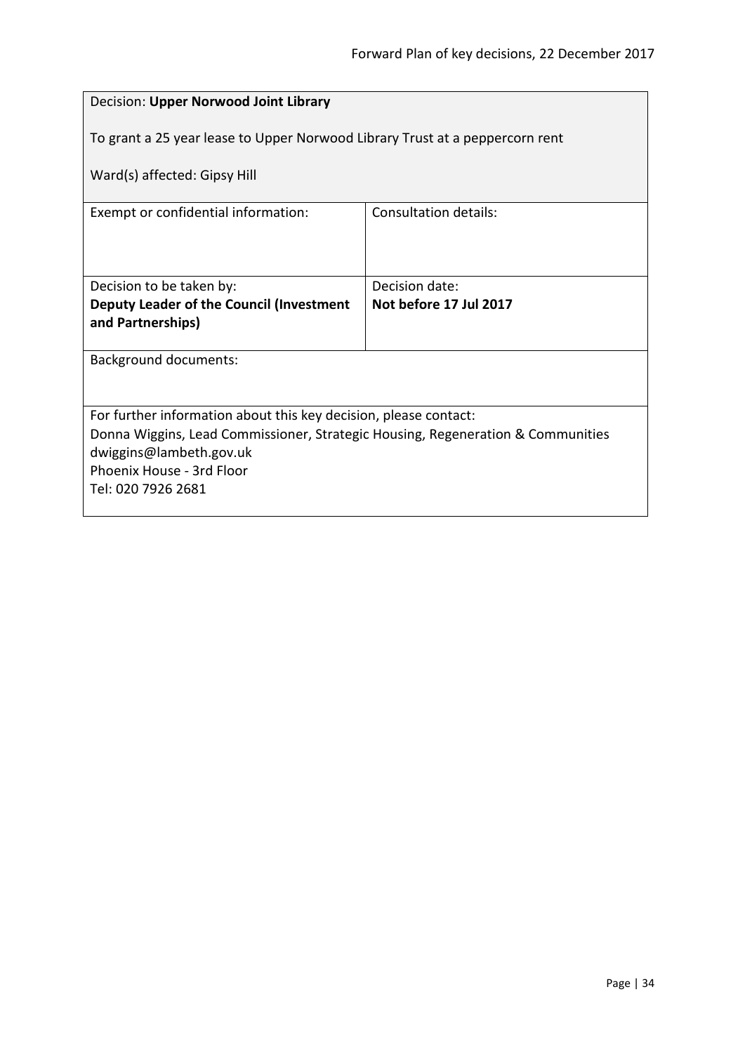Decision: **Upper Norwood Joint Library**

To grant a 25 year lease to Upper Norwood Library Trust at a peppercorn rent

Ward(s) affected: Gipsy Hill

| Exempt or confidential information: | Consultation details: |
| --- | --- |
| Decision to be taken by:<br>**Deputy Leader of the Council (Investment and Partnerships)** | Decision date:<br>**Not before 17 Jul 2017** |

Background documents:

For further information about this key decision, please contact:
Donna Wiggins, Lead Commissioner, Strategic Housing, Regeneration & Communities
dwiggins@lambeth.gov.uk
Phoenix House - 3rd Floor
Tel: 020 7926 2681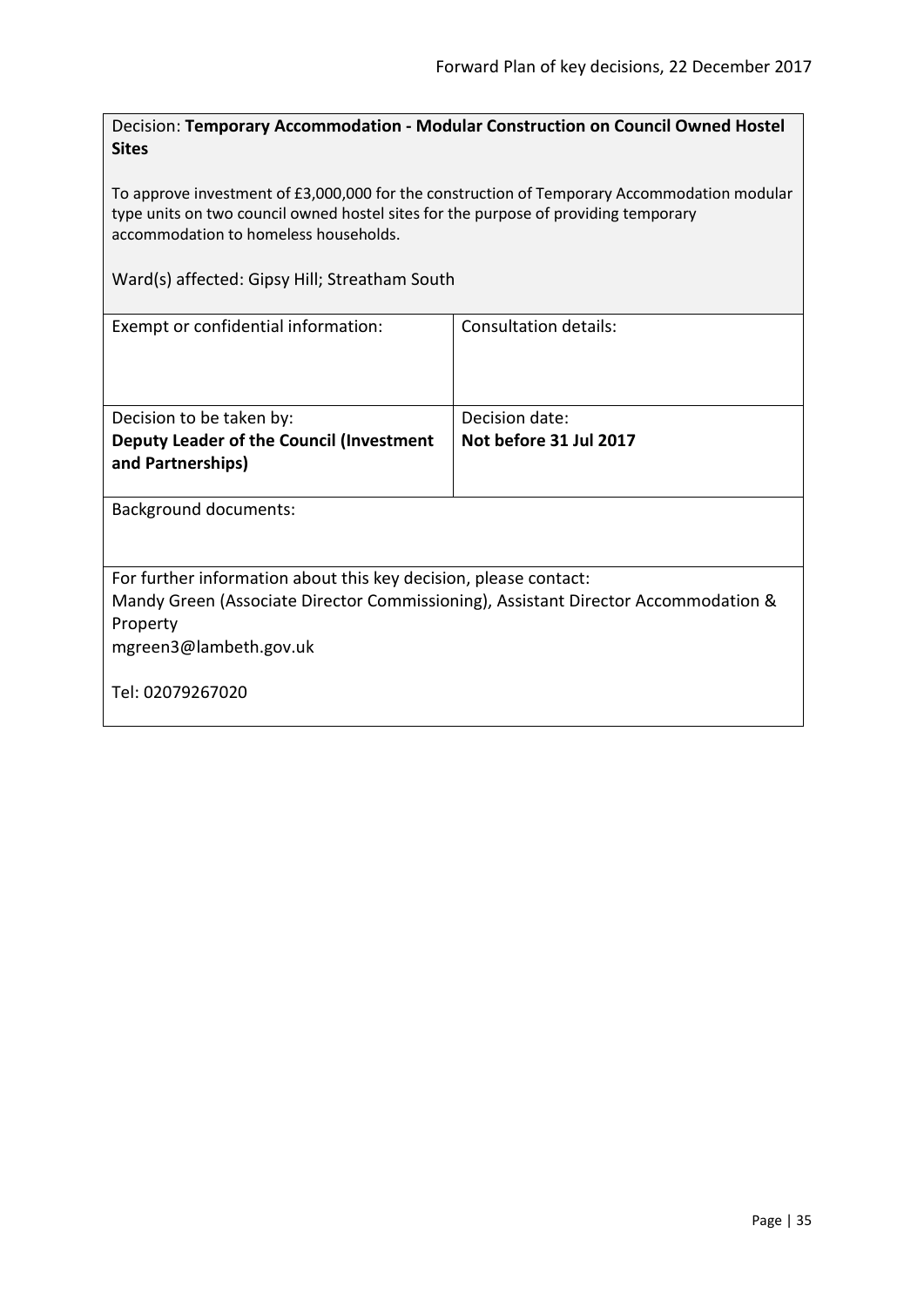Decision: **Temporary Accommodation - Modular Construction on Council Owned Hostel Sites**

To approve investment of £3,000,000 for the construction of Temporary Accommodation modular type units on two council owned hostel sites for the purpose of providing temporary accommodation to homeless households.

Ward(s) affected: Gipsy Hill; Streatham South

| Exempt or confidential information: | Consultation details: |
| --- | --- |
| Decision to be taken by:<br>**Deputy Leader of the Council (Investment and Partnerships)** | Decision date:<br>**Not before 31 Jul 2017** |

Background documents:

For further information about this key decision, please contact:
Mandy Green (Associate Director Commissioning), Assistant Director Accommodation & Property
mgreen3@lambeth.gov.uk

Tel: 02079267020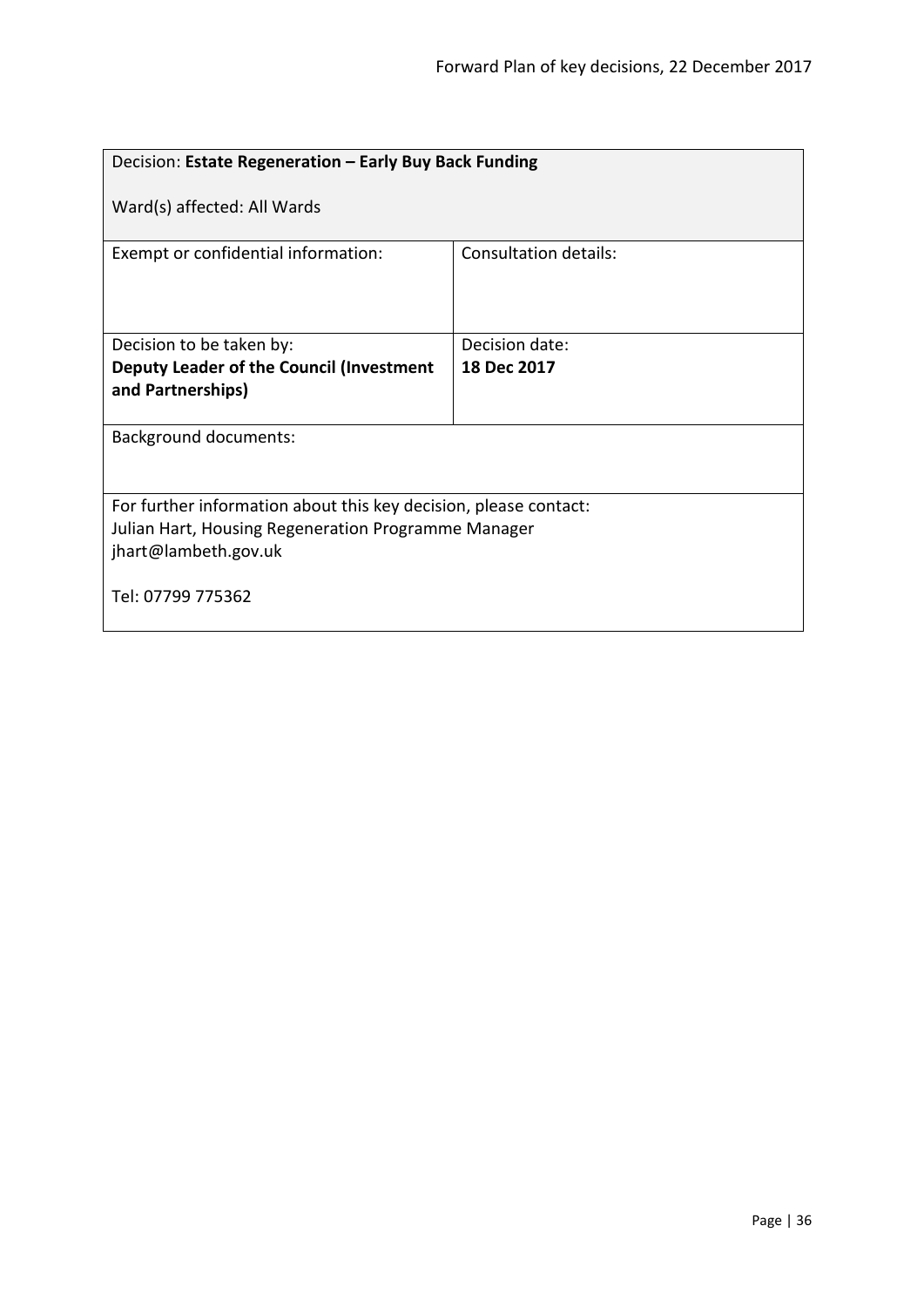| Decision: **Estate Regeneration – Early Buy Back Funding**<br><br>Ward(s) affected: All Wards | |
|---|---|
| Exempt or confidential information: | Consultation details: |
| Decision to be taken by:<br>**Deputy Leader of the Council (Investment and Partnerships)** | Decision date:<br>**18 Dec 2017** |
| Background documents: | |
| For further information about this key decision, please contact:<br>Julian Hart, Housing Regeneration Programme Manager<br>jhart@lambeth.gov.uk<br><br>Tel: 07799 775362 | |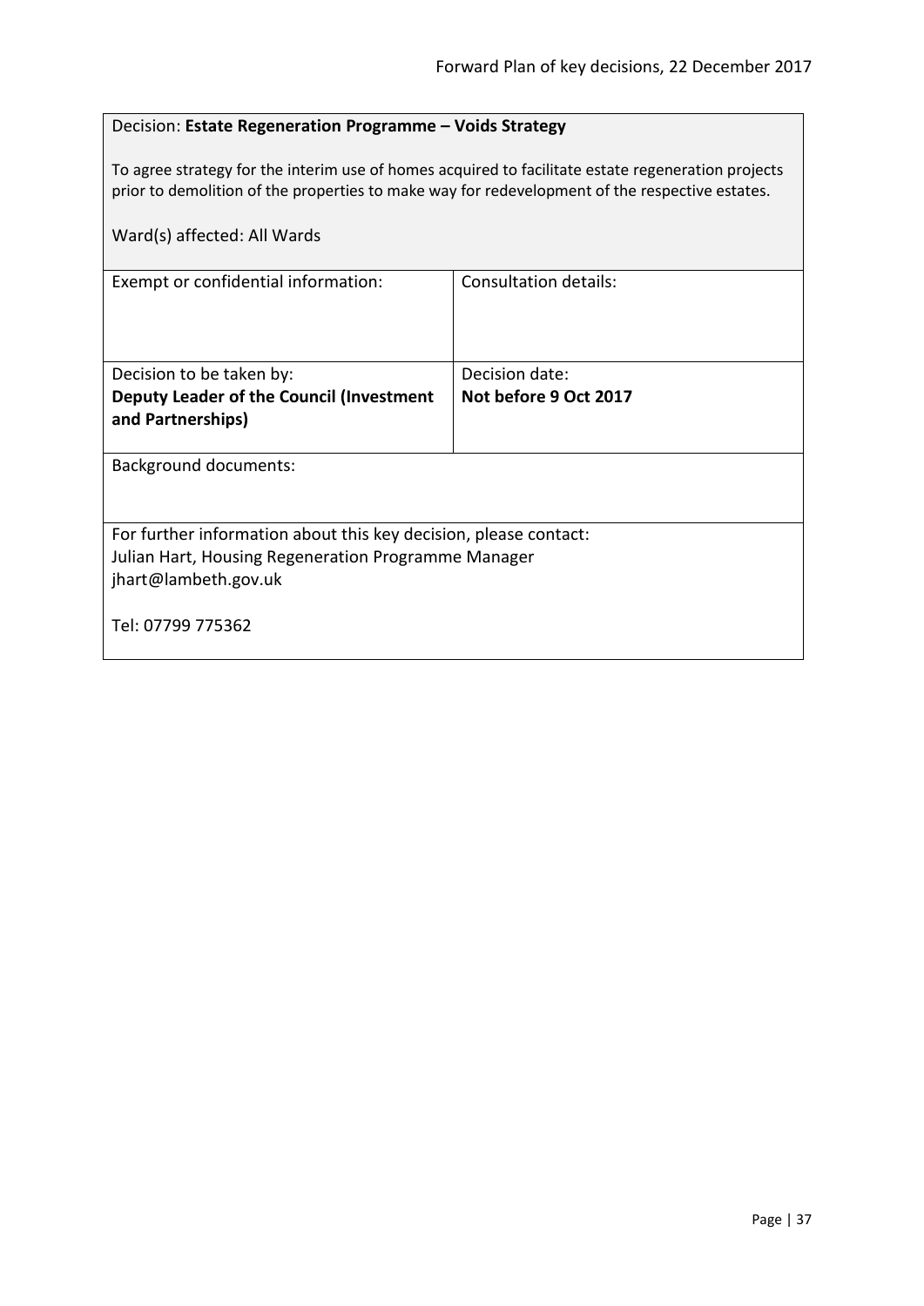Decision: **Estate Regeneration Programme – Voids Strategy**

To agree strategy for the interim use of homes acquired to facilitate estate regeneration projects prior to demolition of the properties to make way for redevelopment of the respective estates.

Ward(s) affected: All Wards

| Exempt or confidential information: | Consultation details: |
| --- | --- |
| Decision to be taken by: **Deputy Leader of the Council (Investment and Partnerships)** | Decision date: **Not before 9 Oct 2017** |

Background documents:

For further information about this key decision, please contact:
Julian Hart, Housing Regeneration Programme Manager
jhart@lambeth.gov.uk

Tel: 07799 775362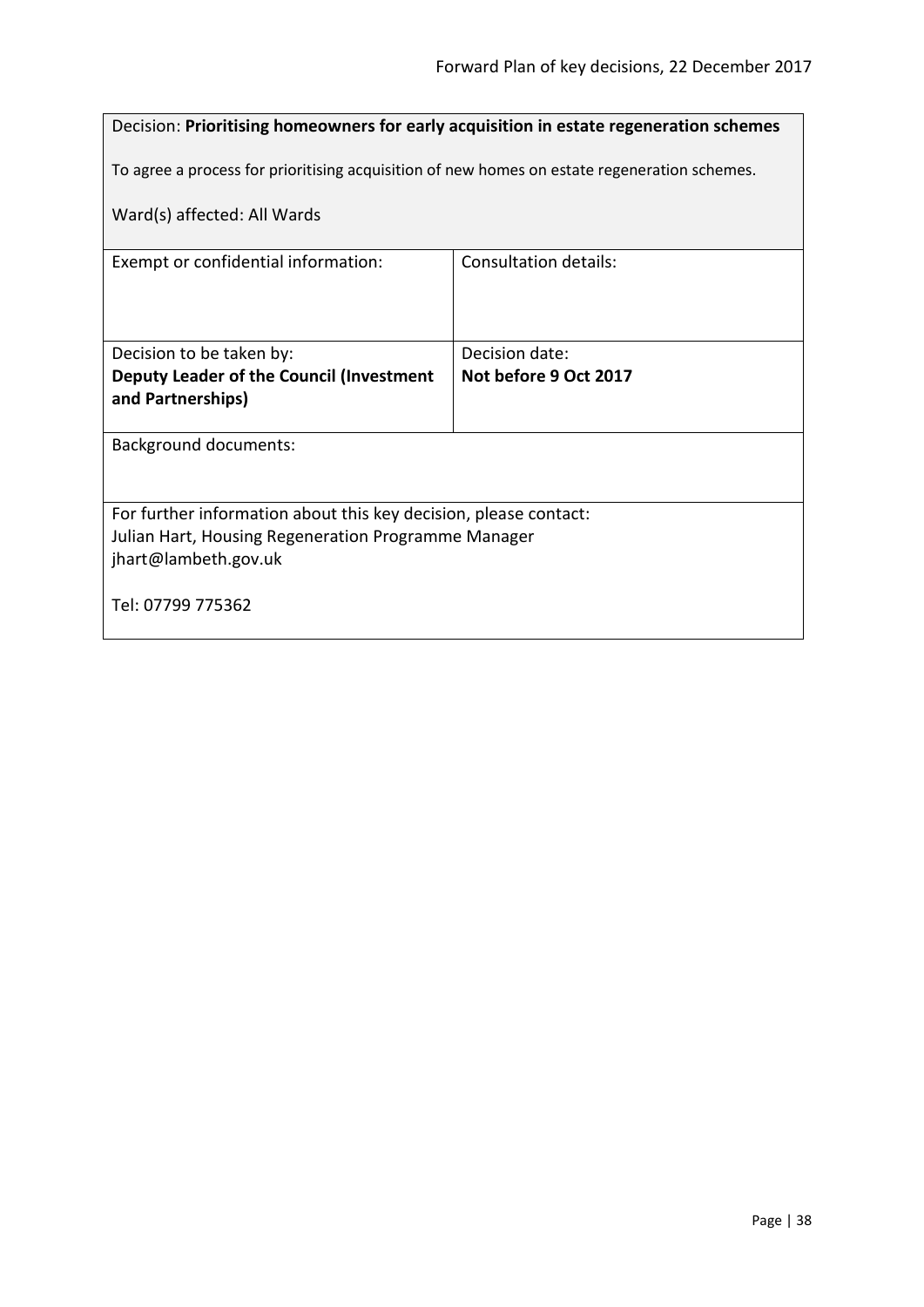Decision: **Prioritising homeowners for early acquisition in estate regeneration schemes**

To agree a process for prioritising acquisition of new homes on estate regeneration schemes.

Ward(s) affected: All Wards

| Exempt or confidential information: | Consultation details: |
| --- | --- |
| Decision to be taken by:<br>**Deputy Leader of the Council (Investment and Partnerships)** | Decision date:<br>**Not before 9 Oct 2017** |

Background documents:

For further information about this key decision, please contact:
Julian Hart, Housing Regeneration Programme Manager
jhart@lambeth.gov.uk

Tel: 07799 775362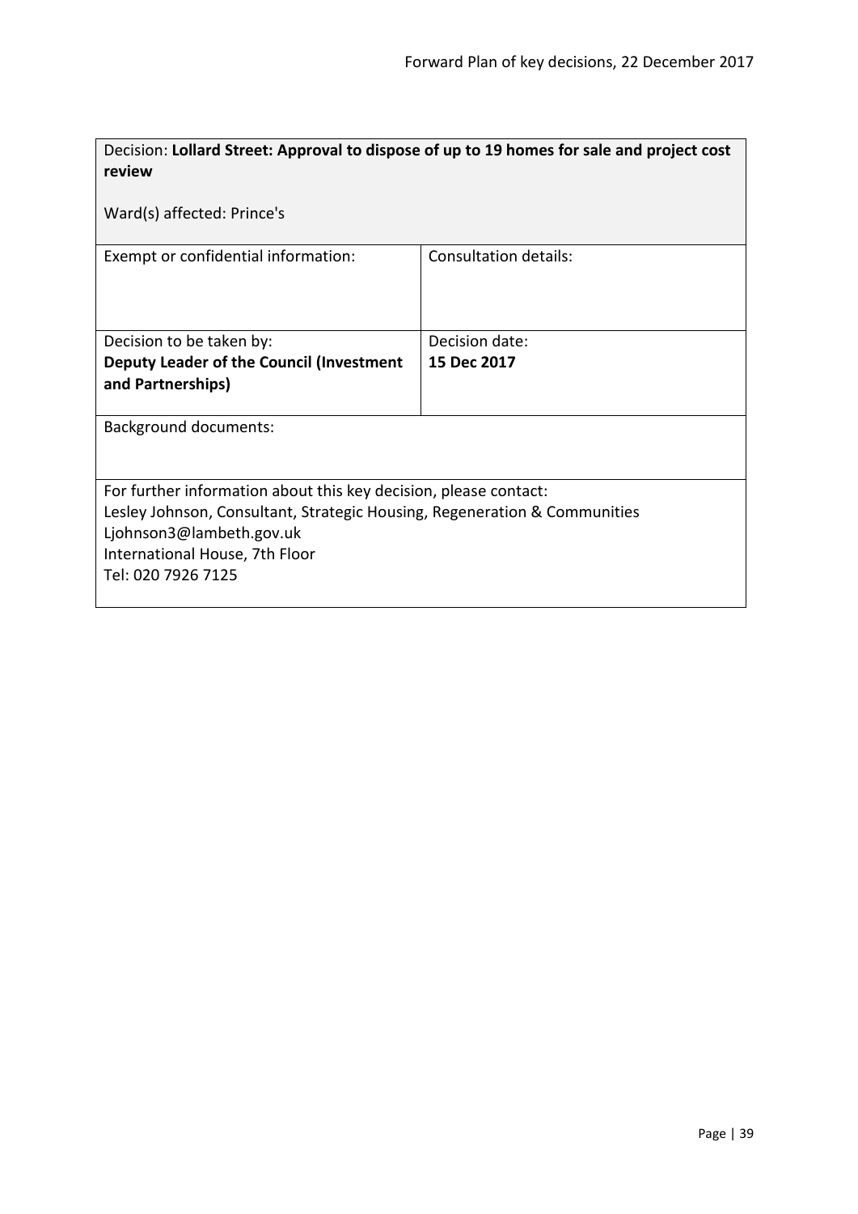Decision: **Lollard Street: Approval to dispose of up to 19 homes for sale and project cost review**

Ward(s) affected: Prince's

| Exempt or confidential information: | Consultation details: |
|---|---|
| Decision to be taken by:<br>**Deputy Leader of the Council (Investment and Partnerships)** | Decision date:<br>**15 Dec 2017** |

Background documents:

For further information about this key decision, please contact:
Lesley Johnson, Consultant, Strategic Housing, Regeneration & Communities
Ljohnson3@lambeth.gov.uk
International House, 7th Floor
Tel: 020 7926 7125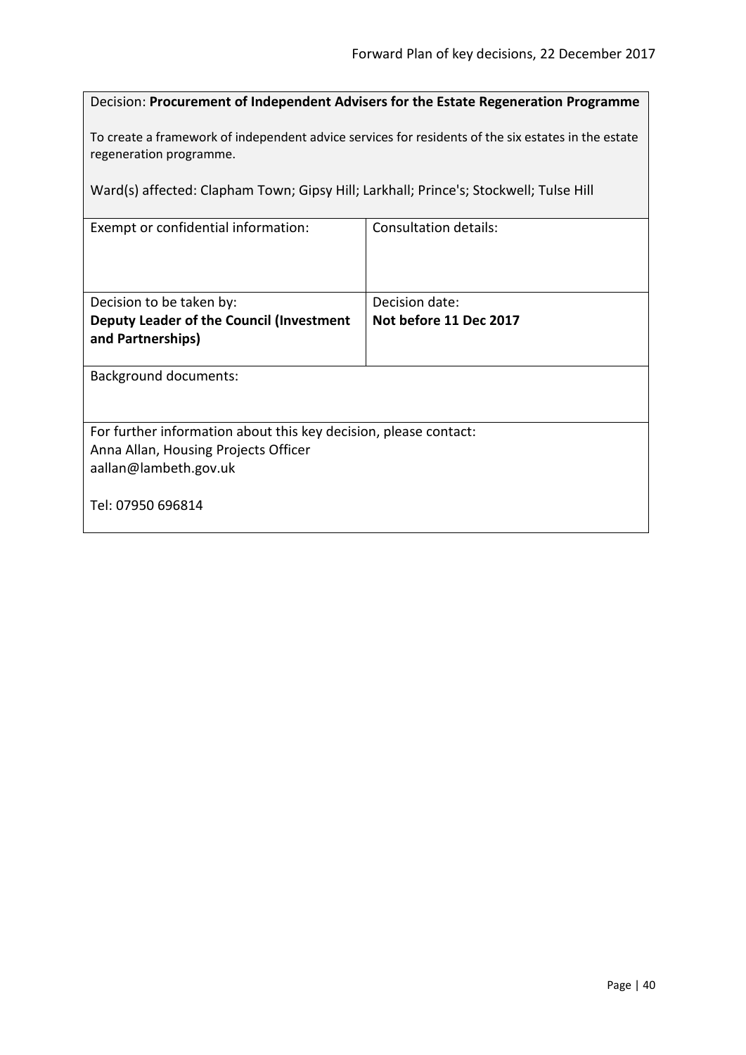Decision: **Procurement of Independent Advisers for the Estate Regeneration Programme**

To create a framework of independent advice services for residents of the six estates in the estate regeneration programme.

Ward(s) affected: Clapham Town; Gipsy Hill; Larkhall; Prince's; Stockwell; Tulse Hill

| Exempt or confidential information: | Consultation details: |
|---|---|
| Decision to be taken by:<br>**Deputy Leader of the Council (Investment and Partnerships)** | Decision date:<br>**Not before 11 Dec 2017** |

Background documents:

For further information about this key decision, please contact:
Anna Allan, Housing Projects Officer
aallan@lambeth.gov.uk

Tel: 07950 696814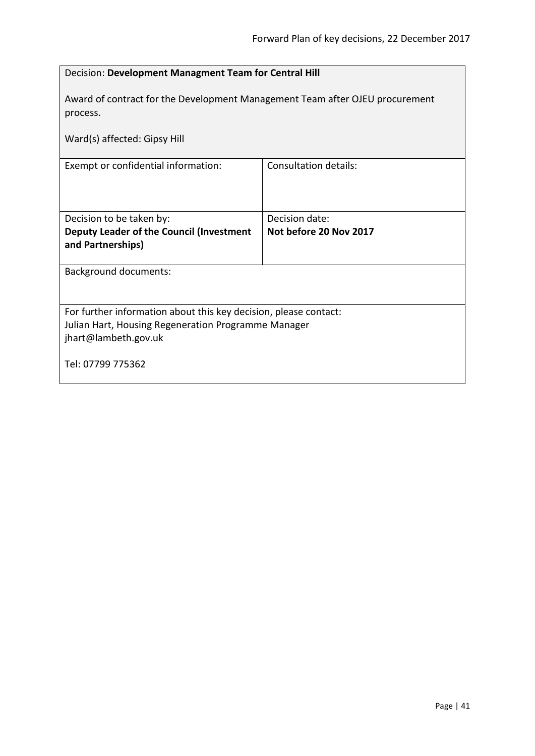Decision: **Development Managment Team for Central Hill**

Award of contract for the Development Management Team after OJEU procurement process.

Ward(s) affected: Gipsy Hill

| Exempt or confidential information: | Consultation details: |
|---|---|
| Decision to be taken by: **Deputy Leader of the Council (Investment and Partnerships)** | Decision date: **Not before 20 Nov 2017** |

Background documents:

For further information about this key decision, please contact:
Julian Hart, Housing Regeneration Programme Manager
jhart@lambeth.gov.uk

Tel: 07799 775362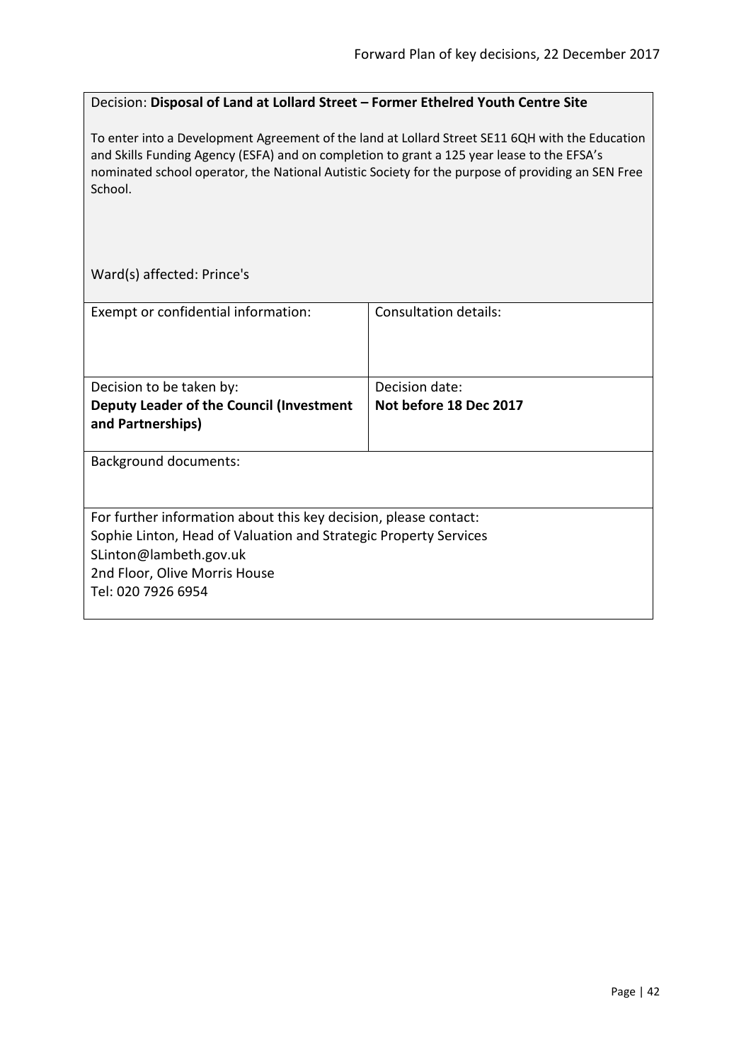Decision: **Disposal of Land at Lollard Street – Former Ethelred Youth Centre Site**

To enter into a Development Agreement of the land at Lollard Street SE11 6QH with the Education and Skills Funding Agency (ESFA) and on completion to grant a 125 year lease to the EFSA's nominated school operator, the National Autistic Society for the purpose of providing an SEN Free School.

Ward(s) affected: Prince's

| Exempt or confidential information: | Consultation details: |
|---|---|
| Decision to be taken by:<br>**Deputy Leader of the Council (Investment and Partnerships)** | Decision date:<br>**Not before 18 Dec 2017** |

Background documents:

For further information about this key decision, please contact:
Sophie Linton, Head of Valuation and Strategic Property Services
SLinton@lambeth.gov.uk
2nd Floor, Olive Morris House
Tel: 020 7926 6954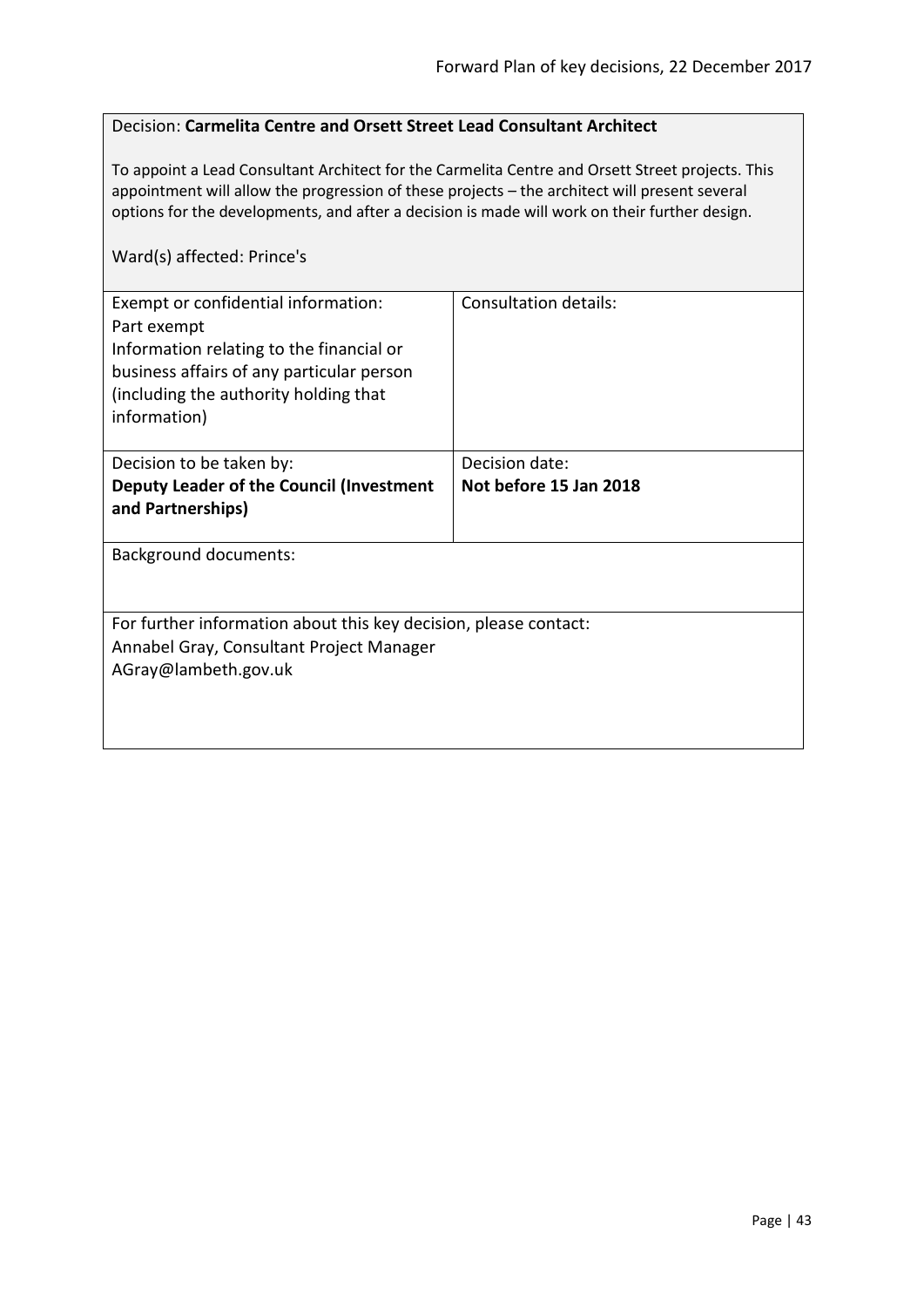Decision: **Carmelita Centre and Orsett Street Lead Consultant Architect**

To appoint a Lead Consultant Architect for the Carmelita Centre and Orsett Street projects. This appointment will allow the progression of these projects – the architect will present several options for the developments, and after a decision is made will work on their further design.

Ward(s) affected: Prince's

| Exempt or confidential information: Part exempt Information relating to the financial or business affairs of any particular person (including the authority holding that information) | Consultation details: |
|---|---|
| Decision to be taken by: **Deputy Leader of the Council (Investment and Partnerships)** | Decision date: **Not before 15 Jan 2018** |

Background documents:

For further information about this key decision, please contact:
Annabel Gray, Consultant Project Manager
AGray@lambeth.gov.uk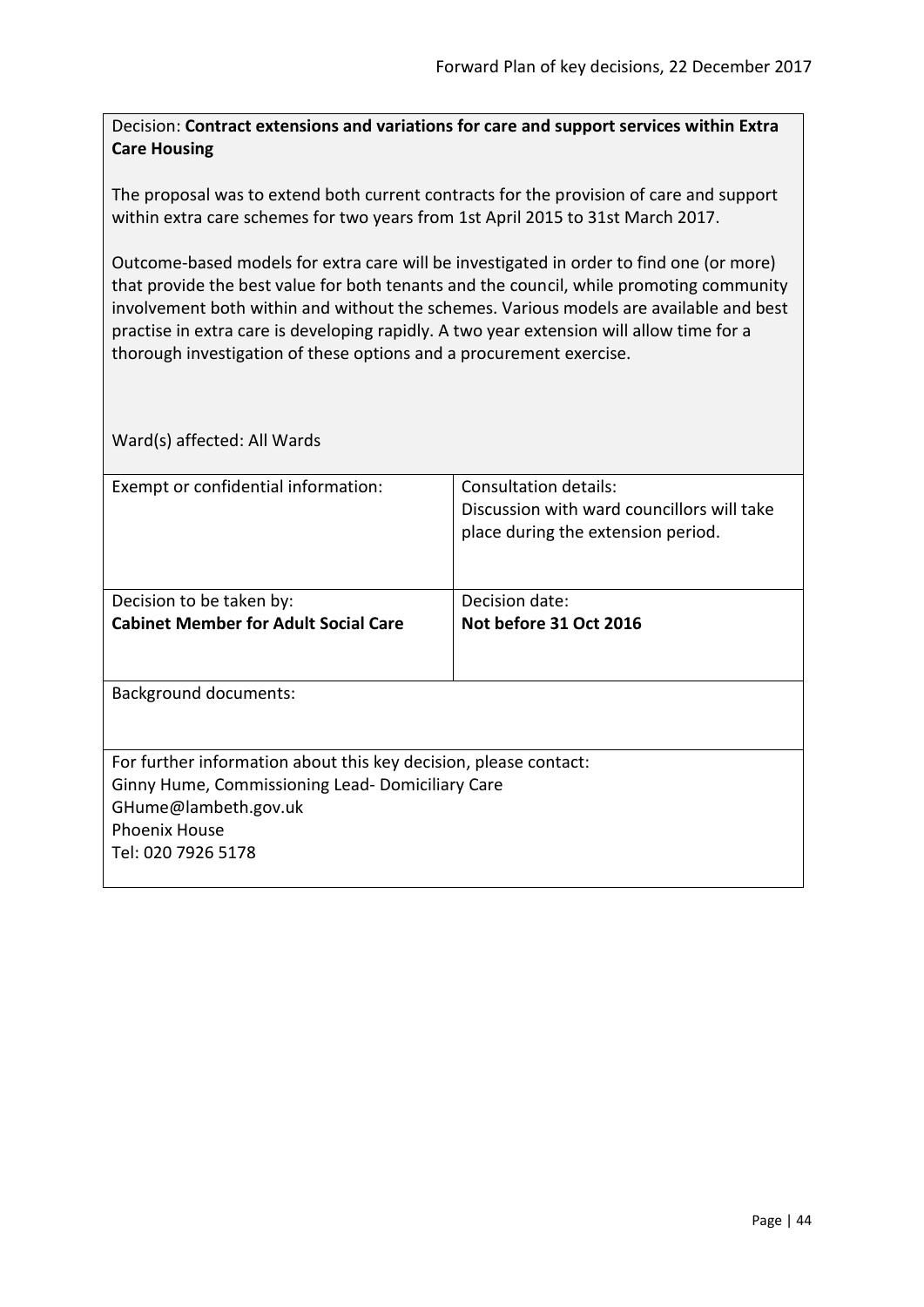Decision: **Contract extensions and variations for care and support services within Extra Care Housing**

The proposal was to extend both current contracts for the provision of care and support within extra care schemes for two years from 1st April 2015 to 31st March 2017.

Outcome-based models for extra care will be investigated in order to find one (or more) that provide the best value for both tenants and the council, while promoting community involvement both within and without the schemes. Various models are available and best practise in extra care is developing rapidly. A two year extension will allow time for a thorough investigation of these options and a procurement exercise.

Ward(s) affected: All Wards

| Exempt or confidential information: | Consultation details:<br>Discussion with ward councillors will take place during the extension period. |
|---|---|
| Decision to be taken by:<br>**Cabinet Member for Adult Social Care** | Decision date:<br>**Not before 31 Oct 2016** |

Background documents:

For further information about this key decision, please contact:
Ginny Hume, Commissioning Lead- Domiciliary Care
GHume@lambeth.gov.uk
Phoenix House
Tel: 020 7926 5178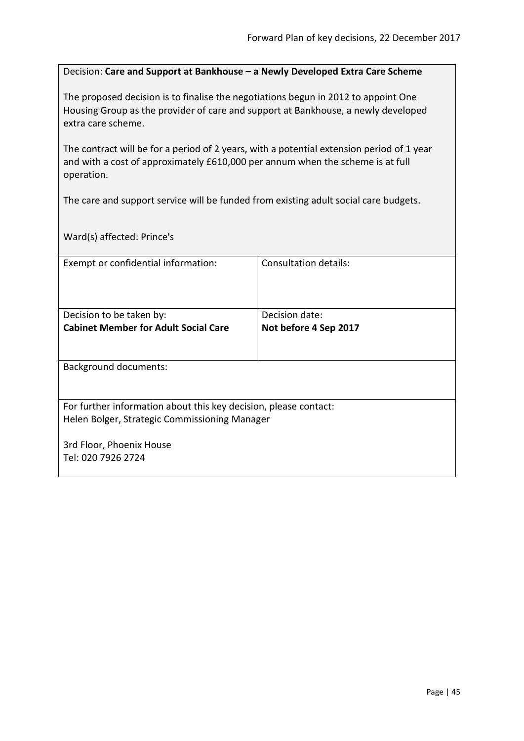Decision: **Care and Support at Bankhouse – a Newly Developed Extra Care Scheme**

The proposed decision is to finalise the negotiations begun in 2012 to appoint One Housing Group as the provider of care and support at Bankhouse, a newly developed extra care scheme.

The contract will be for a period of 2 years, with a potential extension period of 1 year and with a cost of approximately £610,000 per annum when the scheme is at full operation.

The care and support service will be funded from existing adult social care budgets.

Ward(s) affected: Prince's

| Exempt or confidential information: | Consultation details: |
| --- | --- |
| Decision to be taken by:<br>**Cabinet Member for Adult Social Care** | Decision date:<br>**Not before 4 Sep 2017** |

Background documents:

For further information about this key decision, please contact:
Helen Bolger, Strategic Commissioning Manager

3rd Floor, Phoenix House
Tel: 020 7926 2724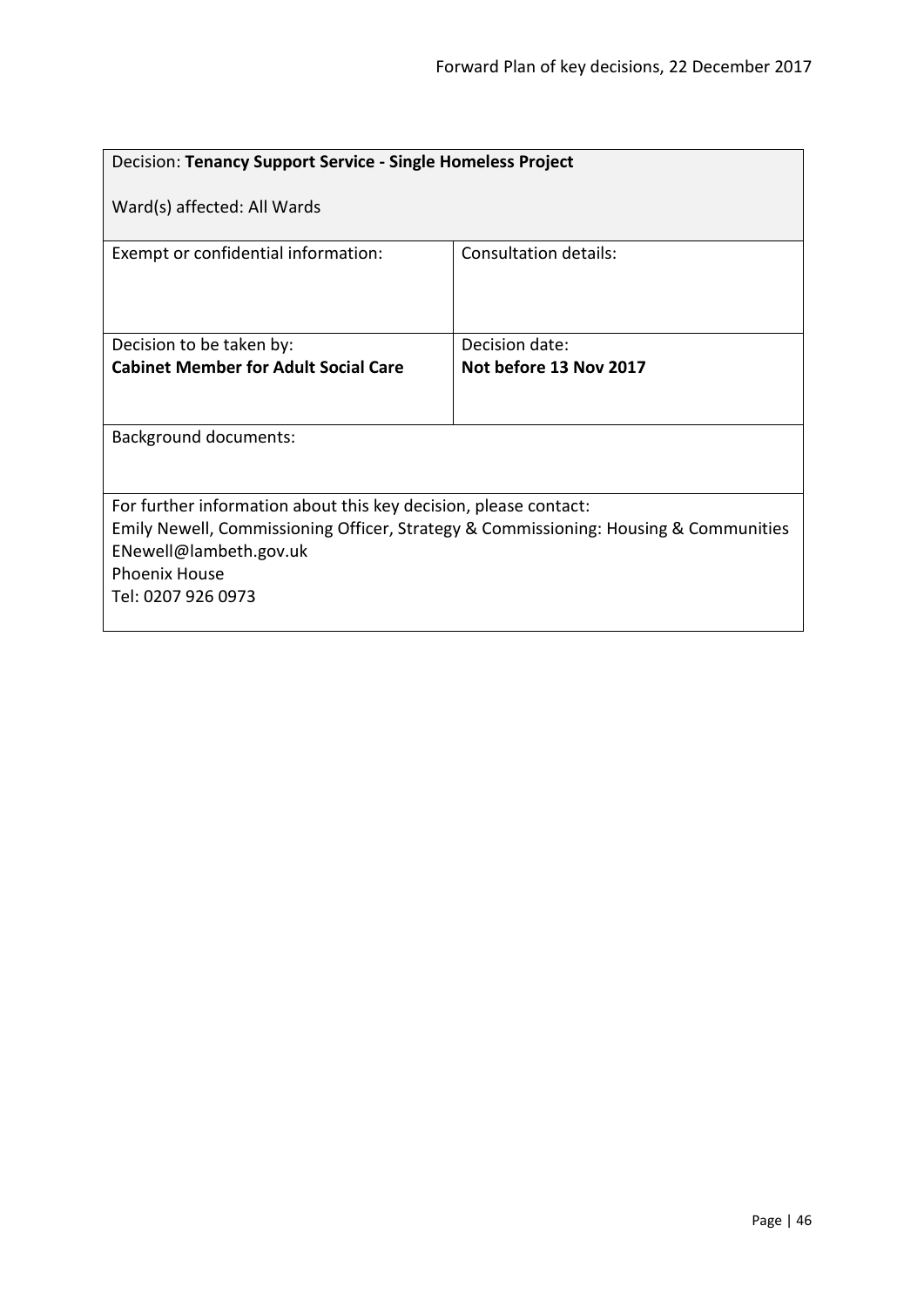Decision: **Tenancy Support Service - Single Homeless Project**

Ward(s) affected: All Wards

| Exempt or confidential information: | Consultation details: |
| --- | --- |
| Decision to be taken by:<br>**Cabinet Member for Adult Social Care** | Decision date:<br>**Not before 13 Nov 2017** |

Background documents:

For further information about this key decision, please contact:
Emily Newell, Commissioning Officer, Strategy & Commissioning: Housing & Communities
ENewell@lambeth.gov.uk
Phoenix House
Tel: 0207 926 0973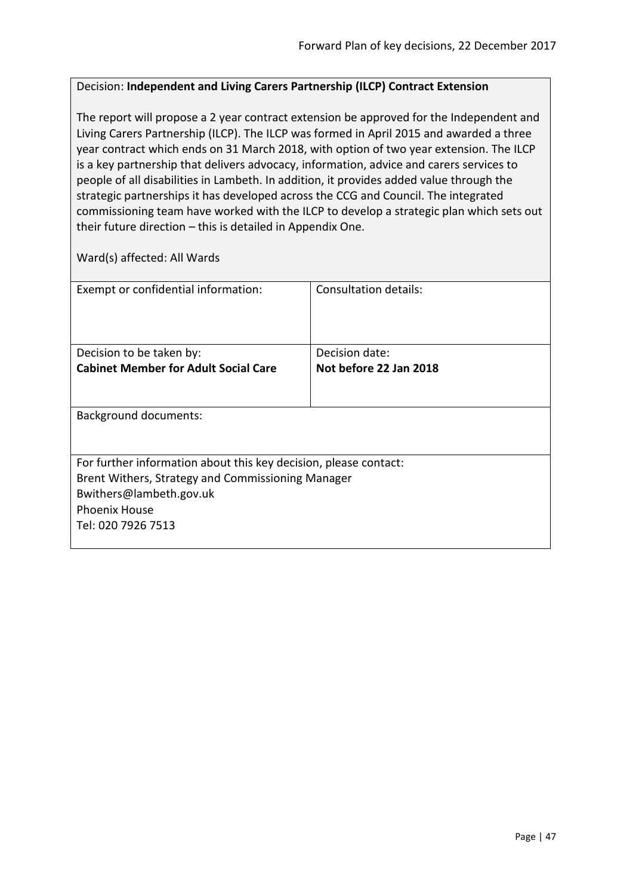Decision: **Independent and Living Carers Partnership (ILCP) Contract Extension**

The report will propose a 2 year contract extension be approved for the Independent and Living Carers Partnership (ILCP). The ILCP was formed in April 2015 and awarded a three year contract which ends on 31 March 2018, with option of two year extension. The ILCP is a key partnership that delivers advocacy, information, advice and carers services to people of all disabilities in Lambeth. In addition, it provides added value through the strategic partnerships it has developed across the CCG and Council. The integrated commissioning team have worked with the ILCP to develop a strategic plan which sets out their future direction – this is detailed in Appendix One.

Ward(s) affected: All Wards

| Exempt or confidential information: | Consultation details: |
| --- | --- |
| Decision to be taken by:<br>**Cabinet Member for Adult Social Care** | Decision date:<br>**Not before 22 Jan 2018** |

Background documents:

For further information about this key decision, please contact:
Brent Withers, Strategy and Commissioning Manager
Bwithers@lambeth.gov.uk
Phoenix House
Tel: 020 7926 7513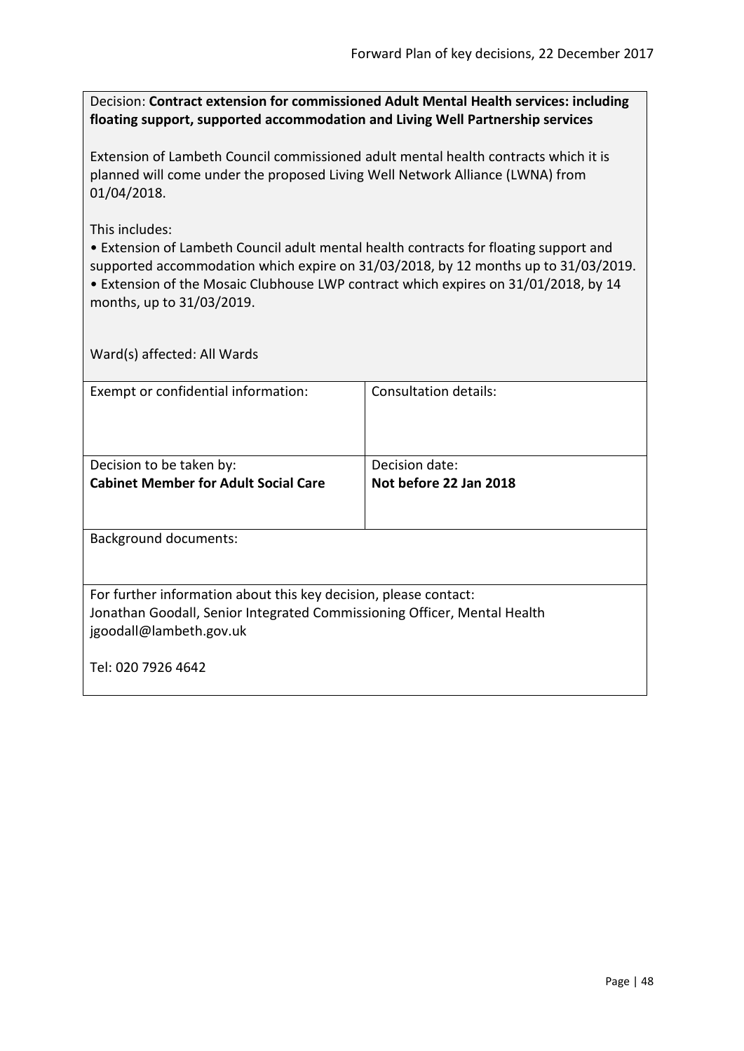Decision: **Contract extension for commissioned Adult Mental Health services: including floating support, supported accommodation and Living Well Partnership services**

Extension of Lambeth Council commissioned adult mental health contracts which it is planned will come under the proposed Living Well Network Alliance (LWNA) from 01/04/2018.

This includes:

- Extension of Lambeth Council adult mental health contracts for floating support and supported accommodation which expire on 31/03/2018, by 12 months up to 31/03/2019.
- Extension of the Mosaic Clubhouse LWP contract which expires on 31/01/2018, by 14 months, up to 31/03/2019.

Ward(s) affected: All Wards

| Exempt or confidential information: | Consultation details: |
| --- | --- |
| Decision to be taken by:<br>**Cabinet Member for Adult Social Care** | Decision date:<br>**Not before 22 Jan 2018** |

Background documents:

For further information about this key decision, please contact:
Jonathan Goodall, Senior Integrated Commissioning Officer, Mental Health
jgoodall@lambeth.gov.uk

Tel: 020 7926 4642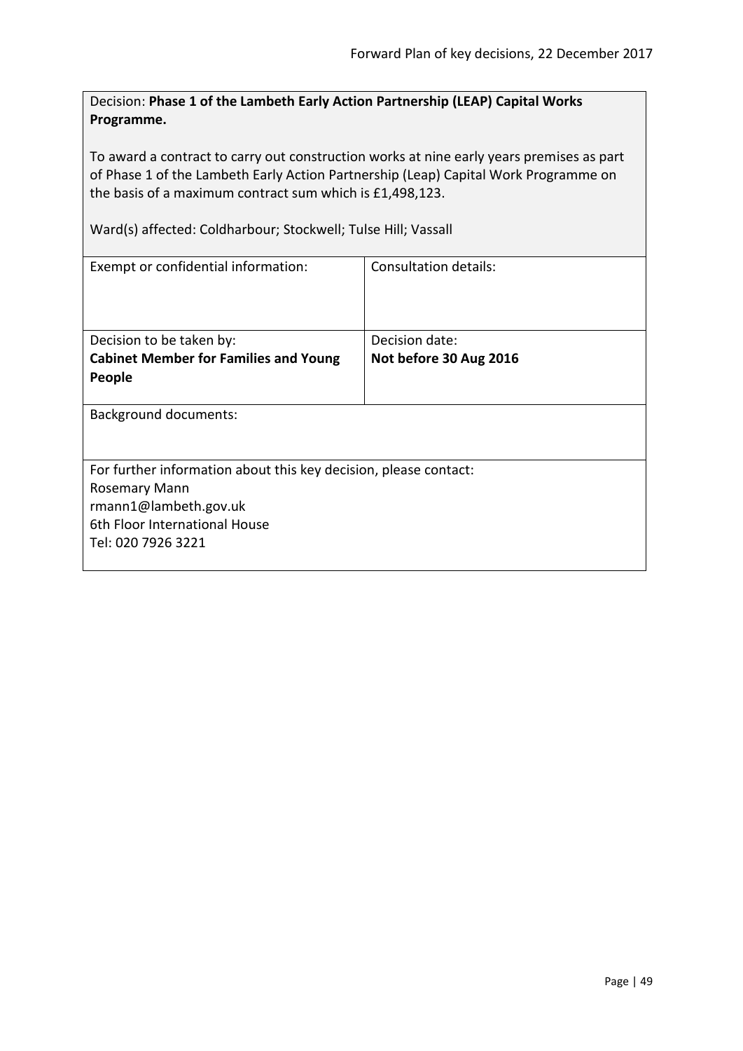Decision: **Phase 1 of the Lambeth Early Action Partnership (LEAP) Capital Works Programme.**

To award a contract to carry out construction works at nine early years premises as part of Phase 1 of the Lambeth Early Action Partnership (Leap) Capital Work Programme on the basis of a maximum contract sum which is £1,498,123.

Ward(s) affected: Coldharbour; Stockwell; Tulse Hill; Vassall

| Exempt or confidential information: | Consultation details: |
|---|---|
| Decision to be taken by:<br>**Cabinet Member for Families and Young People** | Decision date:<br>**Not before 30 Aug 2016** |

Background documents:

For further information about this key decision, please contact:
Rosemary Mann
rmann1@lambeth.gov.uk
6th Floor International House
Tel: 020 7926 3221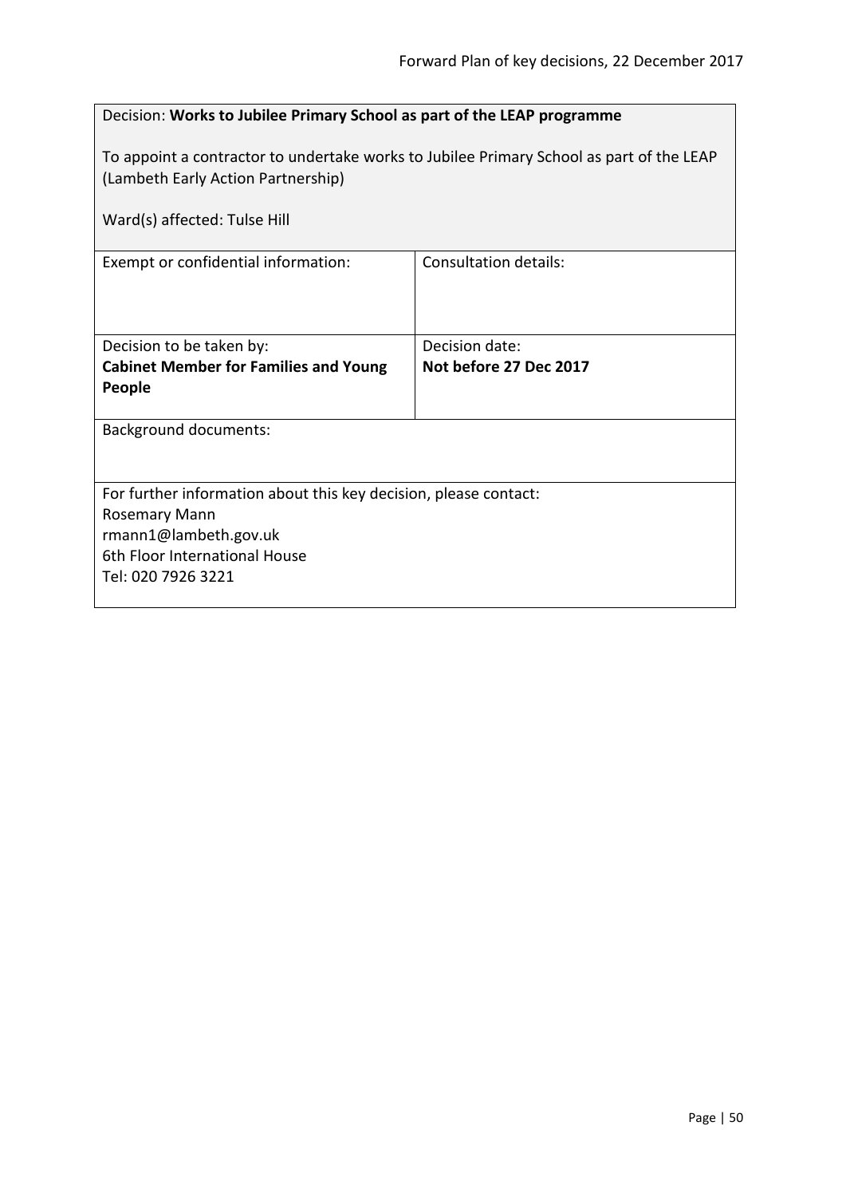Decision: **Works to Jubilee Primary School as part of the LEAP programme**

To appoint a contractor to undertake works to Jubilee Primary School as part of the LEAP (Lambeth Early Action Partnership)

Ward(s) affected: Tulse Hill

| Exempt or confidential information: | Consultation details: |
| --- | --- |
| Decision to be taken by:<br>**Cabinet Member for Families and Young People** | Decision date:<br>**Not before 27 Dec 2017** |

Background documents:

For further information about this key decision, please contact:
Rosemary Mann
rmann1@lambeth.gov.uk
6th Floor International House
Tel: 020 7926 3221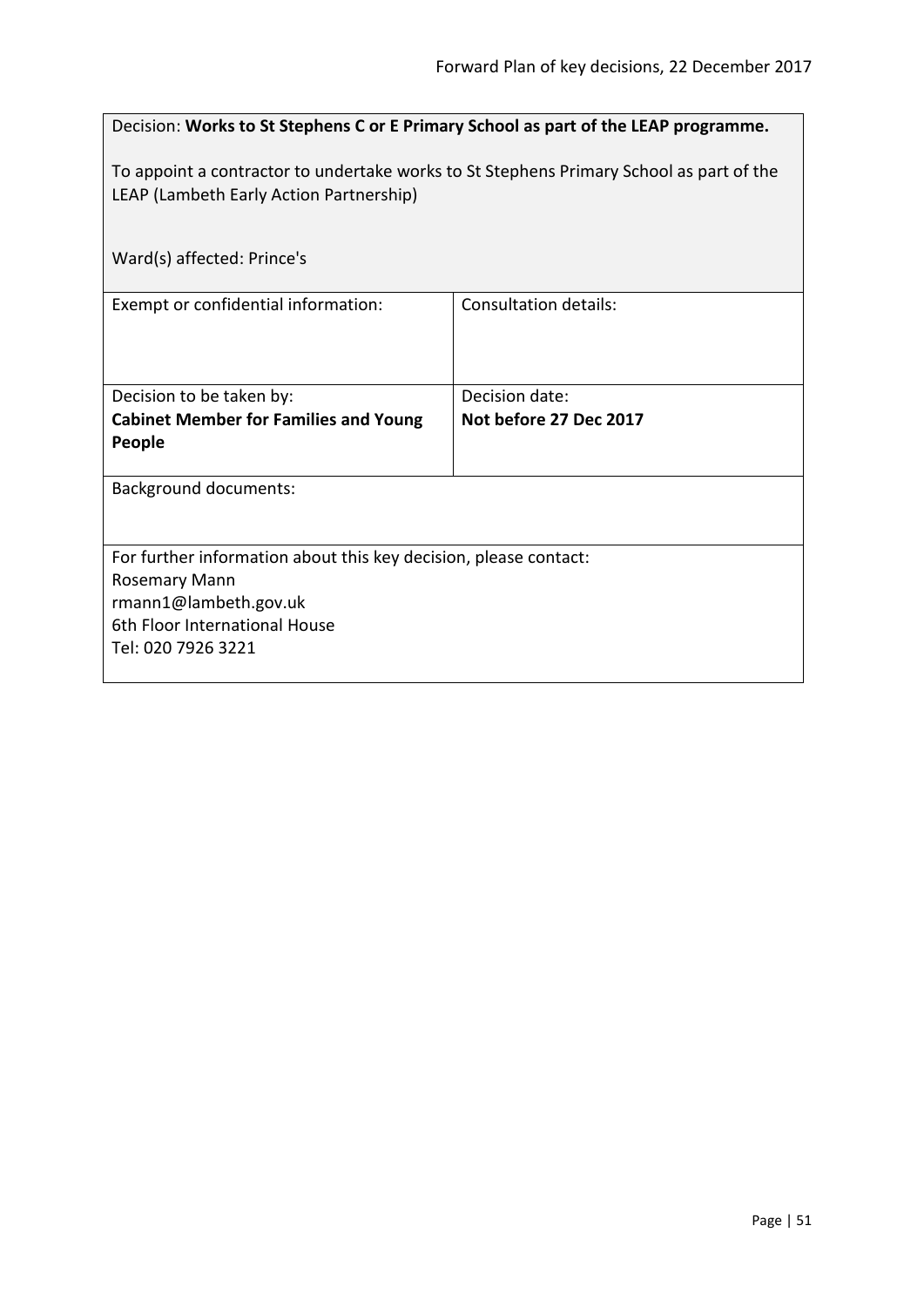Decision: **Works to St Stephens C or E Primary School as part of the LEAP programme.**

To appoint a contractor to undertake works to St Stephens Primary School as part of the LEAP (Lambeth Early Action Partnership)

Ward(s) affected: Prince's

| Exempt or confidential information: | Consultation details: |
| --- | --- |
| Decision to be taken by:<br>**Cabinet Member for Families and Young People** | Decision date:<br>**Not before 27 Dec 2017** |

Background documents:

For further information about this key decision, please contact:
Rosemary Mann
rmann1@lambeth.gov.uk
6th Floor International House
Tel: 020 7926 3221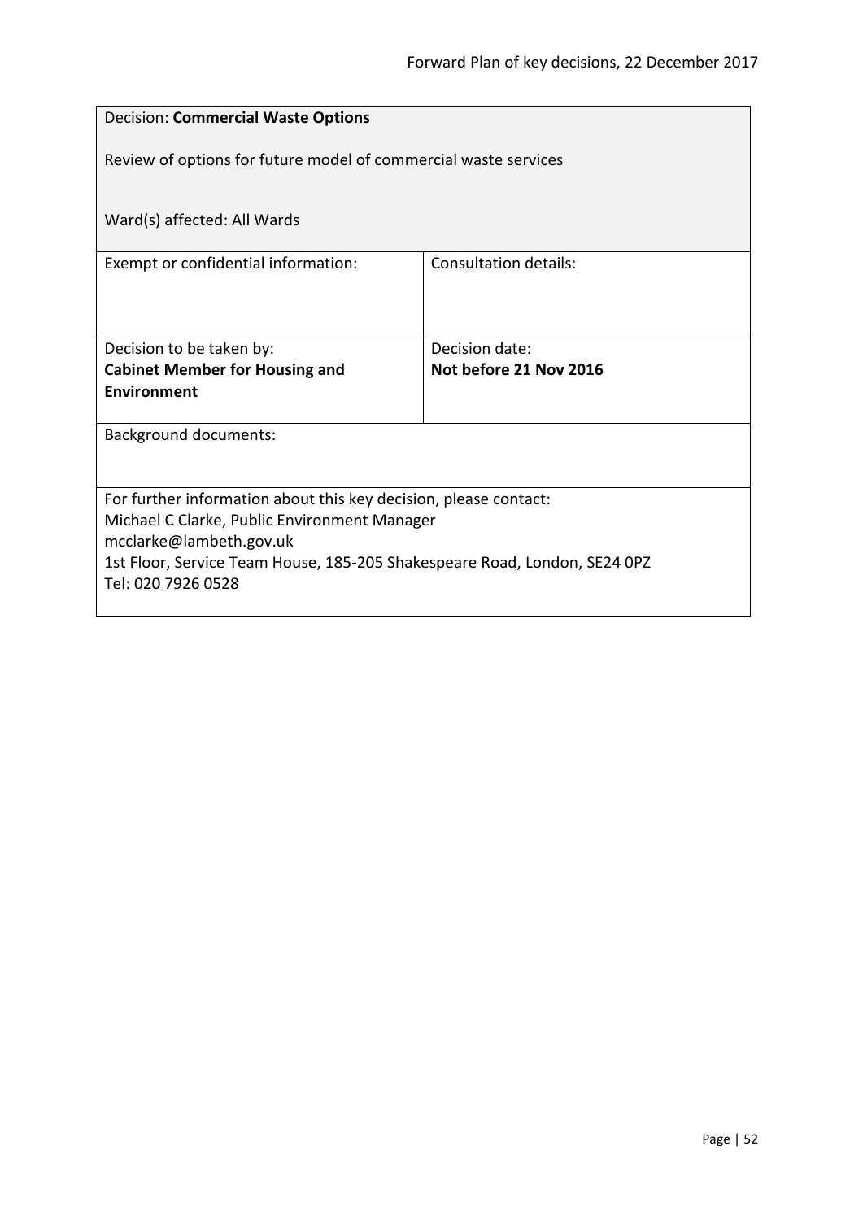| Decision: **Commercial Waste Options**<br><br>Review of options for future model of commercial waste services<br><br>Ward(s) affected: All Wards | |
|---|---|
| Exempt or confidential information: | Consultation details: |
| Decision to be taken by:<br>**Cabinet Member for Housing and Environment** | Decision date:<br>**Not before 21 Nov 2016** |
| Background documents: | |
| For further information about this key decision, please contact:<br>Michael C Clarke, Public Environment Manager<br>mcclarke@lambeth.gov.uk<br>1st Floor, Service Team House, 185-205 Shakespeare Road, London, SE24 0PZ<br>Tel: 020 7926 0528 | |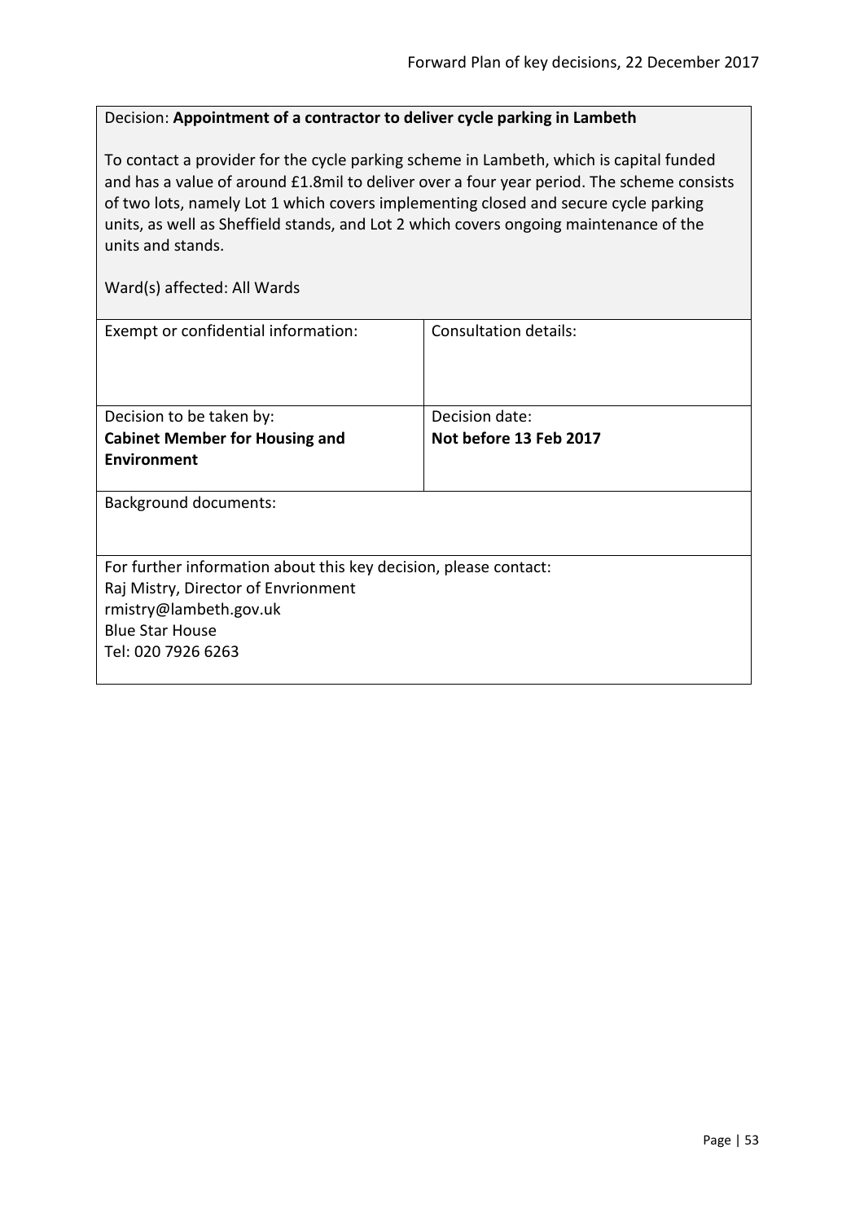Decision: **Appointment of a contractor to deliver cycle parking in Lambeth**

To contact a provider for the cycle parking scheme in Lambeth, which is capital funded and has a value of around £1.8mil to deliver over a four year period. The scheme consists of two lots, namely Lot 1 which covers implementing closed and secure cycle parking units, as well as Sheffield stands, and Lot 2 which covers ongoing maintenance of the units and stands.

Ward(s) affected: All Wards

| Exempt or confidential information: | Consultation details: |
|---|---|
| Decision to be taken by: **Cabinet Member for Housing and Environment** | Decision date: **Not before 13 Feb 2017** |

Background documents:

For further information about this key decision, please contact:
Raj Mistry, Director of Envrionment
rmistry@lambeth.gov.uk
Blue Star House
Tel: 020 7926 6263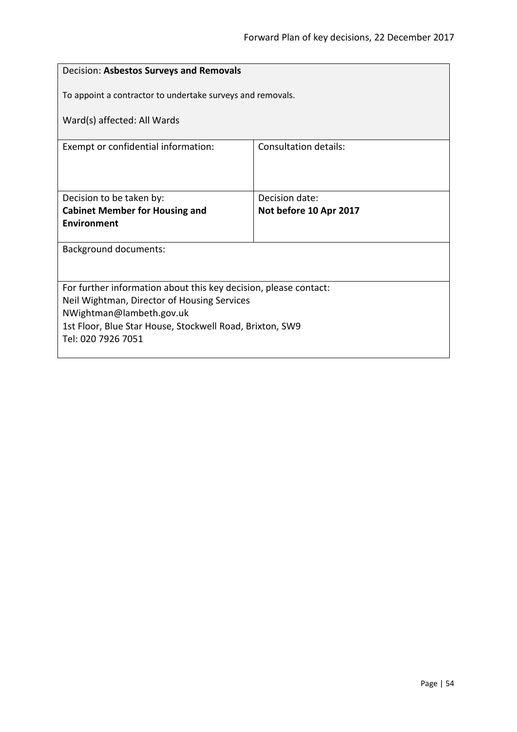| Decision: **Asbestos Surveys and Removals**<br><br>To appoint a contractor to undertake surveys and removals.<br><br>Ward(s) affected: All Wards | |
|---|---|
| Exempt or confidential information: | Consultation details: |
| Decision to be taken by:<br>**Cabinet Member for Housing and Environment** | Decision date:<br>**Not before 10 Apr 2017** |
| Background documents: | |
| For further information about this key decision, please contact:<br>Neil Wightman, Director of Housing Services<br>NWightman@lambeth.gov.uk<br>1st Floor, Blue Star House, Stockwell Road, Brixton, SW9<br>Tel: 020 7926 7051 | |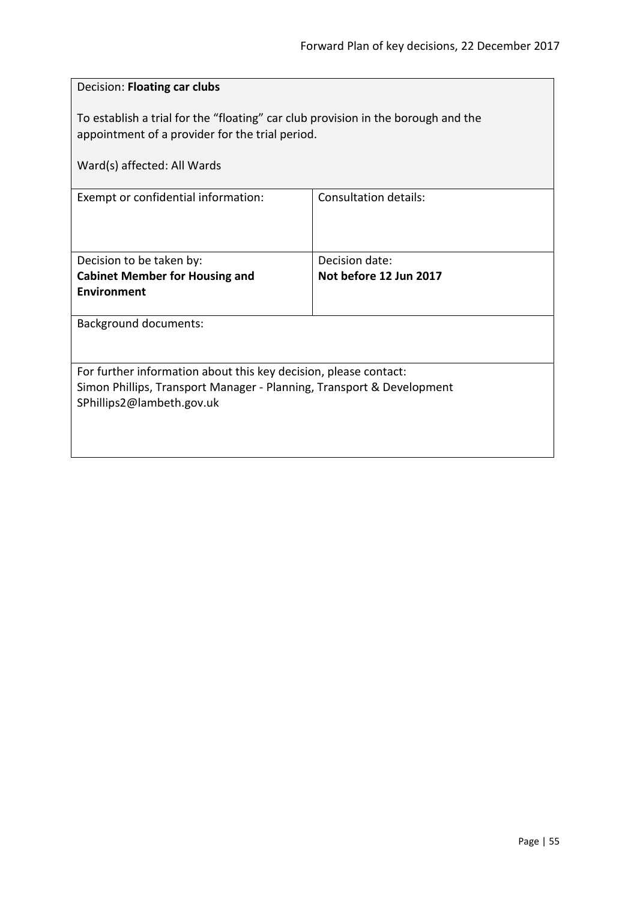Decision: **Floating car clubs**

To establish a trial for the “floating” car club provision in the borough and the appointment of a provider for the trial period.

Ward(s) affected: All Wards

| Exempt or confidential information: | Consultation details: |
|---|---|
| Decision to be taken by:<br>**Cabinet Member for Housing and Environment** | Decision date:<br>**Not before 12 Jun 2017** |

Background documents:

For further information about this key decision, please contact:
Simon Phillips, Transport Manager - Planning, Transport & Development
SPhillips2@lambeth.gov.uk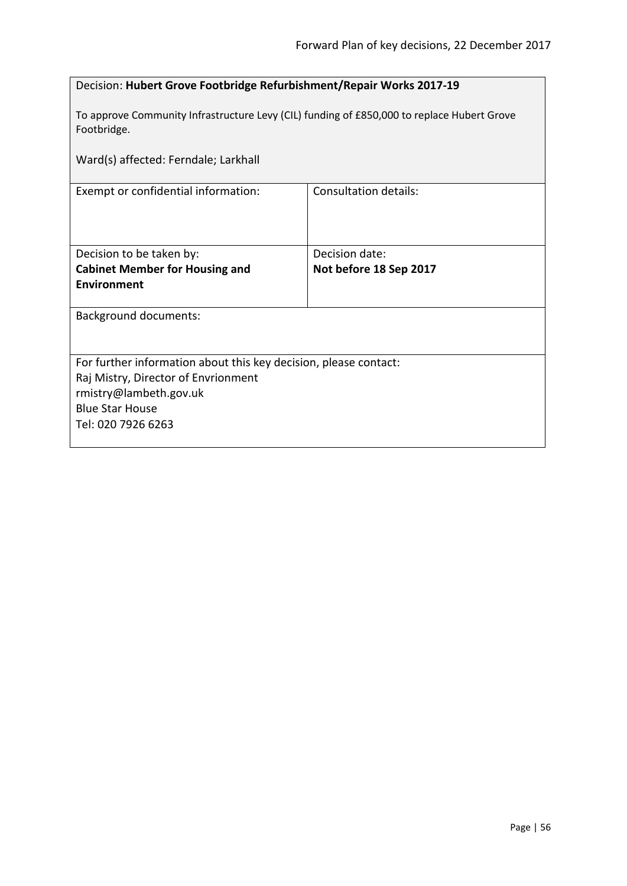Decision: **Hubert Grove Footbridge Refurbishment/Repair Works 2017-19**

To approve Community Infrastructure Levy (CIL) funding of £850,000 to replace Hubert Grove Footbridge.

Ward(s) affected: Ferndale; Larkhall

| Exempt or confidential information: | Consultation details: |
|---|---|
| Decision to be taken by: **Cabinet Member for Housing and Environment** | Decision date: **Not before 18 Sep 2017** |

Background documents:

For further information about this key decision, please contact:
Raj Mistry, Director of Envrionment
rmistry@lambeth.gov.uk
Blue Star House
Tel: 020 7926 6263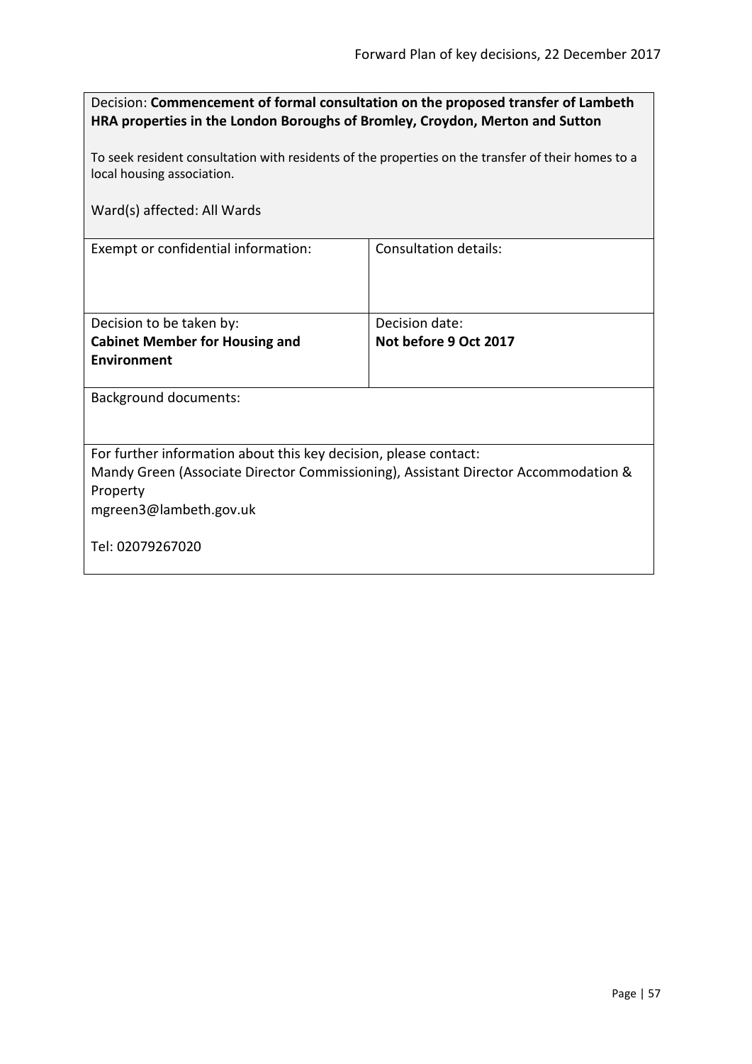Decision: **Commencement of formal consultation on the proposed transfer of Lambeth HRA properties in the London Boroughs of Bromley, Croydon, Merton and Sutton**

To seek resident consultation with residents of the properties on the transfer of their homes to a local housing association.

Ward(s) affected: All Wards

| Exempt or confidential information: | Consultation details: |
|---|---|
| Decision to be taken by:<br>**Cabinet Member for Housing and Environment** | Decision date:<br>**Not before 9 Oct 2017** |

Background documents:

For further information about this key decision, please contact:
Mandy Green (Associate Director Commissioning), Assistant Director Accommodation & Property
mgreen3@lambeth.gov.uk

Tel: 02079267020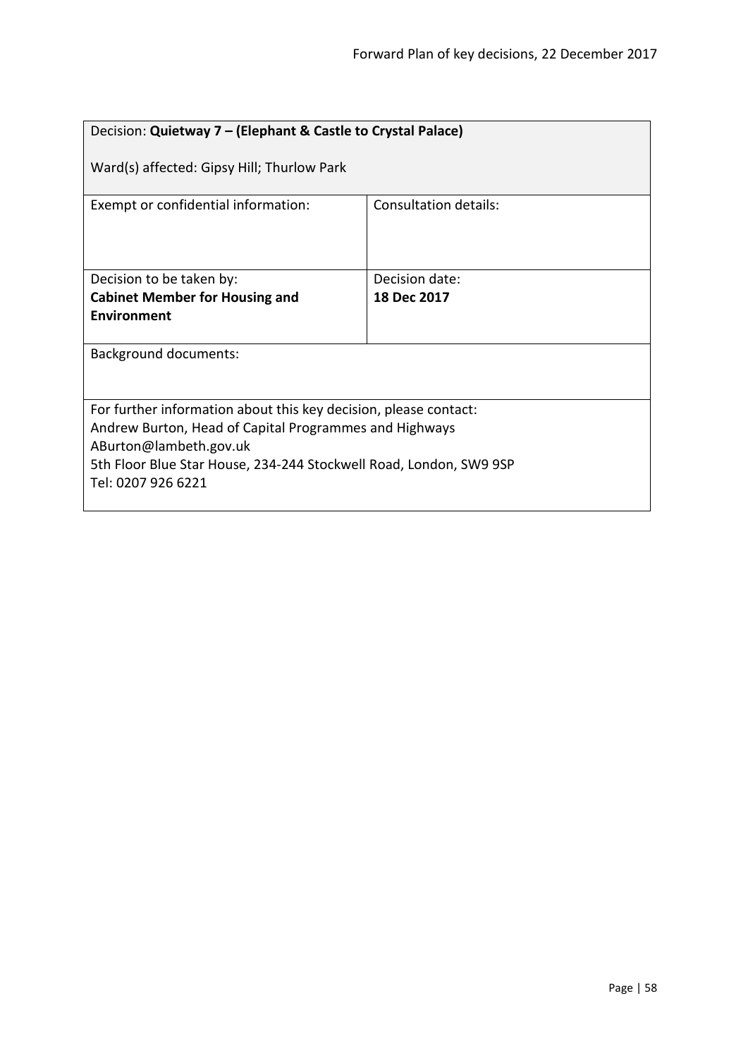| Decision: **Quietway 7 – (Elephant & Castle to Crystal Palace)**<br><br>Ward(s) affected: Gipsy Hill; Thurlow Park | |
|---|---|
| Exempt or confidential information: | Consultation details: |
| Decision to be taken by:<br>**Cabinet Member for Housing and Environment** | Decision date:<br>**18 Dec 2017** |
| Background documents: | |
| For further information about this key decision, please contact:<br>Andrew Burton, Head of Capital Programmes and Highways<br>ABurton@lambeth.gov.uk<br>5th Floor Blue Star House, 234-244 Stockwell Road, London, SW9 9SP<br>Tel: 0207 926 6221 | |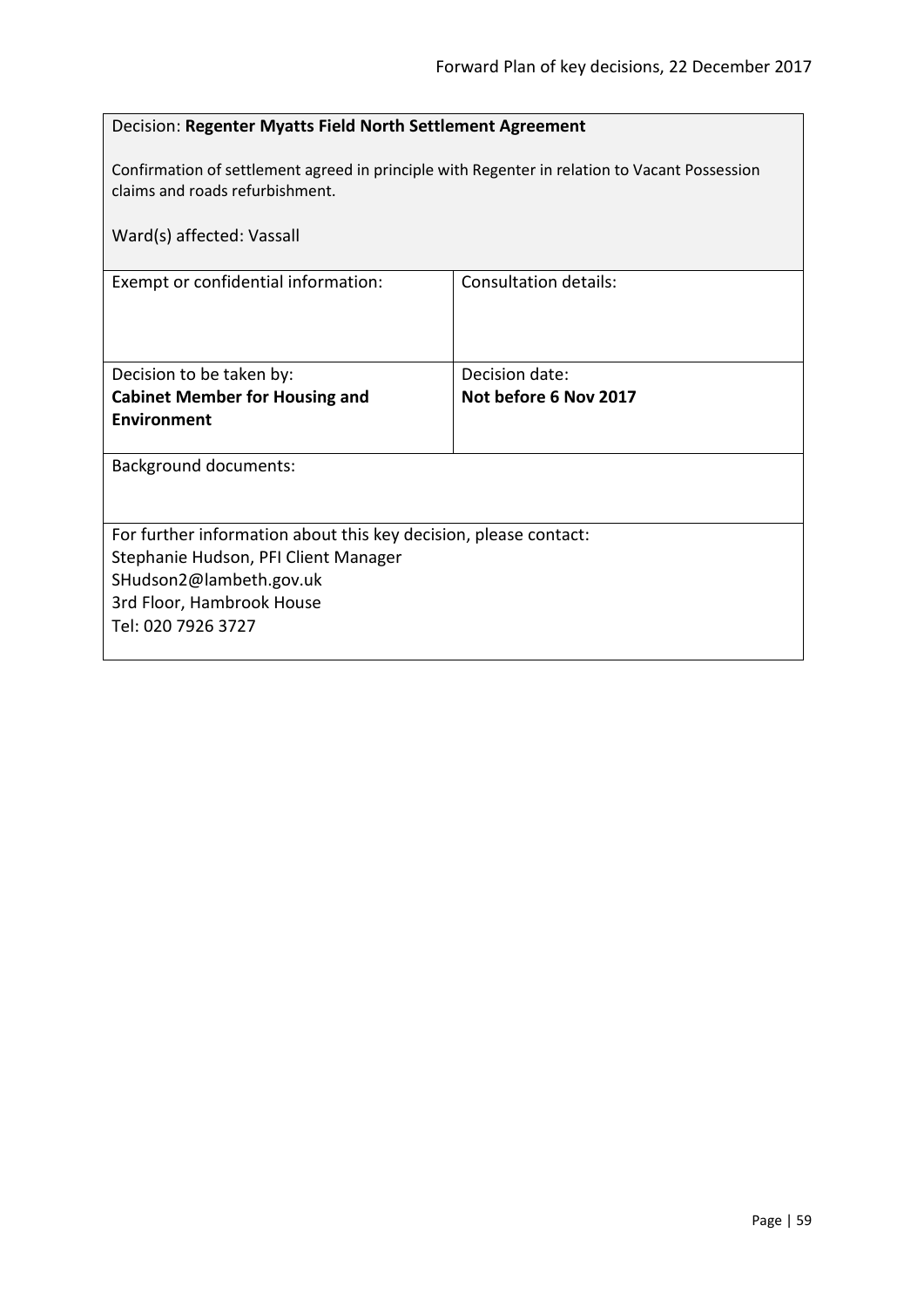Decision: **Regenter Myatts Field North Settlement Agreement**

Confirmation of settlement agreed in principle with Regenter in relation to Vacant Possession claims and roads refurbishment.

Ward(s) affected: Vassall

| Exempt or confidential information: | Consultation details: |
|---|---|
| Decision to be taken by: **Cabinet Member for Housing and Environment** | Decision date: **Not before 6 Nov 2017** |

Background documents:

For further information about this key decision, please contact:
Stephanie Hudson, PFI Client Manager
SHudson2@lambeth.gov.uk
3rd Floor, Hambrook House
Tel: 020 7926 3727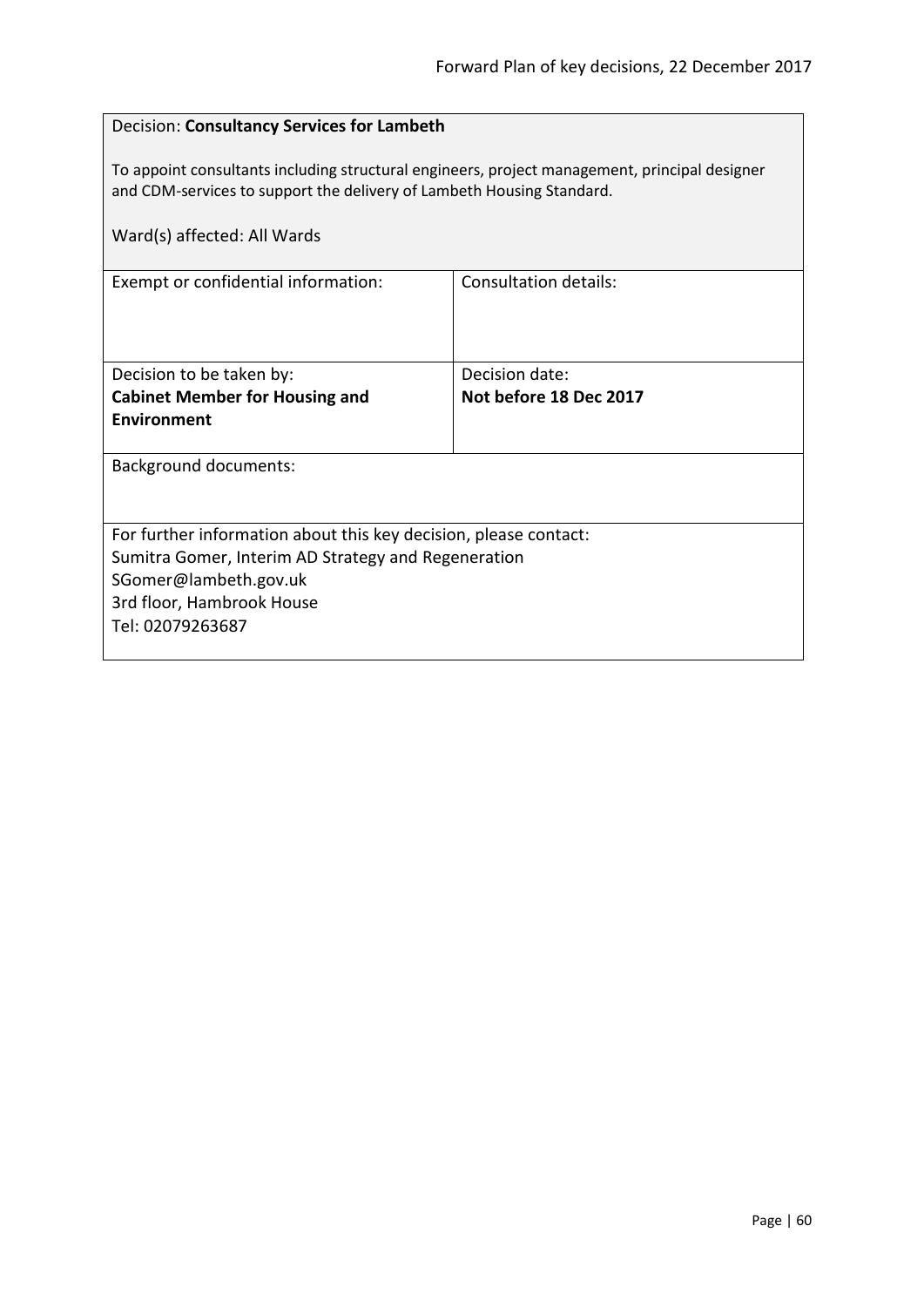Decision: **Consultancy Services for Lambeth**

To appoint consultants including structural engineers, project management, principal designer and CDM-services to support the delivery of Lambeth Housing Standard.

Ward(s) affected: All Wards

| Exempt or confidential information: | Consultation details: |
| --- | --- |
| Decision to be taken by: **Cabinet Member for Housing and Environment** | Decision date: **Not before 18 Dec 2017** |

Background documents:

For further information about this key decision, please contact:
Sumitra Gomer, Interim AD Strategy and Regeneration
SGomer@lambeth.gov.uk
3rd floor, Hambrook House
Tel: 02079263687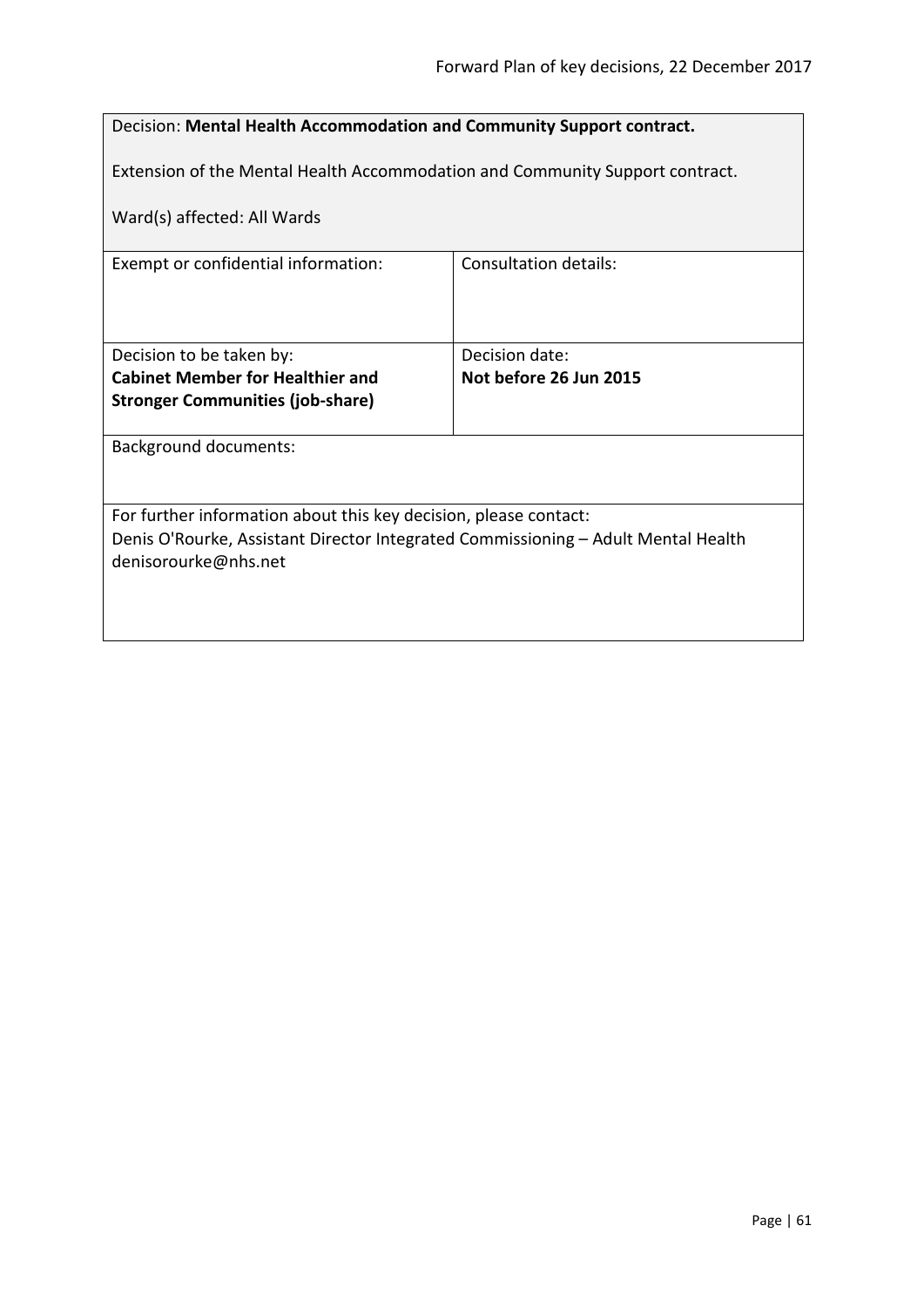Decision: **Mental Health Accommodation and Community Support contract.**

Extension of the Mental Health Accommodation and Community Support contract.

Ward(s) affected: All Wards

| Exempt or confidential information: | Consultation details: |
| --- | --- |
| Decision to be taken by:<br>**Cabinet Member for Healthier and Stronger Communities (job-share)** | Decision date:<br>**Not before 26 Jun 2015** |

Background documents:

For further information about this key decision, please contact:
Denis O'Rourke, Assistant Director Integrated Commissioning – Adult Mental Health
denisorourke@nhs.net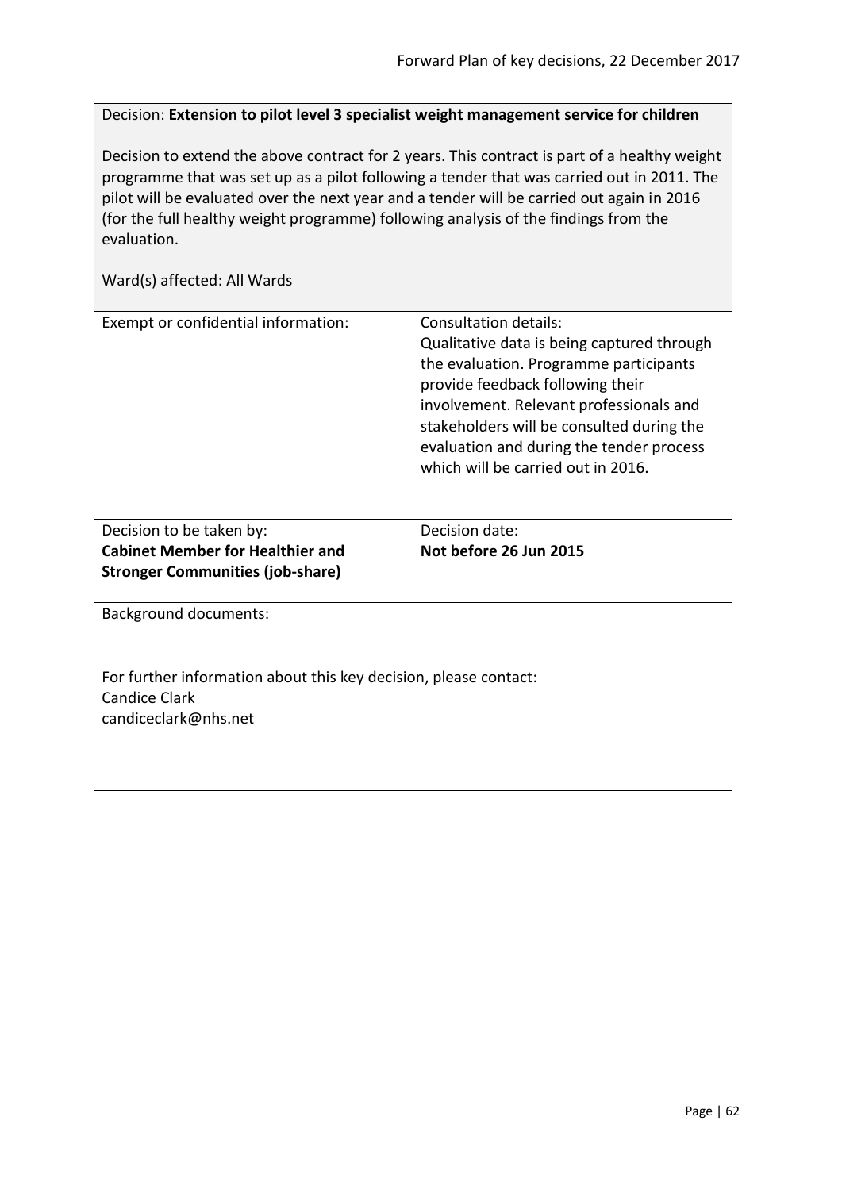Decision: **Extension to pilot level 3 specialist weight management service for children**

Decision to extend the above contract for 2 years. This contract is part of a healthy weight programme that was set up as a pilot following a tender that was carried out in 2011. The pilot will be evaluated over the next year and a tender will be carried out again in 2016 (for the full healthy weight programme) following analysis of the findings from the evaluation.

Ward(s) affected: All Wards

| Exempt or confidential information: | Consultation details:<br>Qualitative data is being captured through the evaluation. Programme participants provide feedback following their involvement. Relevant professionals and stakeholders will be consulted during the evaluation and during the tender process which will be carried out in 2016. |
|---|---|
| Decision to be taken by:<br>**Cabinet Member for Healthier and Stronger Communities (job-share)** | Decision date:<br>**Not before 26 Jun 2015** |

Background documents:

For further information about this key decision, please contact:
Candice Clark
candiceclark@nhs.net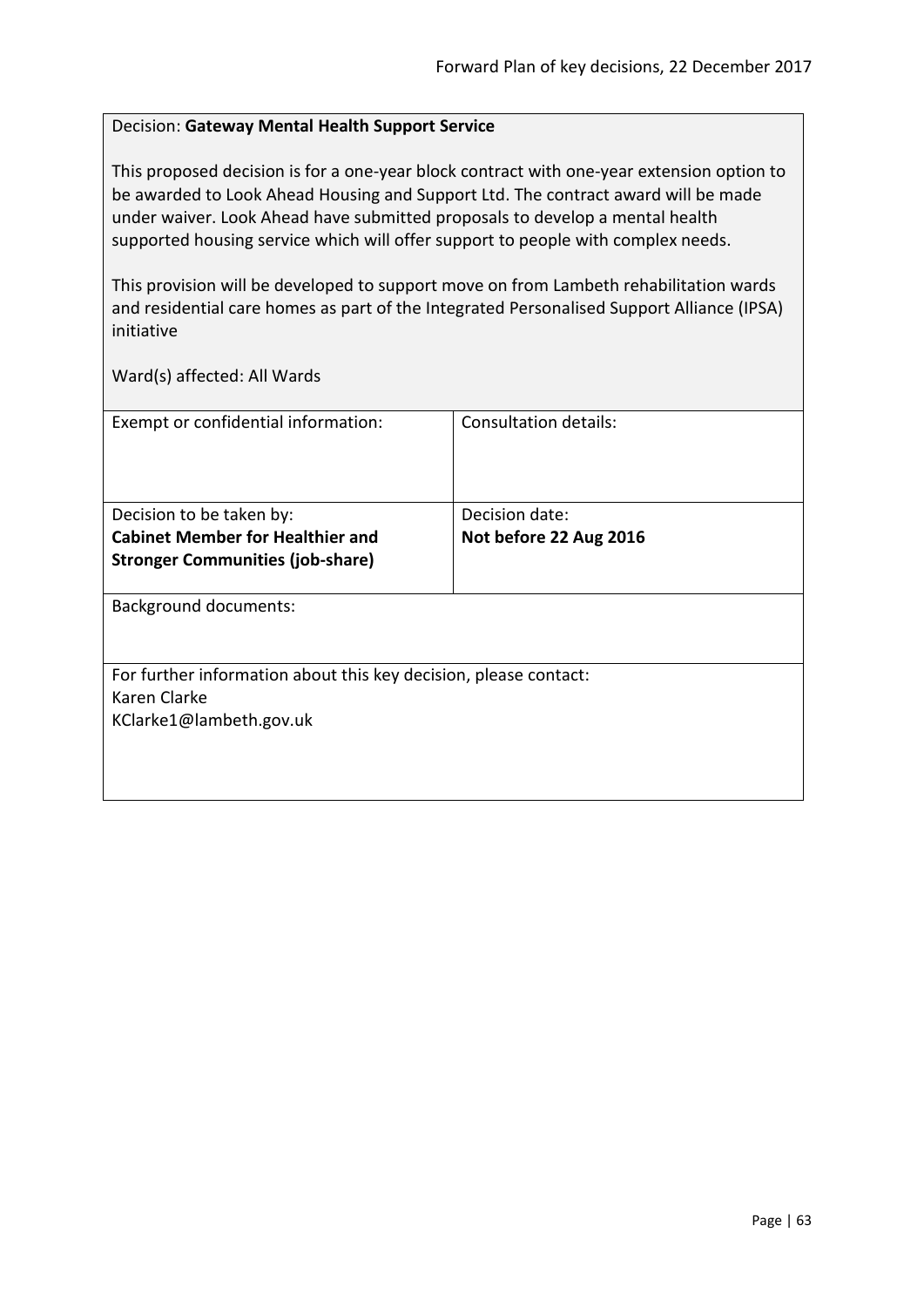Decision: **Gateway Mental Health Support Service**

This proposed decision is for a one-year block contract with one-year extension option to be awarded to Look Ahead Housing and Support Ltd. The contract award will be made under waiver. Look Ahead have submitted proposals to develop a mental health supported housing service which will offer support to people with complex needs.

This provision will be developed to support move on from Lambeth rehabilitation wards and residential care homes as part of the Integrated Personalised Support Alliance (IPSA) initiative

Ward(s) affected: All Wards

| Exempt or confidential information: | Consultation details: |
|---|---|
| Decision to be taken by:<br>**Cabinet Member for Healthier and Stronger Communities (job-share)** | Decision date:<br>**Not before 22 Aug 2016** |

Background documents:

For further information about this key decision, please contact:
Karen Clarke
KClarke1@lambeth.gov.uk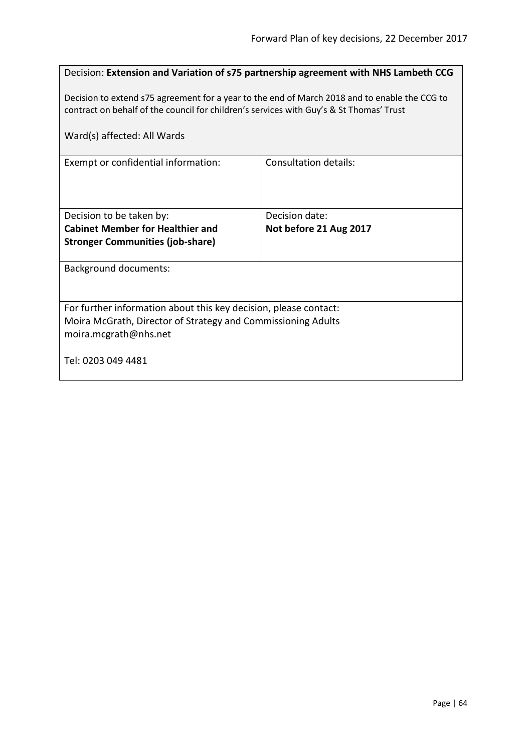Decision: **Extension and Variation of s75 partnership agreement with NHS Lambeth CCG**

Decision to extend s75 agreement for a year to the end of March 2018 and to enable the CCG to contract on behalf of the council for children's services with Guy's & St Thomas' Trust

Ward(s) affected: All Wards

| Exempt or confidential information: | Consultation details: |
| --- | --- |
| Decision to be taken by:<br>**Cabinet Member for Healthier and Stronger Communities (job-share)** | Decision date:<br>**Not before 21 Aug 2017** |

Background documents:

For further information about this key decision, please contact:
Moira McGrath, Director of Strategy and Commissioning Adults
moira.mcgrath@nhs.net

Tel: 0203 049 4481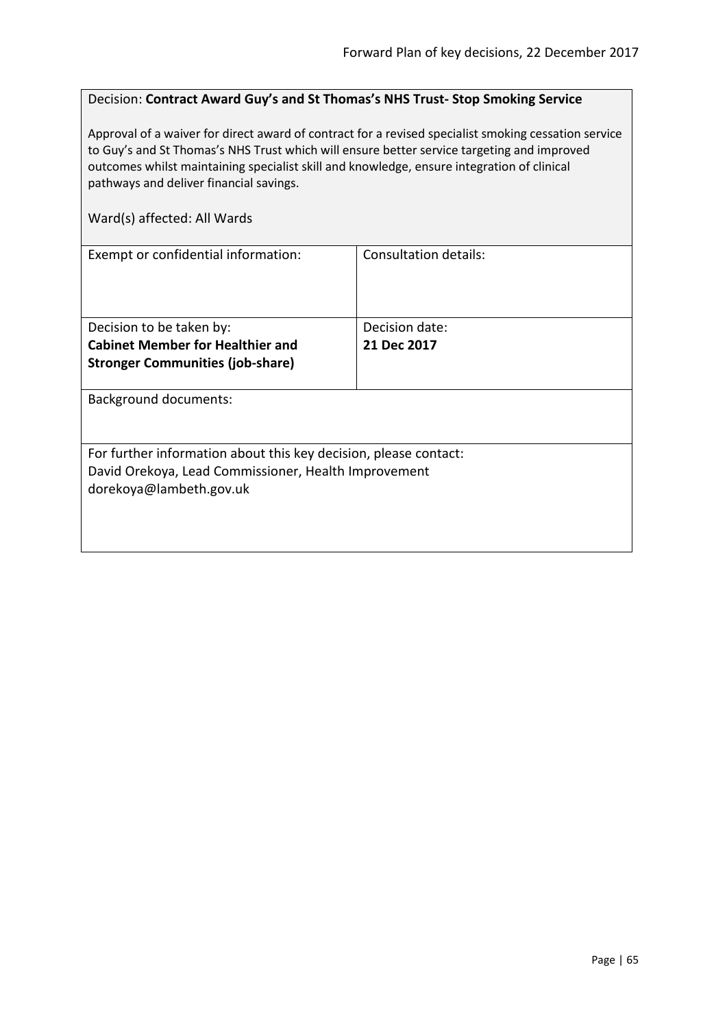Decision: **Contract Award Guy's and St Thomas's NHS Trust- Stop Smoking Service**

Approval of a waiver for direct award of contract for a revised specialist smoking cessation service to Guy's and St Thomas's NHS Trust which will ensure better service targeting and improved outcomes whilst maintaining specialist skill and knowledge, ensure integration of clinical pathways and deliver financial savings.

Ward(s) affected: All Wards

| Exempt or confidential information: | Consultation details: |
|---|---|
| Decision to be taken by:<br>**Cabinet Member for Healthier and Stronger Communities (job-share)** | Decision date:<br>**21 Dec 2017** |

Background documents:

For further information about this key decision, please contact:
David Orekoya, Lead Commissioner, Health Improvement
dorekoya@lambeth.gov.uk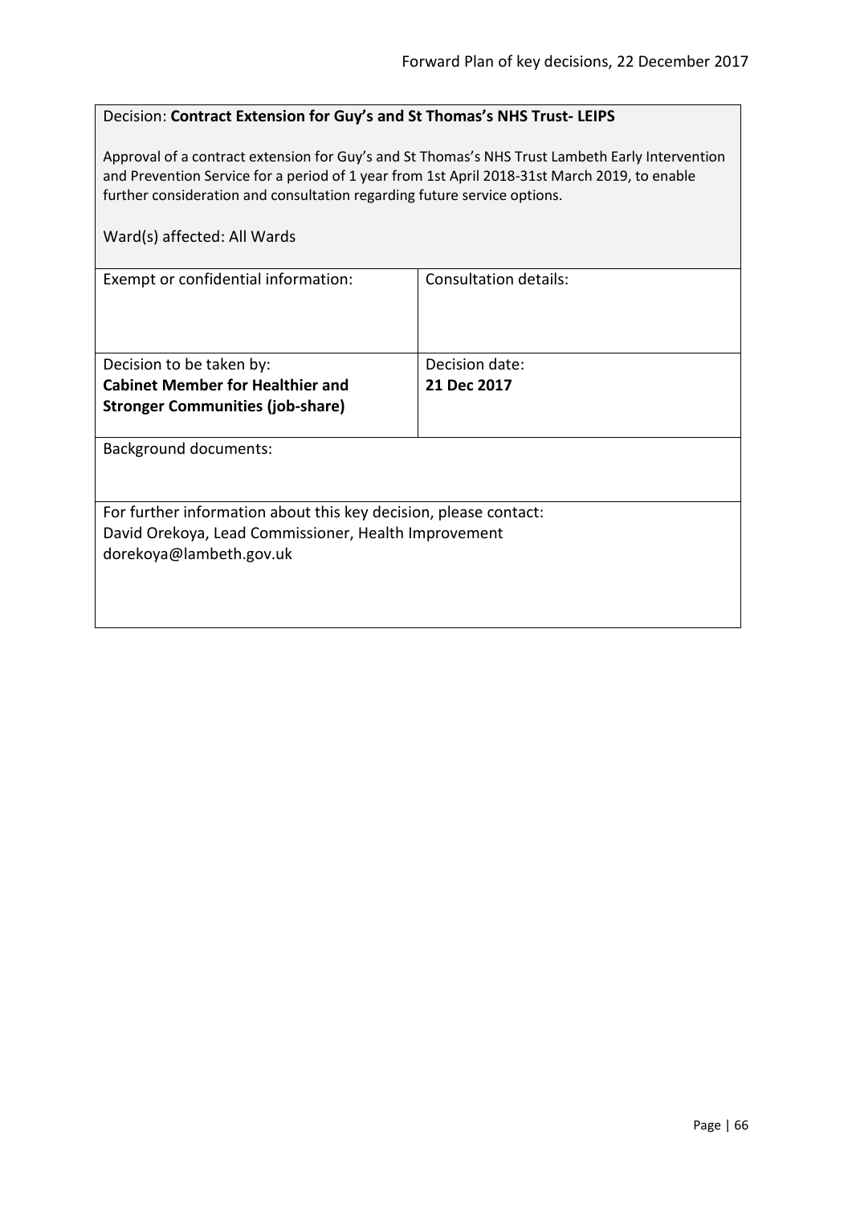Decision: **Contract Extension for Guy's and St Thomas's NHS Trust- LEIPS**

Approval of a contract extension for Guy's and St Thomas's NHS Trust Lambeth Early Intervention and Prevention Service for a period of 1 year from 1st April 2018-31st March 2019, to enable further consideration and consultation regarding future service options.

Ward(s) affected: All Wards

| Exempt or confidential information: | Consultation details: |
| --- | --- |
| Decision to be taken by:<br>**Cabinet Member for Healthier and Stronger Communities (job-share)** | Decision date:<br>**21 Dec 2017** |

Background documents:

For further information about this key decision, please contact:
David Orekoya, Lead Commissioner, Health Improvement
dorekoya@lambeth.gov.uk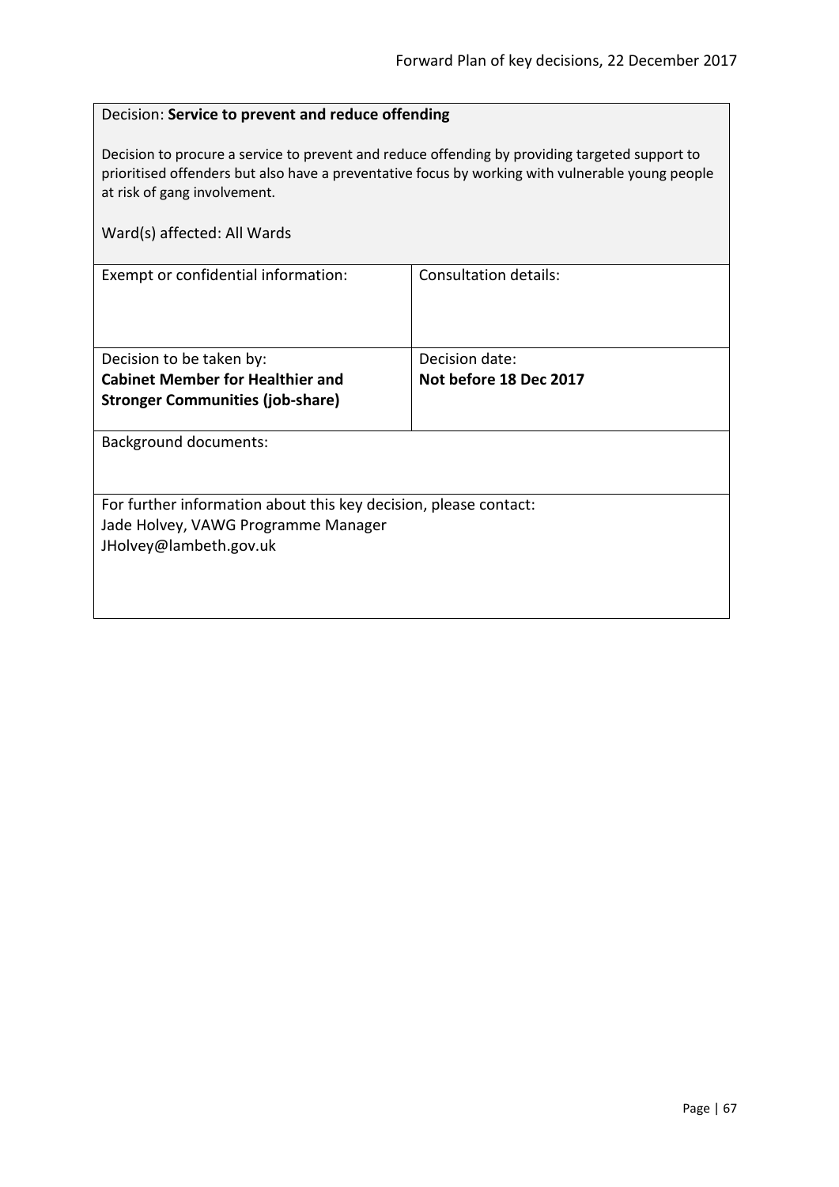Decision: **Service to prevent and reduce offending**

Decision to procure a service to prevent and reduce offending by providing targeted support to prioritised offenders but also have a preventative focus by working with vulnerable young people at risk of gang involvement.

Ward(s) affected: All Wards

| Exempt or confidential information: | Consultation details: |
| --- | --- |
| Decision to be taken by:<br>**Cabinet Member for Healthier and Stronger Communities (job-share)** | Decision date:<br>**Not before 18 Dec 2017** |

Background documents:

For further information about this key decision, please contact:
Jade Holvey, VAWG Programme Manager
JHolvey@lambeth.gov.uk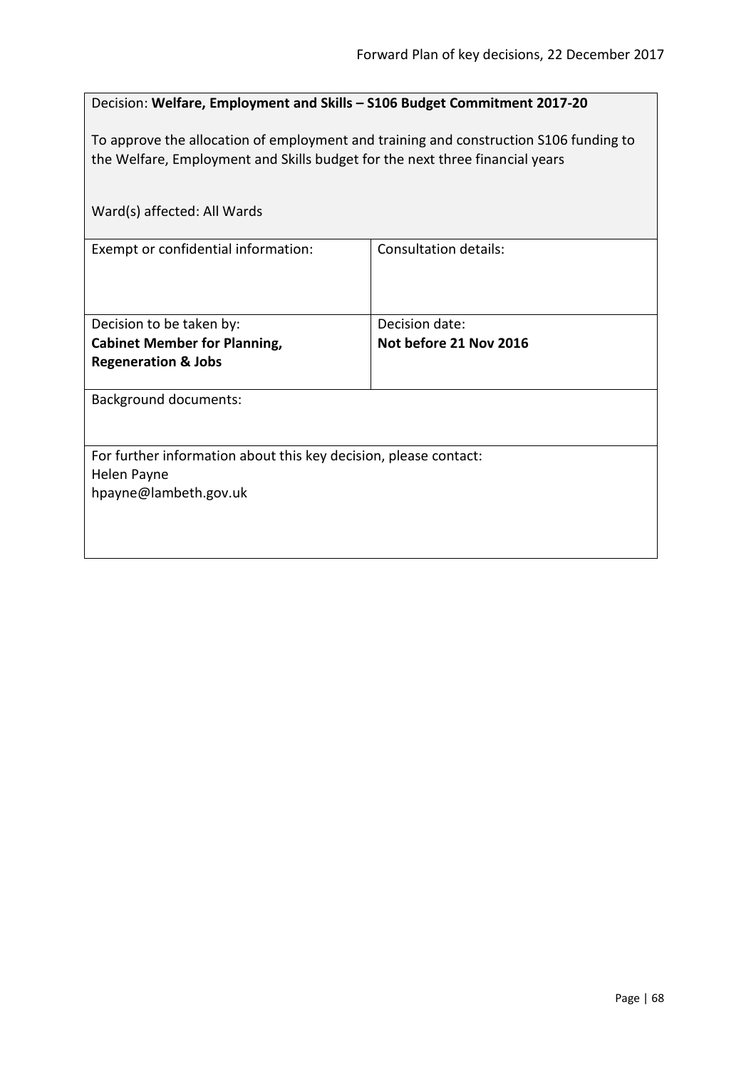Decision: **Welfare, Employment and Skills – S106 Budget Commitment 2017-20**

To approve the allocation of employment and training and construction S106 funding to the Welfare, Employment and Skills budget for the next three financial years

Ward(s) affected: All Wards

| Exempt or confidential information: | Consultation details: |
| --- | --- |
| Decision to be taken by:<br>**Cabinet Member for Planning, Regeneration & Jobs** | Decision date:<br>**Not before 21 Nov 2016** |

Background documents:

For further information about this key decision, please contact:
Helen Payne
hpayne@lambeth.gov.uk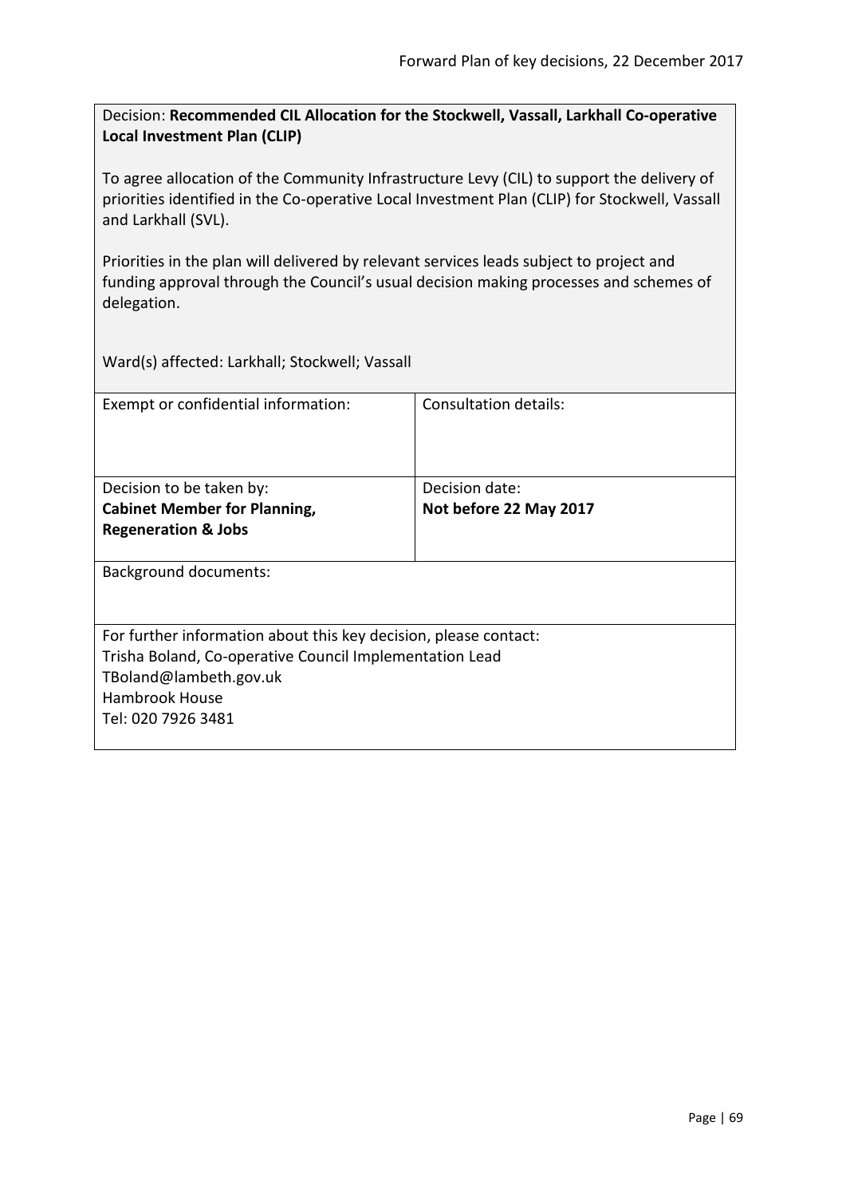Decision: **Recommended CIL Allocation for the Stockwell, Vassall, Larkhall Co-operative Local Investment Plan (CLIP)**

To agree allocation of the Community Infrastructure Levy (CIL) to support the delivery of priorities identified in the Co-operative Local Investment Plan (CLIP) for Stockwell, Vassall and Larkhall (SVL).

Priorities in the plan will delivered by relevant services leads subject to project and funding approval through the Council's usual decision making processes and schemes of delegation.

Ward(s) affected: Larkhall; Stockwell; Vassall

| Exempt or confidential information: | Consultation details: |
|---|---|
| Decision to be taken by:<br>**Cabinet Member for Planning, Regeneration & Jobs** | Decision date:<br>**Not before 22 May 2017** |

Background documents:

For further information about this key decision, please contact:
Trisha Boland, Co-operative Council Implementation Lead
TBoland@lambeth.gov.uk
Hambrook House
Tel: 020 7926 3481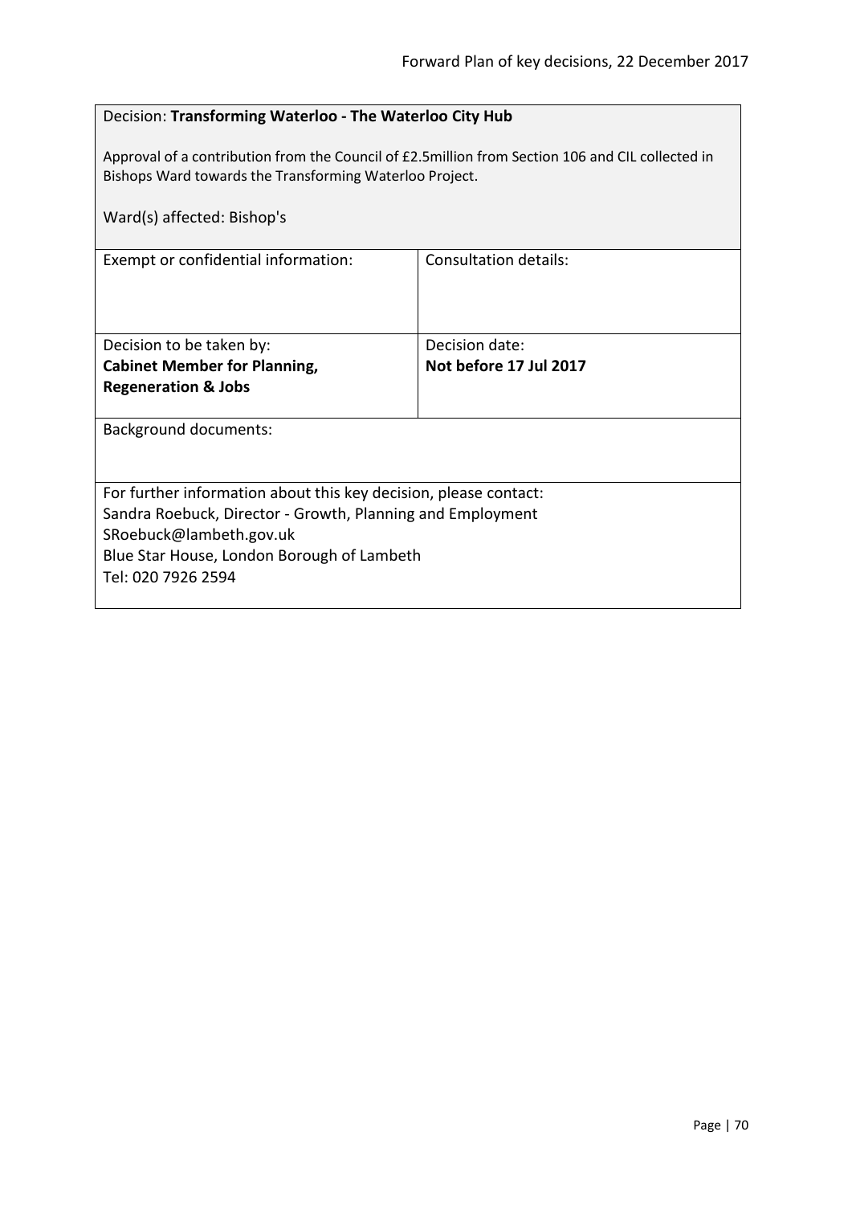Decision: **Transforming Waterloo - The Waterloo City Hub**

Approval of a contribution from the Council of £2.5million from Section 106 and CIL collected in Bishops Ward towards the Transforming Waterloo Project.

Ward(s) affected: Bishop's

| Exempt or confidential information: | Consultation details: |
| --- | --- |
| Decision to be taken by:<br>**Cabinet Member for Planning, Regeneration & Jobs** | Decision date:<br>**Not before 17 Jul 2017** |

Background documents:

For further information about this key decision, please contact:
Sandra Roebuck, Director - Growth, Planning and Employment
SRoebuck@lambeth.gov.uk
Blue Star House, London Borough of Lambeth
Tel: 020 7926 2594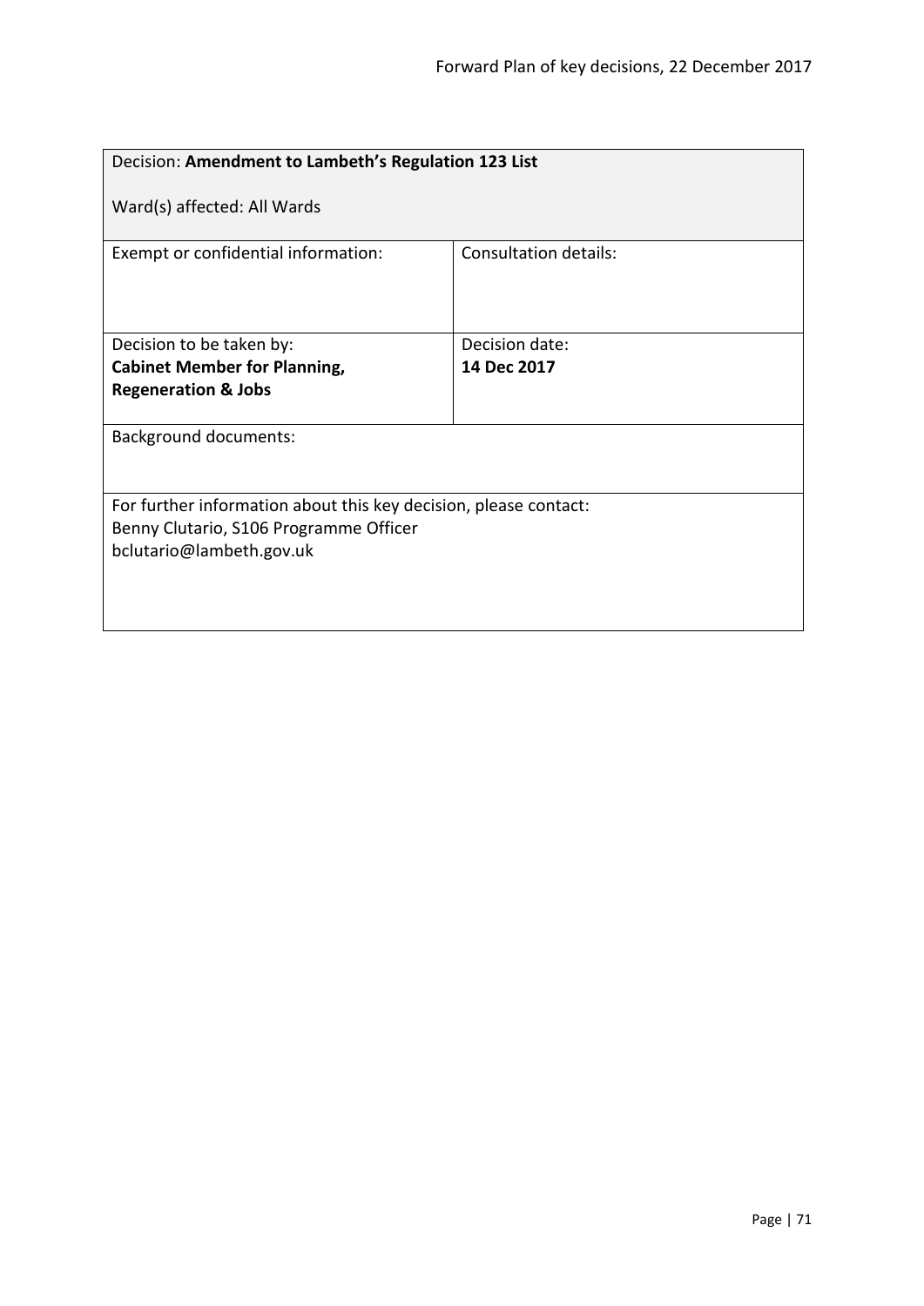| Decision: **Amendment to Lambeth's Regulation 123 List**<br><br>Ward(s) affected: All Wards | |
|---|---|
| Exempt or confidential information: | Consultation details: |
| Decision to be taken by:<br>**Cabinet Member for Planning, Regeneration & Jobs** | Decision date:<br>**14 Dec 2017** |
| Background documents: | |
| For further information about this key decision, please contact:<br>Benny Clutario, S106 Programme Officer<br>bclutario@lambeth.gov.uk | |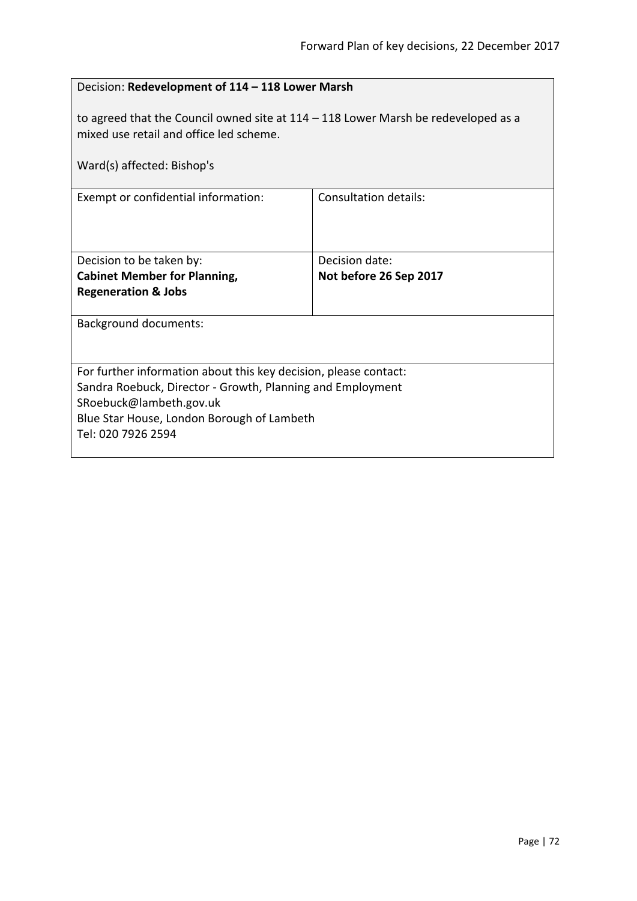| Decision: **Redevelopment of 114 – 118 Lower Marsh**<br><br>to agreed that the Council owned site at 114 – 118 Lower Marsh be redeveloped as a mixed use retail and office led scheme.<br><br>Ward(s) affected: Bishop's | |
|---|---|
| Exempt or confidential information: | Consultation details: |
| Decision to be taken by:<br>**Cabinet Member for Planning, Regeneration & Jobs** | Decision date:<br>**Not before 26 Sep 2017** |
| Background documents: | |
| For further information about this key decision, please contact:<br>Sandra Roebuck, Director - Growth, Planning and Employment<br>SRoebuck@lambeth.gov.uk<br>Blue Star House, London Borough of Lambeth<br>Tel: 020 7926 2594 | |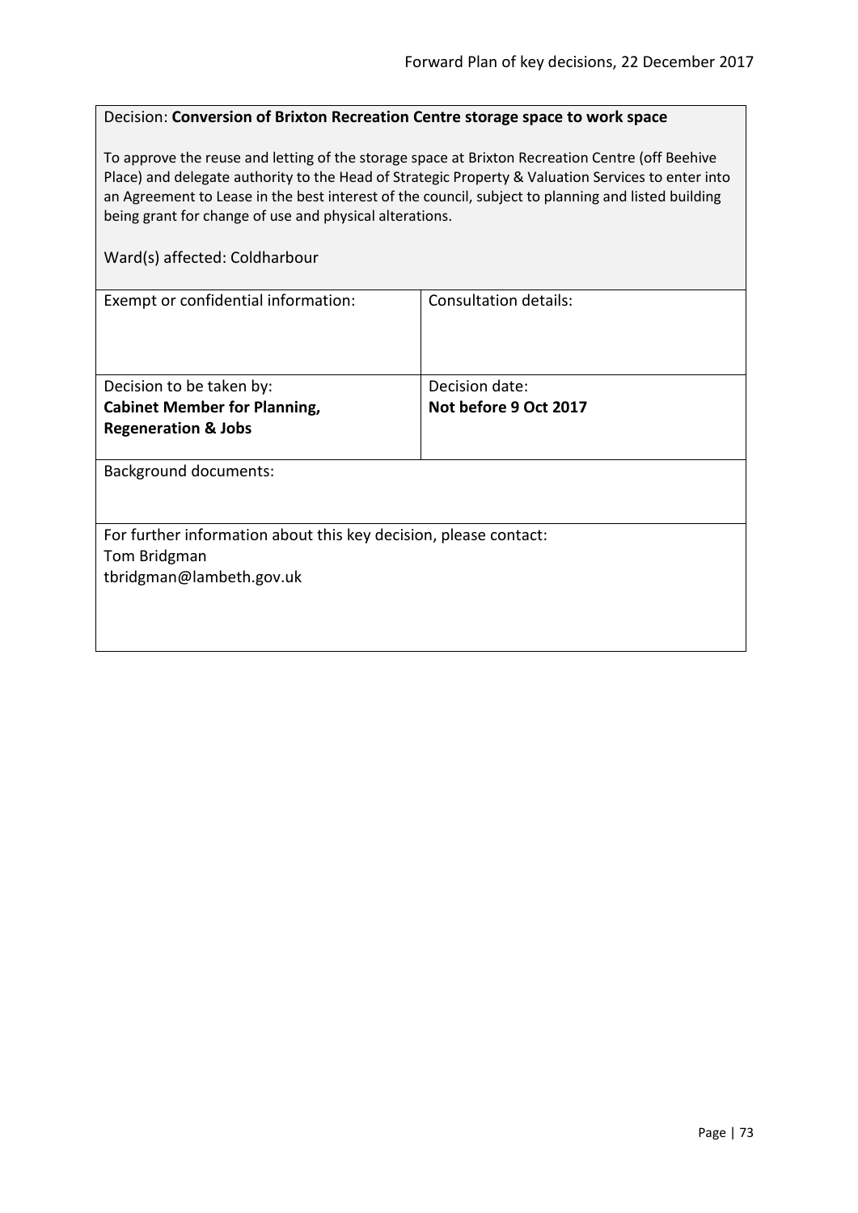Decision: **Conversion of Brixton Recreation Centre storage space to work space**

To approve the reuse and letting of the storage space at Brixton Recreation Centre (off Beehive Place) and delegate authority to the Head of Strategic Property & Valuation Services to enter into an Agreement to Lease in the best interest of the council, subject to planning and listed building being grant for change of use and physical alterations.

Ward(s) affected: Coldharbour

| Exempt or confidential information: | Consultation details: |
|---|---|
| Decision to be taken by:<br>**Cabinet Member for Planning, Regeneration & Jobs** | Decision date:<br>**Not before 9 Oct 2017** |

Background documents:

For further information about this key decision, please contact:
Tom Bridgman
tbridgman@lambeth.gov.uk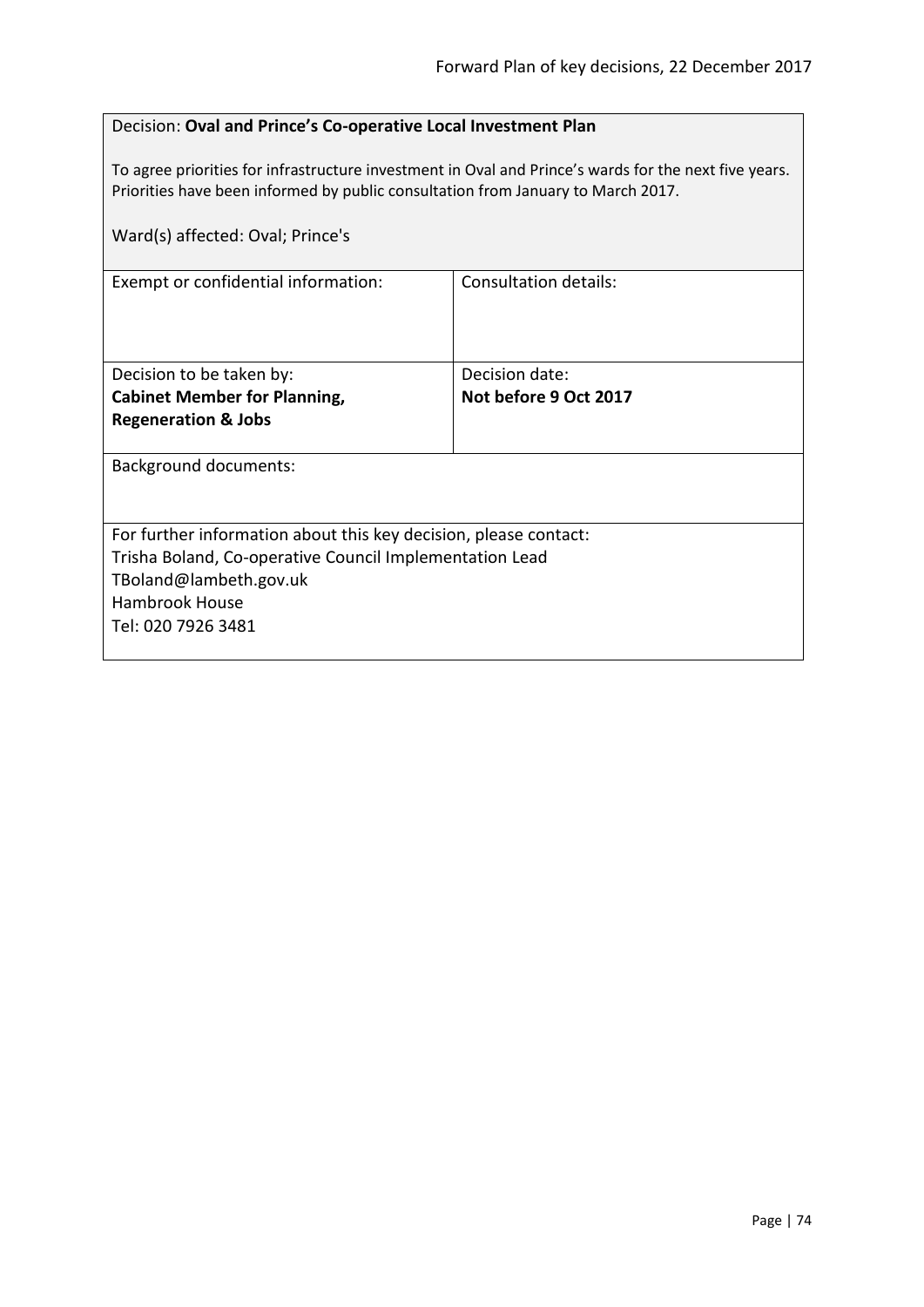Decision: **Oval and Prince's Co-operative Local Investment Plan**

To agree priorities for infrastructure investment in Oval and Prince's wards for the next five years. Priorities have been informed by public consultation from January to March 2017.

Ward(s) affected: Oval; Prince's

| Exempt or confidential information: | Consultation details: |
|---|---|
| Decision to be taken by:<br>**Cabinet Member for Planning, Regeneration & Jobs** | Decision date:<br>**Not before 9 Oct 2017** |

Background documents:

For further information about this key decision, please contact:
Trisha Boland, Co-operative Council Implementation Lead
TBoland@lambeth.gov.uk
Hambrook House
Tel: 020 7926 3481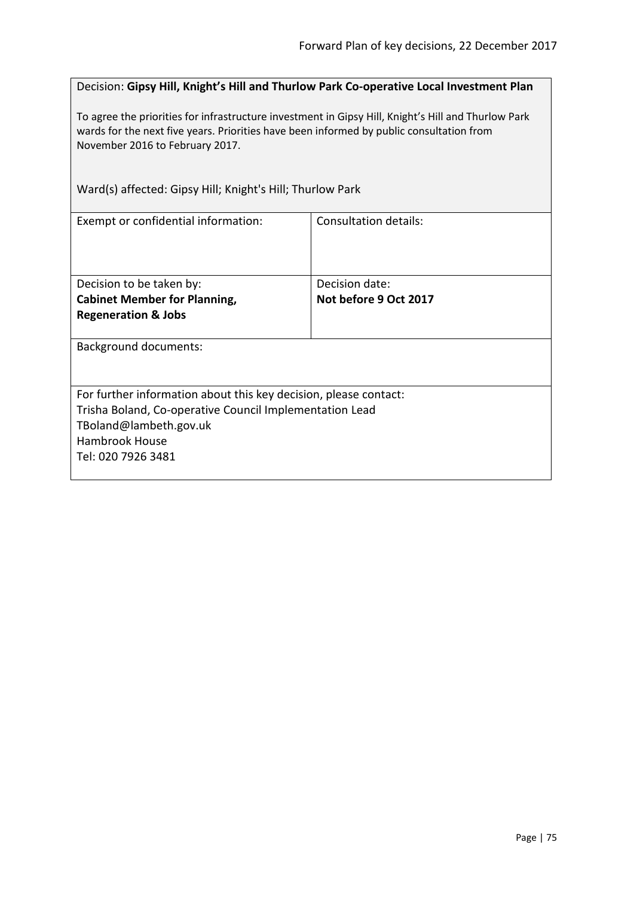Decision: **Gipsy Hill, Knight's Hill and Thurlow Park Co-operative Local Investment Plan**

To agree the priorities for infrastructure investment in Gipsy Hill, Knight's Hill and Thurlow Park wards for the next five years. Priorities have been informed by public consultation from November 2016 to February 2017.

Ward(s) affected: Gipsy Hill; Knight's Hill; Thurlow Park

| Exempt or confidential information: | Consultation details: |
| --- | --- |
| Decision to be taken by: **Cabinet Member for Planning, Regeneration & Jobs** | Decision date: **Not before 9 Oct 2017** |

Background documents:

For further information about this key decision, please contact:
Trisha Boland, Co-operative Council Implementation Lead
TBoland@lambeth.gov.uk
Hambrook House
Tel: 020 7926 3481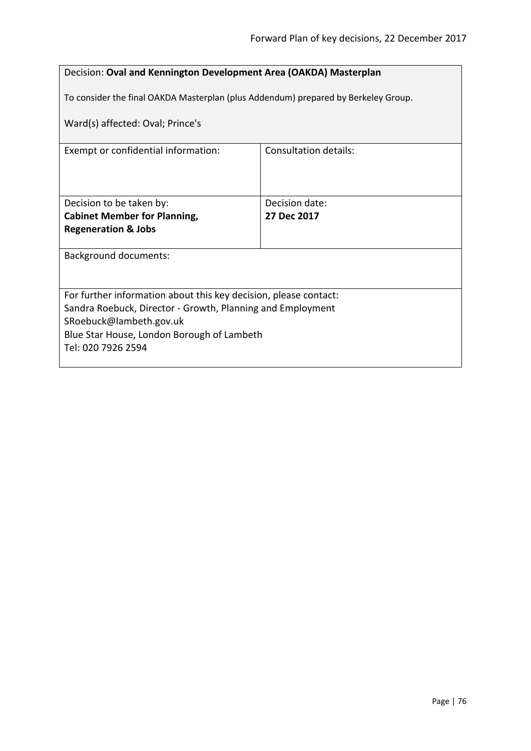Decision: **Oval and Kennington Development Area (OAKDA) Masterplan**

To consider the final OAKDA Masterplan (plus Addendum) prepared by Berkeley Group.

Ward(s) affected: Oval; Prince's

| Exempt or confidential information: | Consultation details: |
| --- | --- |
| Decision to be taken by:<br>**Cabinet Member for Planning, Regeneration & Jobs** | Decision date:<br>**27 Dec 2017** |

Background documents:

For further information about this key decision, please contact:
Sandra Roebuck, Director - Growth, Planning and Employment
SRoebuck@lambeth.gov.uk
Blue Star House, London Borough of Lambeth
Tel: 020 7926 2594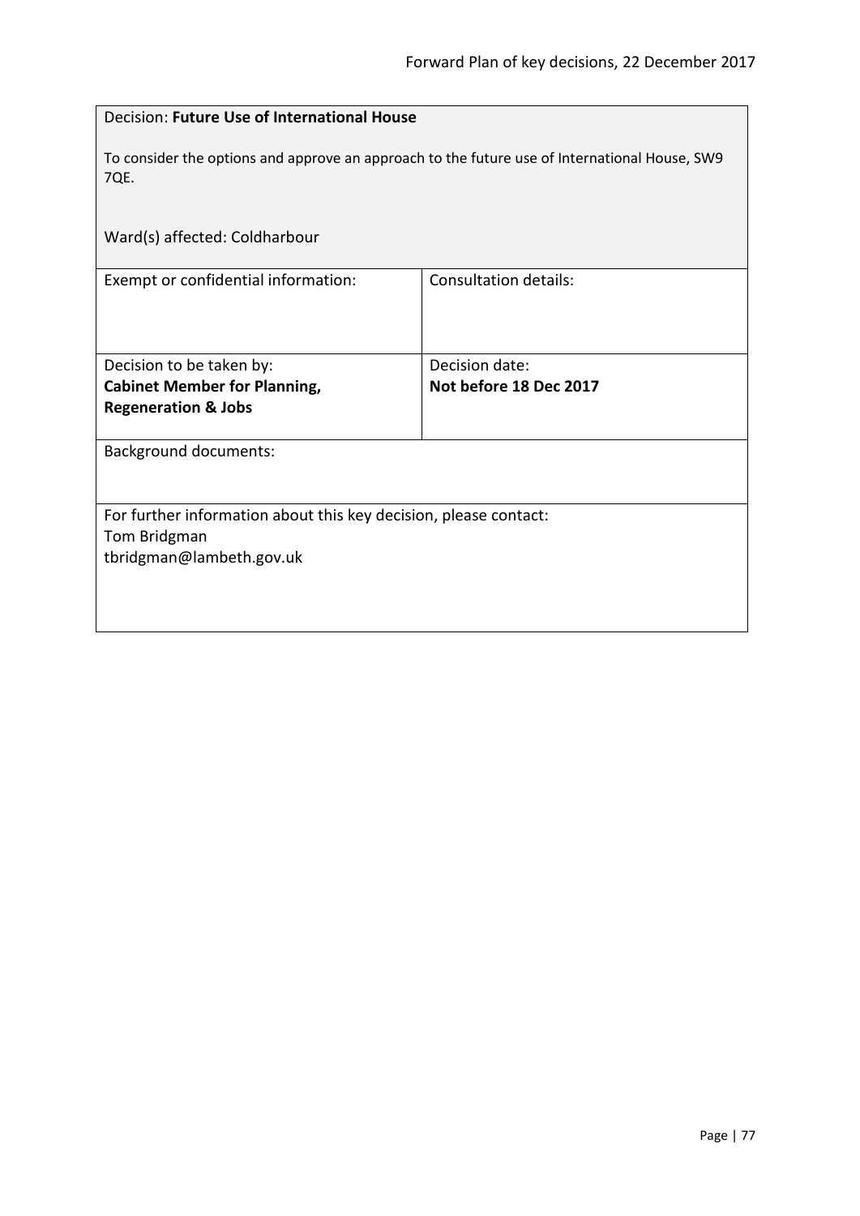Decision: **Future Use of International House**

To consider the options and approve an approach to the future use of International House, SW9 7QE.

Ward(s) affected: Coldharbour

| Exempt or confidential information: | Consultation details: |
| --- | --- |
| Decision to be taken by:<br>**Cabinet Member for Planning, Regeneration & Jobs** | Decision date:<br>**Not before 18 Dec 2017** |

Background documents:

For further information about this key decision, please contact:
Tom Bridgman
tbridgman@lambeth.gov.uk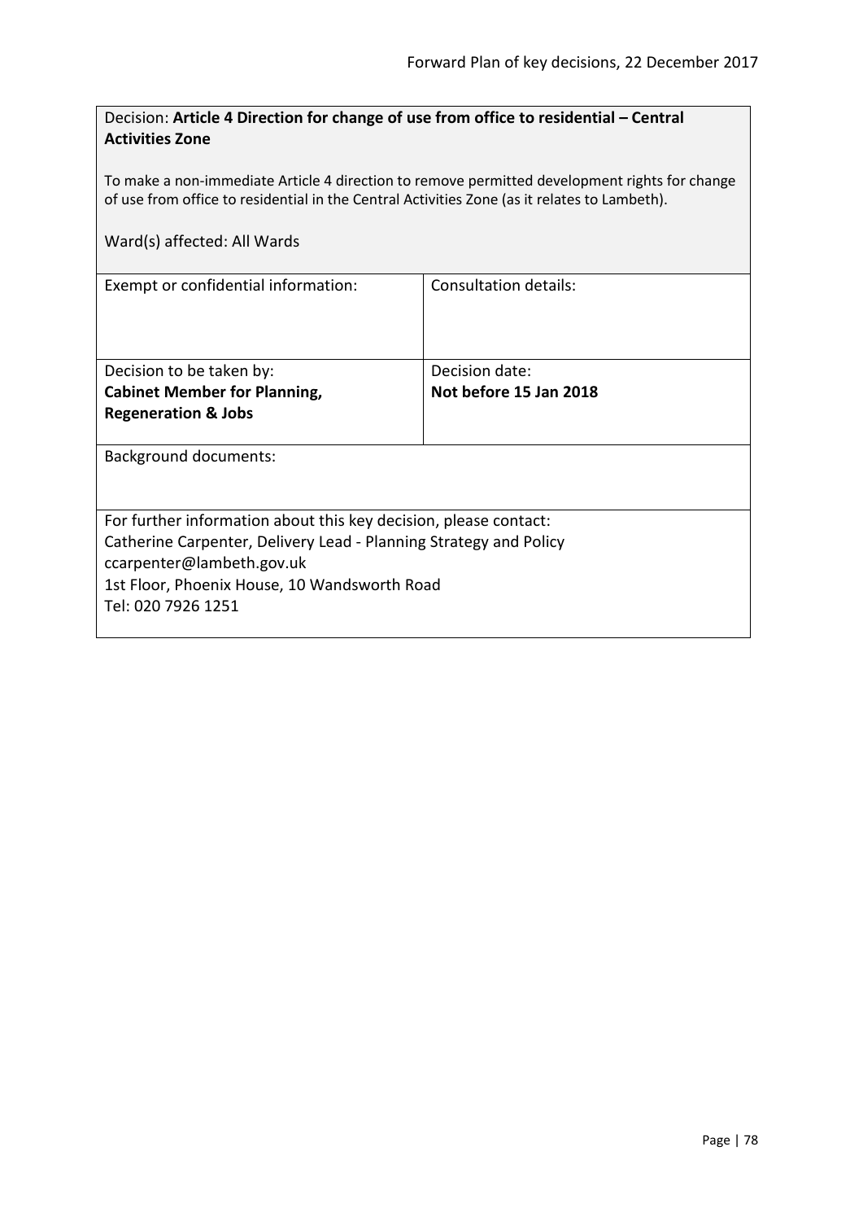Decision: **Article 4 Direction for change of use from office to residential – Central Activities Zone**

To make a non-immediate Article 4 direction to remove permitted development rights for change of use from office to residential in the Central Activities Zone (as it relates to Lambeth).

Ward(s) affected: All Wards

| Exempt or confidential information: | Consultation details: |
|---|---|
| Decision to be taken by:<br>**Cabinet Member for Planning, Regeneration & Jobs** | Decision date:<br>**Not before 15 Jan 2018** |

Background documents:

For further information about this key decision, please contact:
Catherine Carpenter, Delivery Lead - Planning Strategy and Policy
ccarpenter@lambeth.gov.uk
1st Floor, Phoenix House, 10 Wandsworth Road
Tel: 020 7926 1251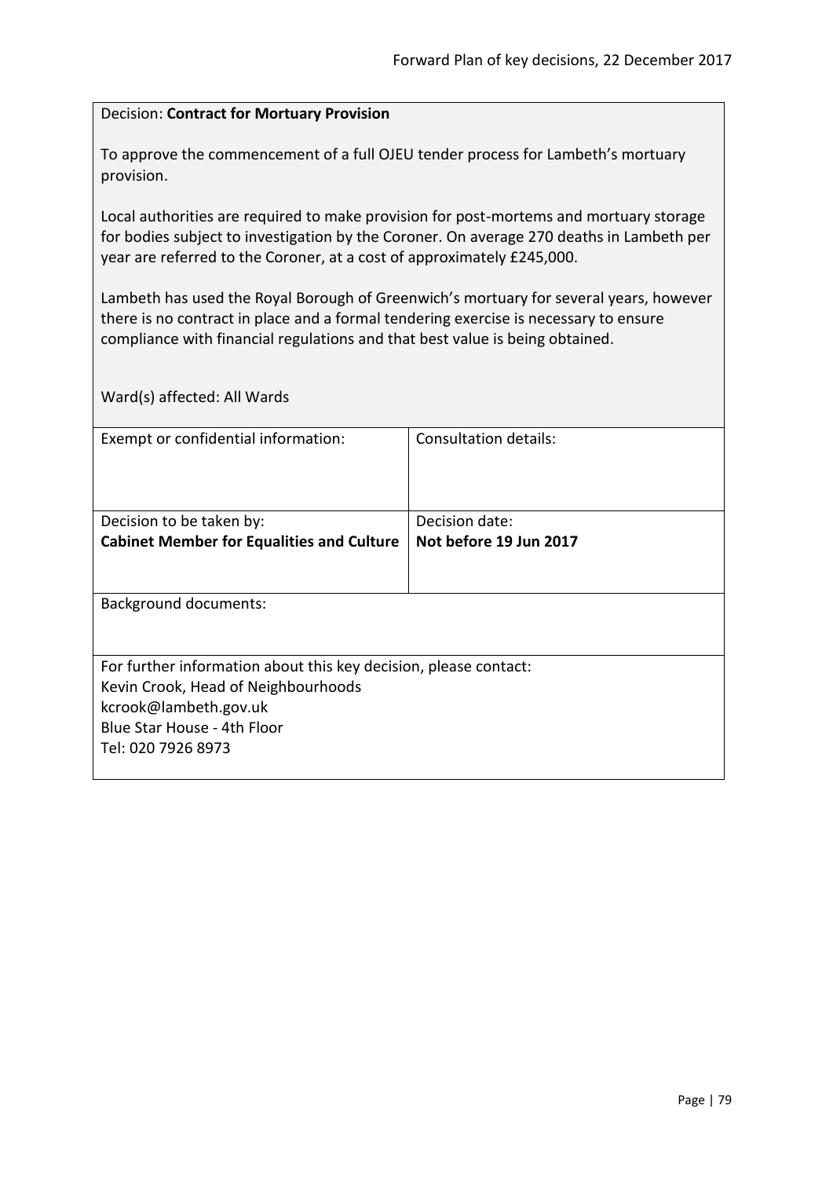Decision: **Contract for Mortuary Provision**

To approve the commencement of a full OJEU tender process for Lambeth's mortuary provision.

Local authorities are required to make provision for post-mortems and mortuary storage for bodies subject to investigation by the Coroner. On average 270 deaths in Lambeth per year are referred to the Coroner, at a cost of approximately £245,000.

Lambeth has used the Royal Borough of Greenwich's mortuary for several years, however there is no contract in place and a formal tendering exercise is necessary to ensure compliance with financial regulations and that best value is being obtained.

Ward(s) affected: All Wards

| Exempt or confidential information: | Consultation details: |
|---|---|
| Decision to be taken by:<br>**Cabinet Member for Equalities and Culture** | Decision date:<br>**Not before 19 Jun 2017** |

Background documents:

For further information about this key decision, please contact:
Kevin Crook, Head of Neighbourhoods
kcrook@lambeth.gov.uk
Blue Star House - 4th Floor
Tel: 020 7926 8973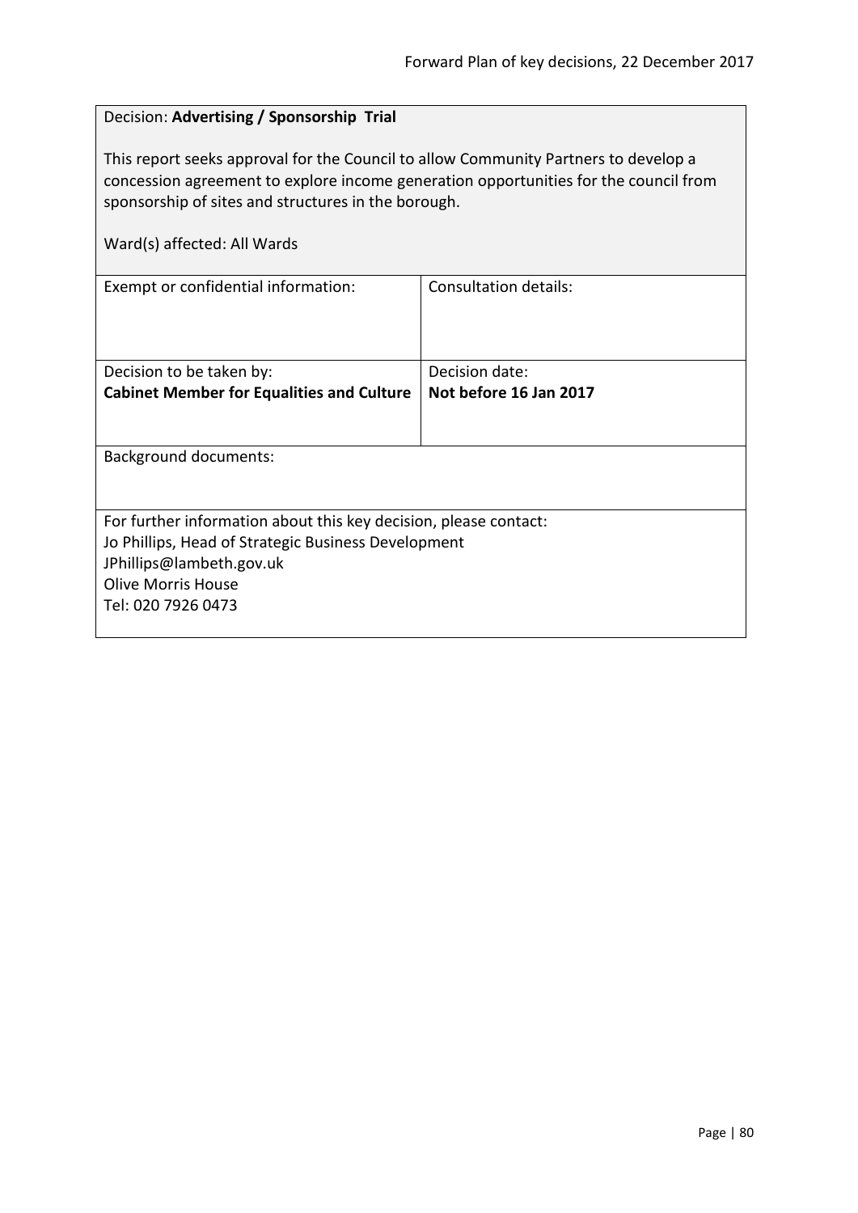Decision: **Advertising / Sponsorship Trial**

This report seeks approval for the Council to allow Community Partners to develop a concession agreement to explore income generation opportunities for the council from sponsorship of sites and structures in the borough.

Ward(s) affected: All Wards

| Exempt or confidential information: | Consultation details: |
| --- | --- |
| Decision to be taken by:<br>**Cabinet Member for Equalities and Culture** | Decision date:<br>**Not before 16 Jan 2017** |

Background documents:

For further information about this key decision, please contact:
Jo Phillips, Head of Strategic Business Development
JPhillips@lambeth.gov.uk
Olive Morris House
Tel: 020 7926 0473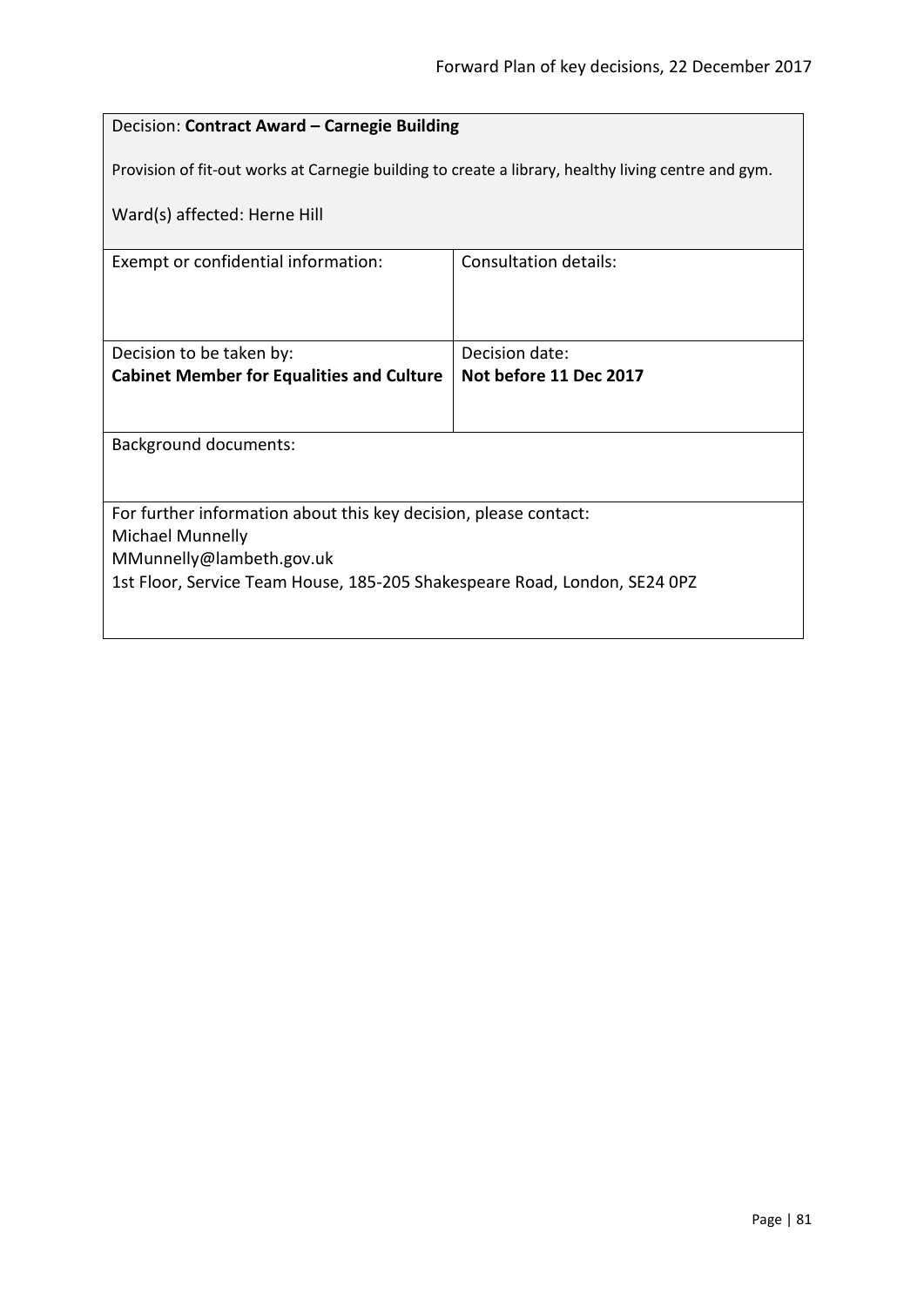| Decision: **Contract Award – Carnegie Building**<br><br>Provision of fit-out works at Carnegie building to create a library, healthy living centre and gym.<br><br>Ward(s) affected: Herne Hill | |
|---|---|
| Exempt or confidential information: | Consultation details: |
| Decision to be taken by:<br>**Cabinet Member for Equalities and Culture** | Decision date:<br>**Not before 11 Dec 2017** |
| Background documents: | |
| For further information about this key decision, please contact:<br>Michael Munnelly<br>MMunnelly@lambeth.gov.uk<br>1st Floor, Service Team House, 185-205 Shakespeare Road, London, SE24 0PZ | |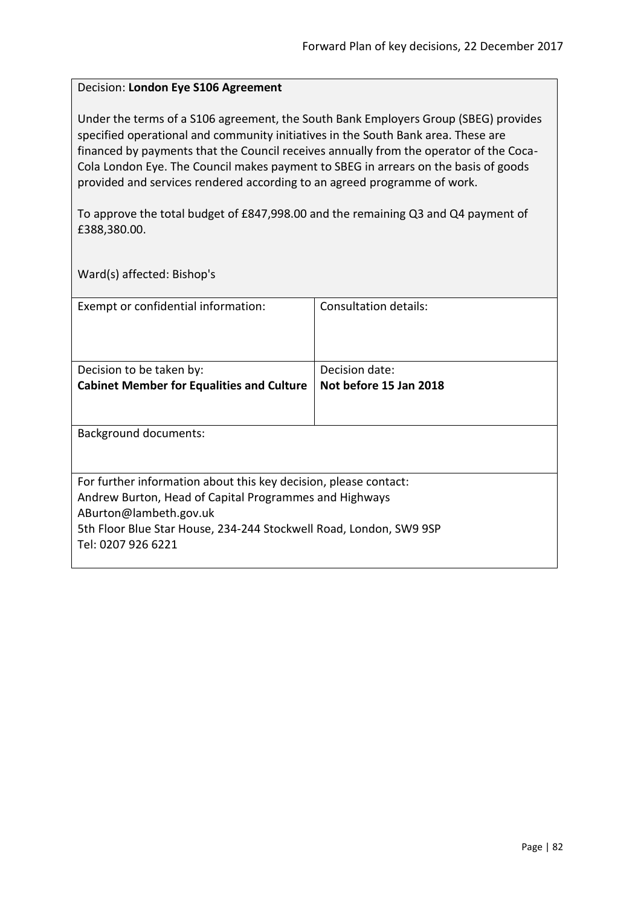Decision: **London Eye S106 Agreement**

Under the terms of a S106 agreement, the South Bank Employers Group (SBEG) provides specified operational and community initiatives in the South Bank area. These are financed by payments that the Council receives annually from the operator of the Coca-Cola London Eye. The Council makes payment to SBEG in arrears on the basis of goods provided and services rendered according to an agreed programme of work.

To approve the total budget of £847,998.00 and the remaining Q3 and Q4 payment of £388,380.00.

Ward(s) affected: Bishop's

| Exempt or confidential information: | Consultation details: |
|---|---|
| Decision to be taken by:<br>**Cabinet Member for Equalities and Culture** | Decision date:<br>**Not before 15 Jan 2018** |

Background documents:

For further information about this key decision, please contact:
Andrew Burton, Head of Capital Programmes and Highways
ABurton@lambeth.gov.uk
5th Floor Blue Star House, 234-244 Stockwell Road, London, SW9 9SP
Tel: 0207 926 6221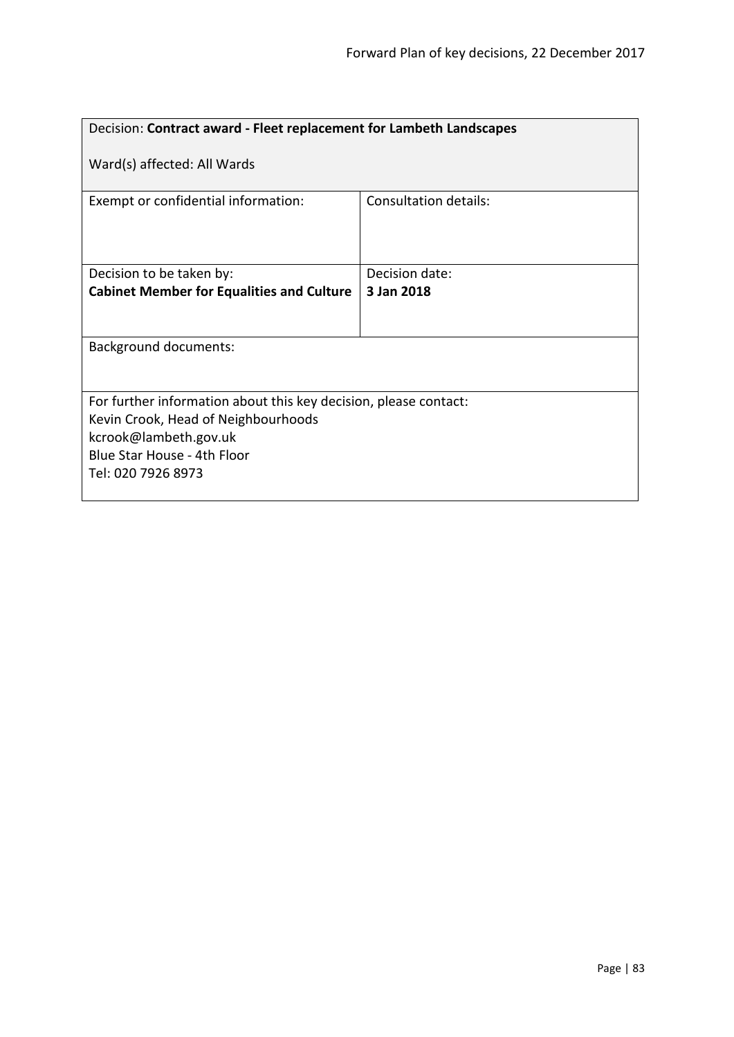Decision: **Contract award - Fleet replacement for Lambeth Landscapes**

Ward(s) affected: All Wards

| Exempt or confidential information: | Consultation details: |
| --- | --- |
| Decision to be taken by:<br>**Cabinet Member for Equalities and Culture** | Decision date:<br>**3 Jan 2018** |

Background documents:

For further information about this key decision, please contact:
Kevin Crook, Head of Neighbourhoods
kcrook@lambeth.gov.uk
Blue Star House - 4th Floor
Tel: 020 7926 8973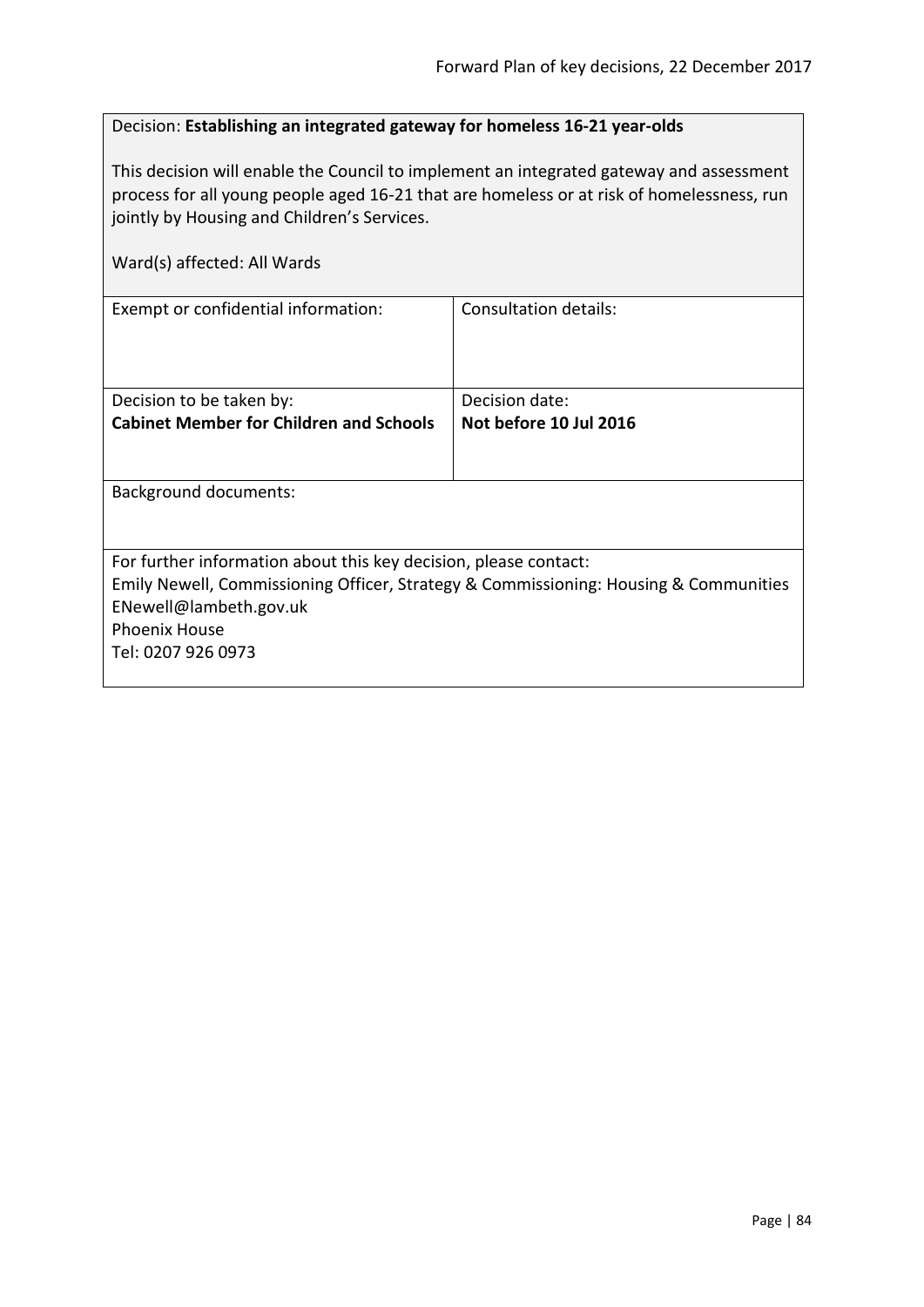Decision: **Establishing an integrated gateway for homeless 16-21 year-olds**

This decision will enable the Council to implement an integrated gateway and assessment process for all young people aged 16-21 that are homeless or at risk of homelessness, run jointly by Housing and Children's Services.

Ward(s) affected: All Wards

| Exempt or confidential information: | Consultation details: |
| --- | --- |
| Decision to be taken by:<br>**Cabinet Member for Children and Schools** | Decision date:<br>**Not before 10 Jul 2016** |

Background documents:

For further information about this key decision, please contact:
Emily Newell, Commissioning Officer, Strategy & Commissioning: Housing & Communities
ENewell@lambeth.gov.uk
Phoenix House
Tel: 0207 926 0973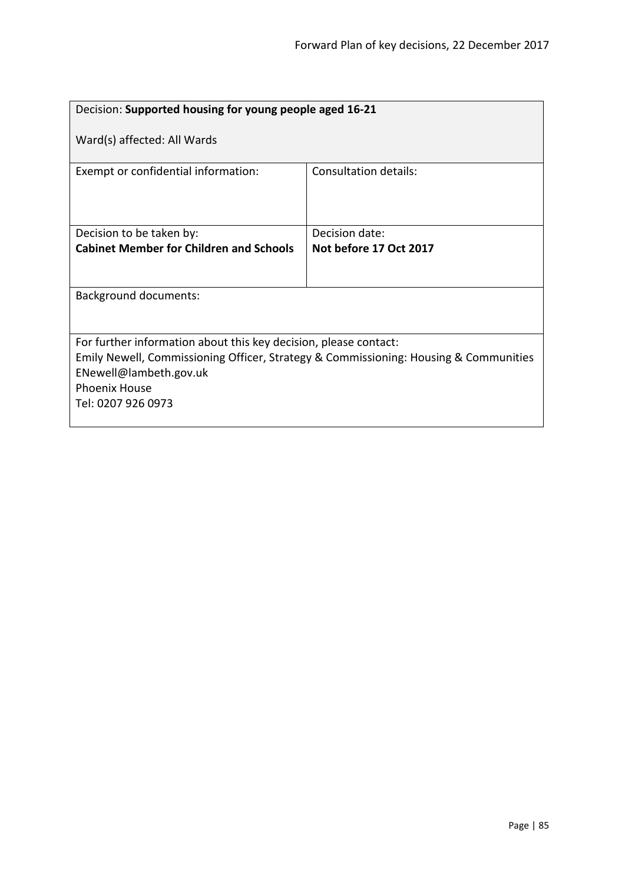| Decision: **Supported housing for young people aged 16-21**<br><br>Ward(s) affected: All Wards | |
|---|---|
| Exempt or confidential information: | Consultation details: |
| Decision to be taken by:<br>**Cabinet Member for Children and Schools** | Decision date:<br>**Not before 17 Oct 2017** |
| Background documents: | |
| For further information about this key decision, please contact:<br>Emily Newell, Commissioning Officer, Strategy & Commissioning: Housing & Communities<br>ENewell@lambeth.gov.uk<br>Phoenix House<br>Tel: 0207 926 0973 | |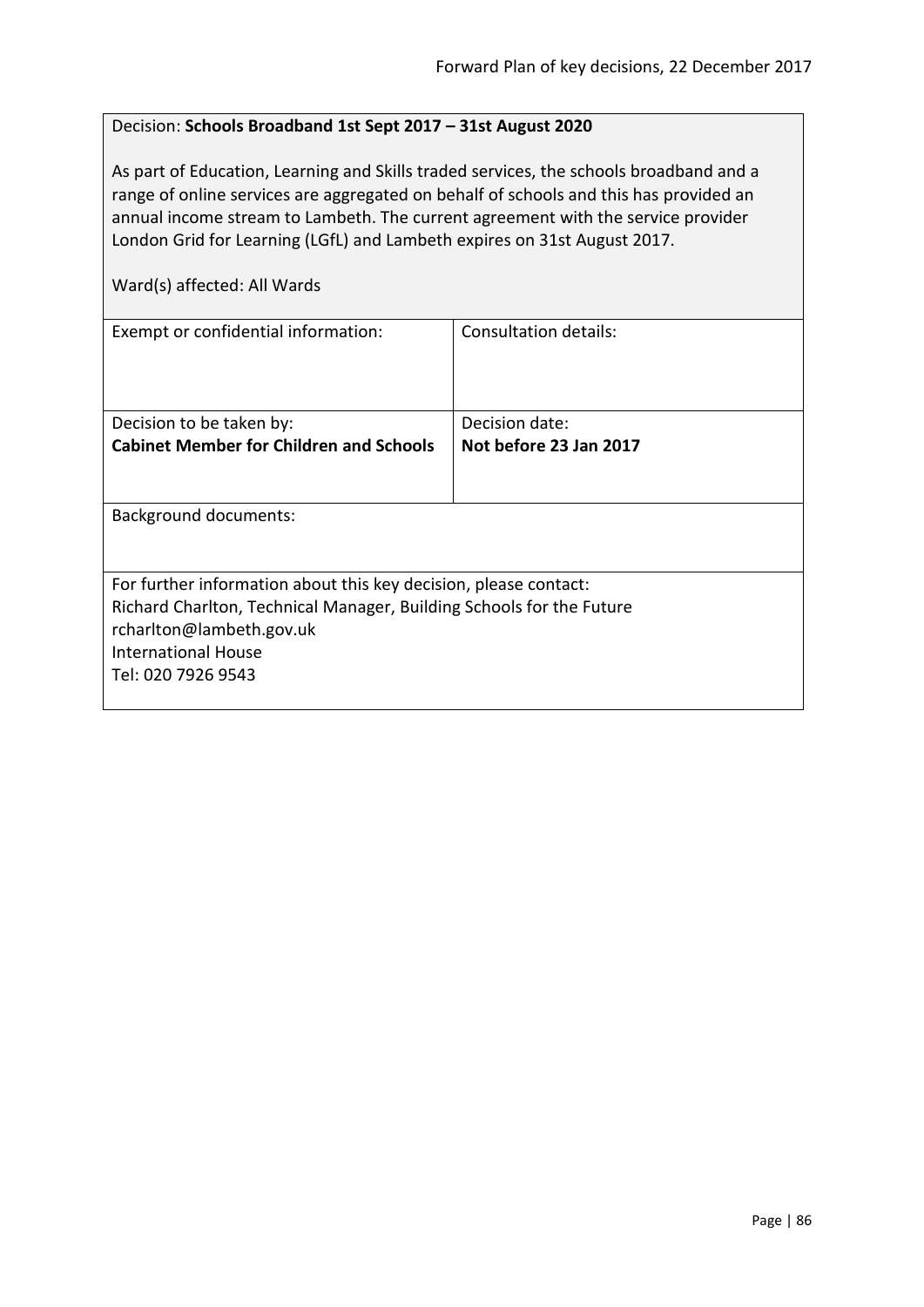Decision: **Schools Broadband 1st Sept 2017 – 31st August 2020**

As part of Education, Learning and Skills traded services, the schools broadband and a range of online services are aggregated on behalf of schools and this has provided an annual income stream to Lambeth. The current agreement with the service provider London Grid for Learning (LGfL) and Lambeth expires on 31st August 2017.

Ward(s) affected: All Wards

| Exempt or confidential information: | Consultation details: |
|---|---|
| Decision to be taken by:<br>**Cabinet Member for Children and Schools** | Decision date:<br>**Not before 23 Jan 2017** |

Background documents:

For further information about this key decision, please contact:
Richard Charlton, Technical Manager, Building Schools for the Future
rcharlton@lambeth.gov.uk
International House
Tel: 020 7926 9543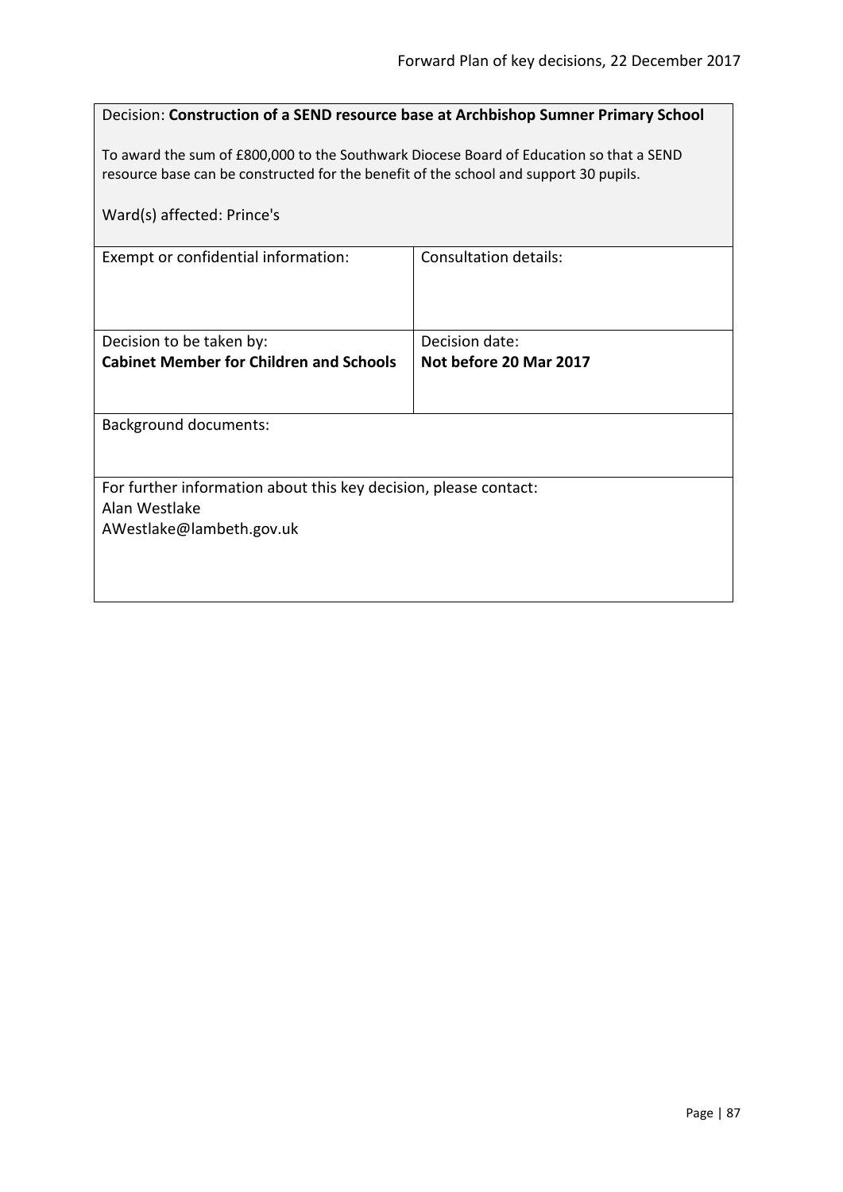Decision: **Construction of a SEND resource base at Archbishop Sumner Primary School**

To award the sum of £800,000 to the Southwark Diocese Board of Education so that a SEND resource base can be constructed for the benefit of the school and support 30 pupils.

Ward(s) affected: Prince's

| Exempt or confidential information: | Consultation details: |
|---|---|
| | |

| Decision to be taken by: | Decision date: |
|---|---|
| **Cabinet Member for Children and Schools** | **Not before 20 Mar 2017** |

Background documents:

For further information about this key decision, please contact:
Alan Westlake
AWestlake@lambeth.gov.uk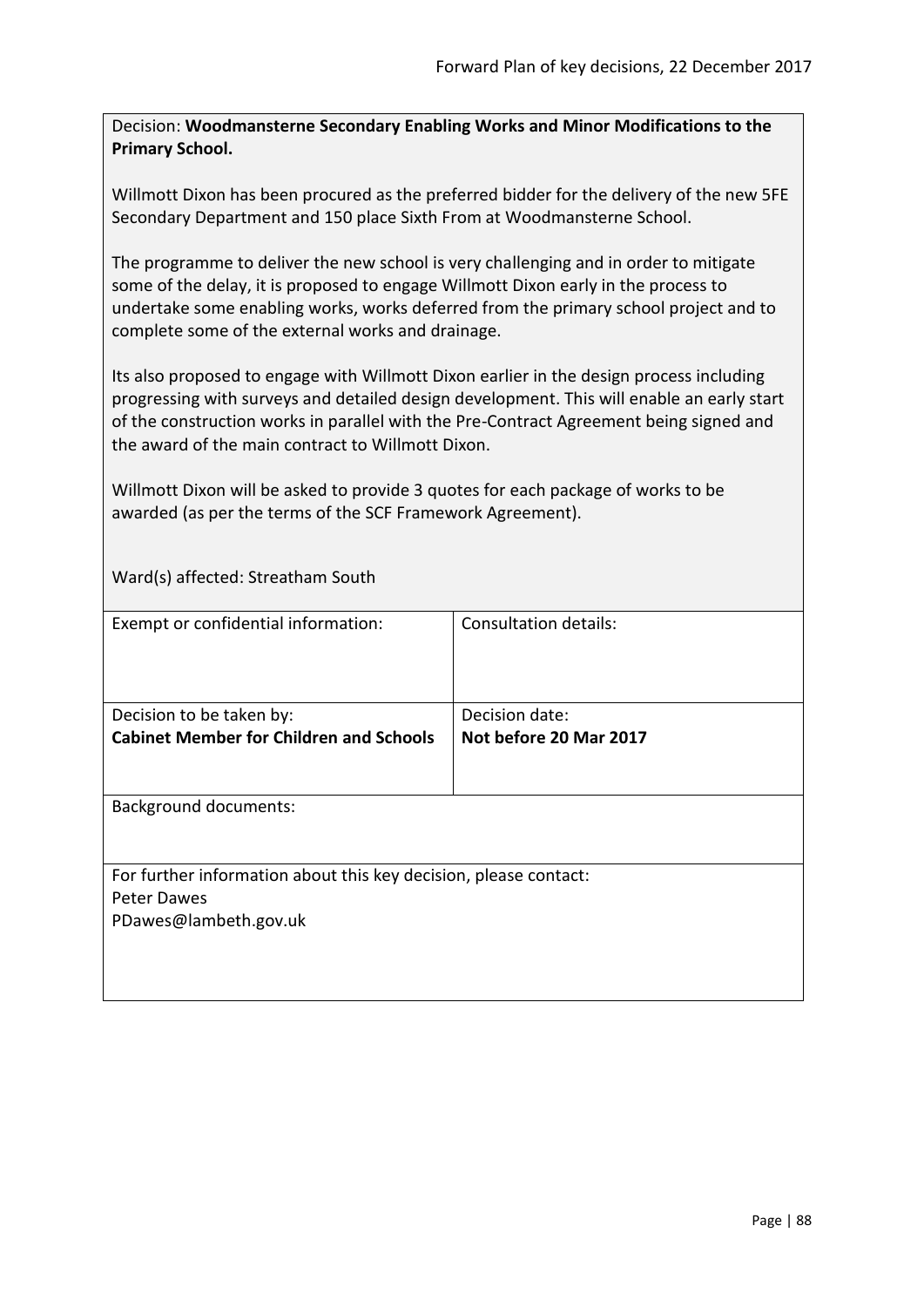Decision: **Woodmansterne Secondary Enabling Works and Minor Modifications to the Primary School.**

Willmott Dixon has been procured as the preferred bidder for the delivery of the new 5FE Secondary Department and 150 place Sixth From at Woodmansterne School.

The programme to deliver the new school is very challenging and in order to mitigate some of the delay, it is proposed to engage Willmott Dixon early in the process to undertake some enabling works, works deferred from the primary school project and to complete some of the external works and drainage.

Its also proposed to engage with Willmott Dixon earlier in the design process including progressing with surveys and detailed design development. This will enable an early start of the construction works in parallel with the Pre-Contract Agreement being signed and the award of the main contract to Willmott Dixon.

Willmott Dixon will be asked to provide 3 quotes for each package of works to be awarded (as per the terms of the SCF Framework Agreement).

Ward(s) affected: Streatham South

| Exempt or confidential information: | Consultation details: |
| --- | --- |
| Decision to be taken by: **Cabinet Member for Children and Schools** | Decision date: **Not before 20 Mar 2017** |

Background documents:

For further information about this key decision, please contact:
Peter Dawes
PDawes@lambeth.gov.uk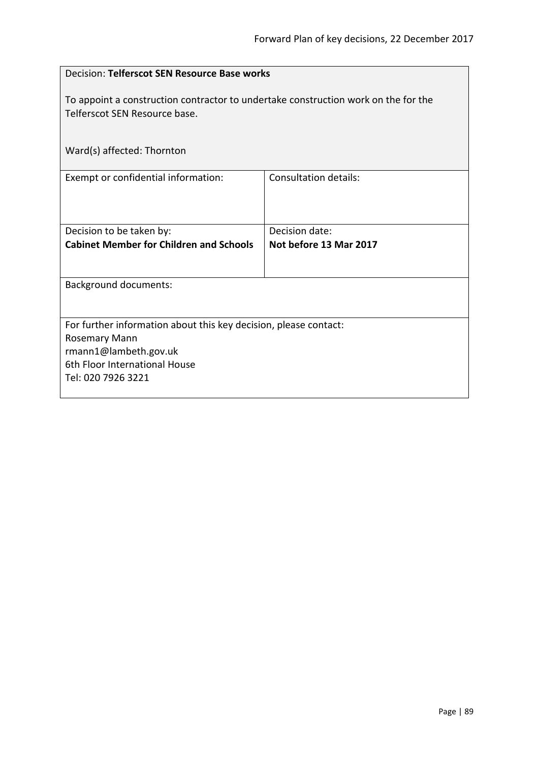Decision: **Telferscot SEN Resource Base works**

To appoint a construction contractor to undertake construction work on the for the Telferscot SEN Resource base.

Ward(s) affected: Thornton

| Exempt or confidential information: | Consultation details: |
| --- | --- |
| Decision to be taken by:<br>**Cabinet Member for Children and Schools** | Decision date:<br>**Not before 13 Mar 2017** |

Background documents:

For further information about this key decision, please contact:
Rosemary Mann
rmann1@lambeth.gov.uk
6th Floor International House
Tel: 020 7926 3221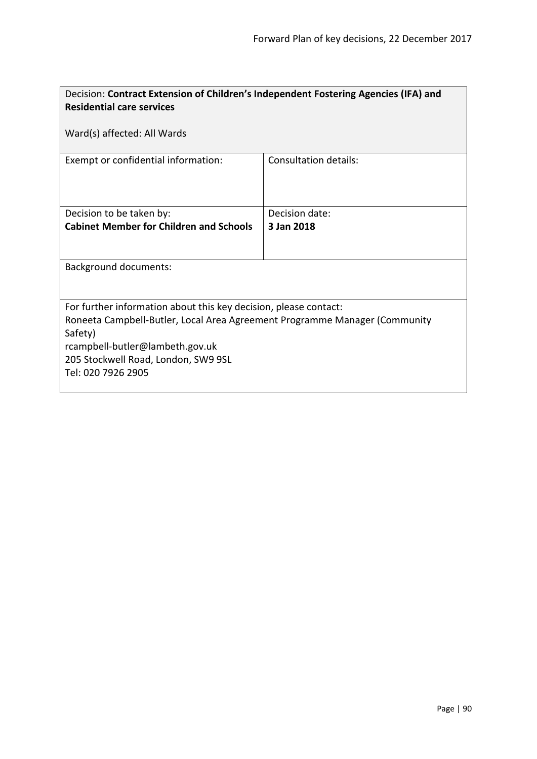Decision: **Contract Extension of Children's Independent Fostering Agencies (IFA) and Residential care services**

Ward(s) affected: All Wards

| | |
|---|---|
| Exempt or confidential information: | Consultation details: |
| Decision to be taken by:<br>**Cabinet Member for Children and Schools** | Decision date:<br>**3 Jan 2018** |

Background documents:

For further information about this key decision, please contact:
Roneeta Campbell-Butler, Local Area Agreement Programme Manager (Community Safety)
rcampbell-butler@lambeth.gov.uk
205 Stockwell Road, London, SW9 9SL
Tel: 020 7926 2905